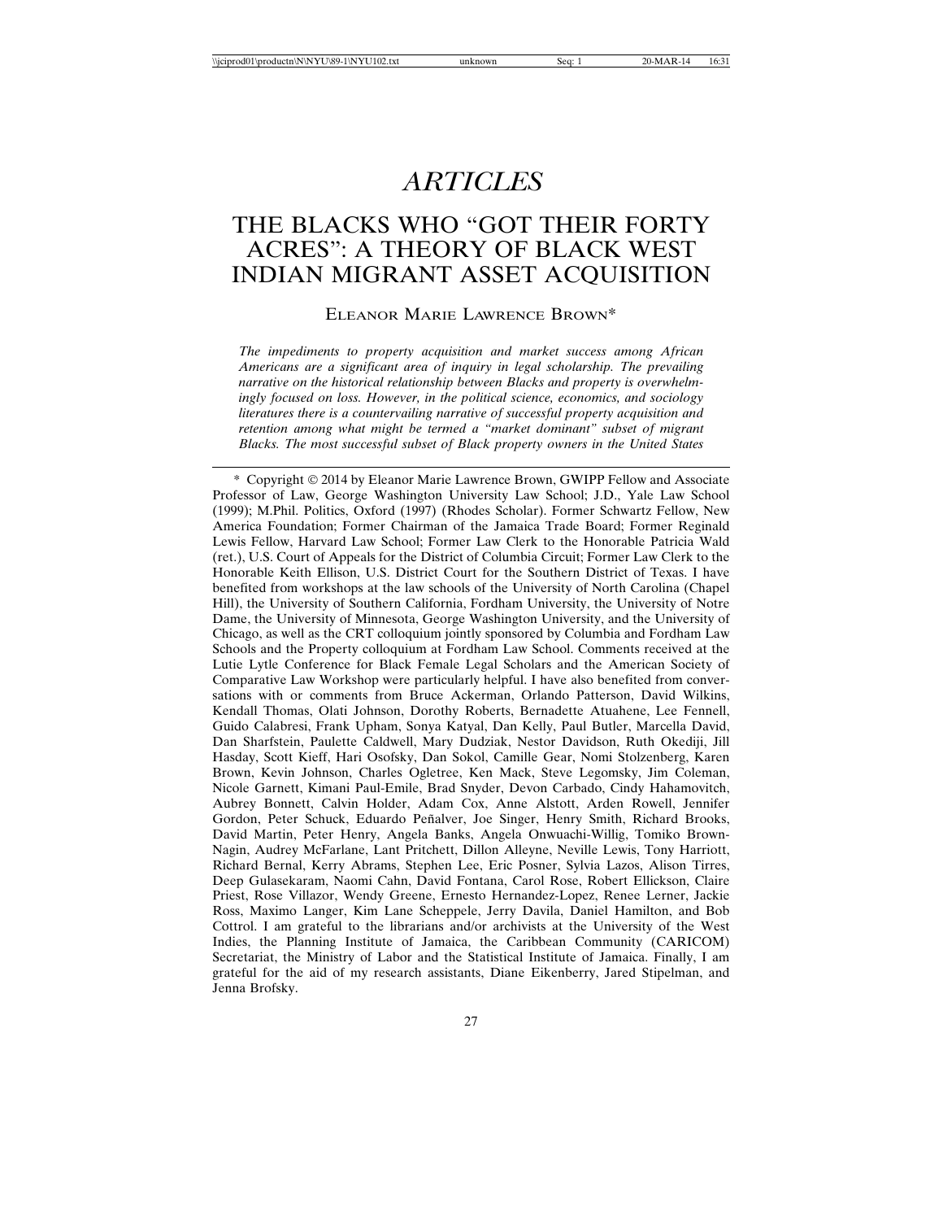# ARTICLES

## THE BLACKS WHO "GOT THEIR FORTY ACRES": A THEORY OF BLACK WEST INDIAN MIGRANT ASSET ACQUISITION

ELEANOR MARIE LAWRENCE BROWN*

*The impediments to property acquisition and market success among African Americans are a significant area of inquiry in legal scholarship. The prevailing narrative on the historical relationship between Blacks and property is overwhelmingly focused on loss. However, in the political science, economics, and sociology literatures there is a countervailing narrative of successful property acquisition and retention among what might be termed a "market dominant" subset of migrant Blacks. The most successful subset of Black property owners in the United States*

---

\* Copyright © 2014 by Eleanor Marie Lawrence Brown, GWIPP Fellow and Associate Professor of Law, George Washington University Law School; J.D., Yale Law School (1999); M.Phil. Politics, Oxford (1997) (Rhodes Scholar). Former Schwartz Fellow, New America Foundation; Former Chairman of the Jamaica Trade Board; Former Reginald Lewis Fellow, Harvard Law School; Former Law Clerk to the Honorable Patricia Wald (ret.), U.S. Court of Appeals for the District of Columbia Circuit; Former Law Clerk to the Honorable Keith Ellison, U.S. District Court for the Southern District of Texas. I have benefited from workshops at the law schools of the University of North Carolina (Chapel Hill), the University of Southern California, Fordham University, the University of Notre Dame, the University of Minnesota, George Washington University, and the University of Chicago, as well as the CRT colloquium jointly sponsored by Columbia and Fordham Law Schools and the Property colloquium at Fordham Law School. Comments received at the Lutie Lytle Conference for Black Female Legal Scholars and the American Society of Comparative Law Workshop were particularly helpful. I have also benefited from conversations with or comments from Bruce Ackerman, Orlando Patterson, David Wilkins, Kendall Thomas, Olati Johnson, Dorothy Roberts, Bernadette Atuahene, Lee Fennell, Guido Calabresi, Frank Upham, Sonya Katyal, Dan Kelly, Paul Butler, Marcella David, Dan Sharfstein, Paulette Caldwell, Mary Dudziak, Nestor Davidson, Ruth Okediji, Jill Hasday, Scott Kieff, Hari Osofsky, Dan Sokol, Camille Gear, Nomi Stolzenberg, Karen Brown, Kevin Johnson, Charles Ogletree, Ken Mack, Steve Legomsky, Jim Coleman, Nicole Garnett, Kimani Paul-Emile, Brad Snyder, Devon Carbado, Cindy Hahamovitch, Aubrey Bonnett, Calvin Holder, Adam Cox, Anne Alstott, Arden Rowell, Jennifer Gordon, Peter Schuck, Eduardo Peñalver, Joe Singer, Henry Smith, Richard Brooks, David Martin, Peter Henry, Angela Banks, Angela Onwuachi-Willig, Tomiko Brown-Nagin, Audrey McFarlane, Lant Pritchett, Dillon Alleyne, Neville Lewis, Tony Harriott, Richard Bernal, Kerry Abrams, Stephen Lee, Eric Posner, Sylvia Lazos, Alison Tirres, Deep Gulasekaram, Naomi Cahn, David Fontana, Carol Rose, Robert Ellickson, Claire Priest, Rose Villazor, Wendy Greene, Ernesto Hernandez-Lopez, Renee Lerner, Jackie Ross, Maximo Langer, Kim Lane Scheppele, Jerry Davila, Daniel Hamilton, and Bob Cottrol. I am grateful to the librarians and/or archivists at the University of the West Indies, the Planning Institute of Jamaica, the Caribbean Community (CARICOM) Secretariat, the Ministry of Labor and the Statistical Institute of Jamaica. Finally, I am grateful for the aid of my research assistants, Diane Eikenberry, Jared Stipelman, and Jenna Brofsky.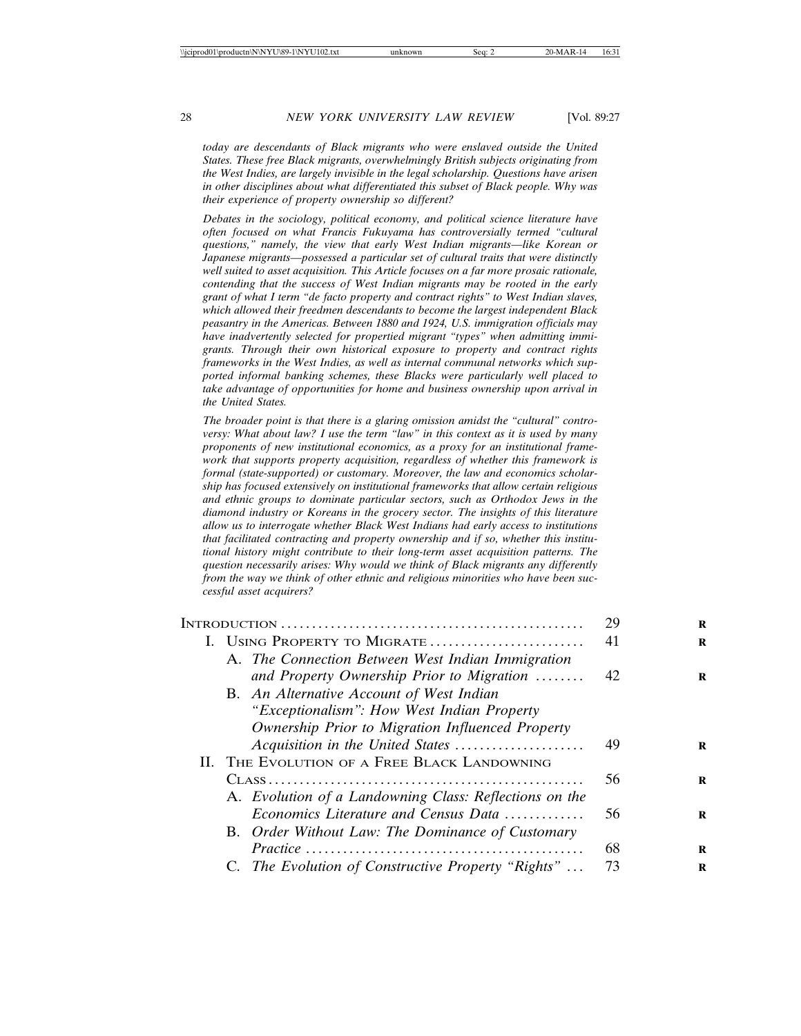*today are descendants of Black migrants who were enslaved outside the United States. These free Black migrants, overwhelmingly British subjects originating from the West Indies, are largely invisible in the legal scholarship. Questions have arisen in other disciplines about what differentiated this subset of Black people. Why was their experience of property ownership so different?*

*Debates in the sociology, political economy, and political science literature have often focused on what Francis Fukuyama has controversially termed "cultural questions," namely, the view that early West Indian migrants—like Korean or Japanese migrants—possessed a particular set of cultural traits that were distinctly well suited to asset acquisition. This Article focuses on a far more prosaic rationale, contending that the success of West Indian migrants may be rooted in the early grant of what I term "de facto property and contract rights" to West Indian slaves, which allowed their freedmen descendants to become the largest independent Black peasantry in the Americas. Between 1880 and 1924, U.S. immigration officials may have inadvertently selected for propertied migrant "types" when admitting immigrants. Through their own historical exposure to property and contract rights frameworks in the West Indies, as well as internal communal networks which supported informal banking schemes, these Blacks were particularly well placed to take advantage of opportunities for home and business ownership upon arrival in the United States.*

*The broader point is that there is a glaring omission amidst the "cultural" controversy: What about law? I use the term "law" in this context as it is used by many proponents of new institutional economics, as a proxy for an institutional framework that supports property acquisition, regardless of whether this framework is formal (state-supported) or customary. Moreover, the law and economics scholarship has focused extensively on institutional frameworks that allow certain religious and ethnic groups to dominate particular sectors, such as Orthodox Jews in the diamond industry or Koreans in the grocery sector. The insights of this literature allow us to interrogate whether Black West Indians had early access to institutions that facilitated contracting and property ownership and if so, whether this institutional history might contribute to their long-term asset acquisition patterns. The question necessarily arises: Why would we think of Black migrants any differently from the way we think of other ethnic and religious minorities who have been successful asset acquirers?*

- INTRODUCTION ........ 29
- I. USING PROPERTY TO MIGRATE ........ 41
  - A. *The Connection Between West Indian Immigration and Property Ownership Prior to Migration* ........ 42
  - B. *An Alternative Account of West Indian "Exceptionalism": How West Indian Property Ownership Prior to Migration Influenced Property Acquisition in the United States* ........ 49
- II. THE EVOLUTION OF A FREE BLACK LANDOWNING CLASS ........ 56
  - A. *Evolution of a Landowning Class: Reflections on the Economics Literature and Census Data* ........ 56
  - B. *Order Without Law: The Dominance of Customary Practice* ........ 68
  - C. *The Evolution of Constructive Property "Rights"* ........ 73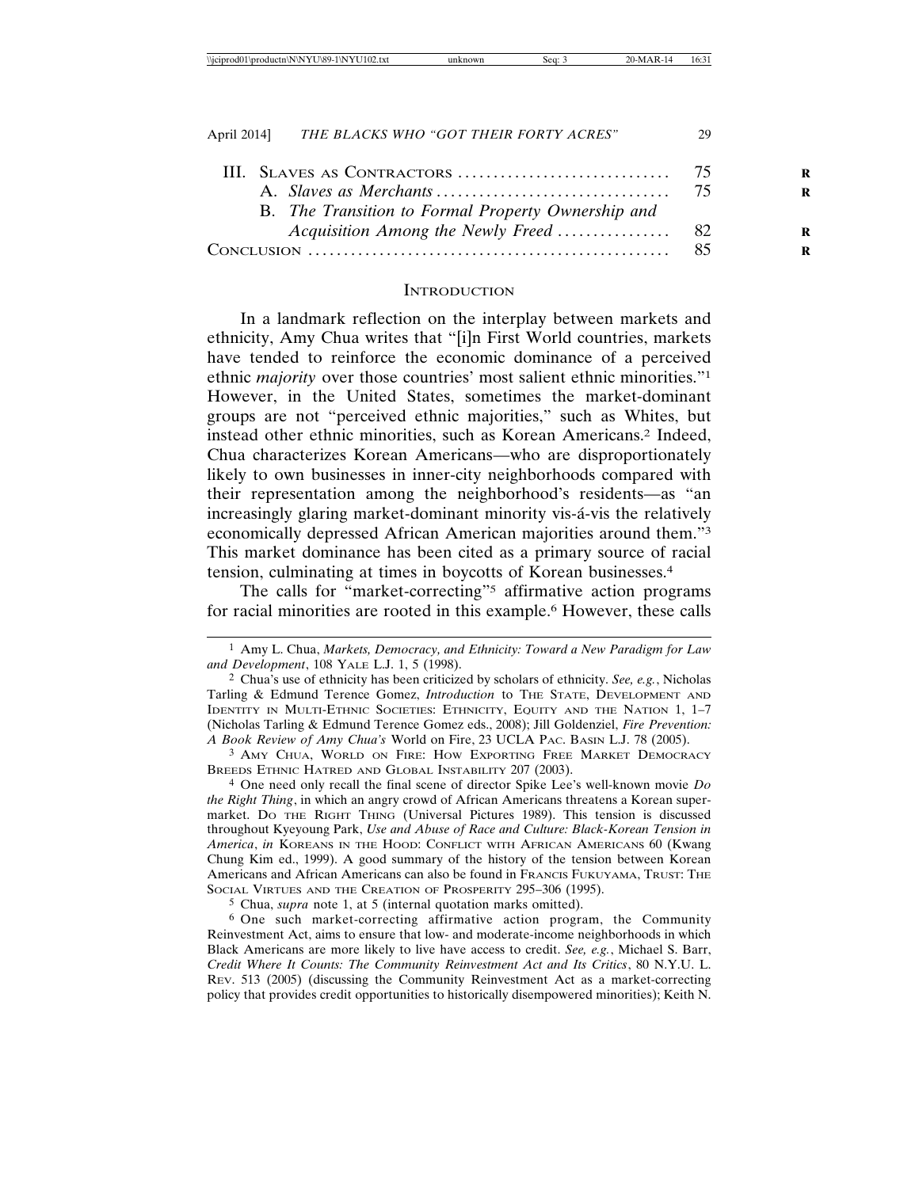III. Slaves as Contractors ............................. 75
  A. *Slaves as Merchants* ................................ 75
  B. *The Transition to Formal Property Ownership and Acquisition Among the Newly Freed* ................ 82
Conclusion ................................................. 85

## Introduction

In a landmark reflection on the interplay between markets and ethnicity, Amy Chua writes that "[i]n First World countries, markets have tended to reinforce the economic dominance of a perceived ethnic *majority* over those countries' most salient ethnic minorities."[1] However, in the United States, sometimes the market-dominant groups are not "perceived ethnic majorities," such as Whites, but instead other ethnic minorities, such as Korean Americans.[2] Indeed, Chua characterizes Korean Americans—who are disproportionately likely to own businesses in inner-city neighborhoods compared with their representation among the neighborhood's residents—as "an increasingly glaring market-dominant minority vis-á-vis the relatively economically depressed African American majorities around them."[3] This market dominance has been cited as a primary source of racial tension, culminating at times in boycotts of Korean businesses.[4]

The calls for "market-correcting"[5] affirmative action programs for racial minorities are rooted in this example.[6] However, these calls

---

[1] Amy L. Chua, *Markets, Democracy, and Ethnicity: Toward a New Paradigm for Law and Development*, 108 Yale L.J. 1, 5 (1998).

[2] Chua's use of ethnicity has been criticized by scholars of ethnicity. *See, e.g.*, Nicholas Tarling & Edmund Terence Gomez, *Introduction* to The State, Development and Identity in Multi-Ethnic Societies: Ethnicity, Equity and the Nation 1, 1–7 (Nicholas Tarling & Edmund Terence Gomez eds., 2008); Jill Goldenziel, *Fire Prevention: A Book Review of Amy Chua's* World on Fire, 23 UCLA Pac. Basin L.J. 78 (2005).

[3] Amy Chua, World on Fire: How Exporting Free Market Democracy Breeds Ethnic Hatred and Global Instability 207 (2003).

[4] One need only recall the final scene of director Spike Lee's well-known movie *Do the Right Thing*, in which an angry crowd of African Americans threatens a Korean supermarket. Do the Right Thing (Universal Pictures 1989). This tension is discussed throughout Kyeyoung Park, *Use and Abuse of Race and Culture: Black-Korean Tension in America*, *in* Koreans in the Hood: Conflict with African Americans 60 (Kwang Chung Kim ed., 1999). A good summary of the history of the tension between Korean Americans and African Americans can also be found in Francis Fukuyama, Trust: The Social Virtues and the Creation of Prosperity 295–306 (1995).

[5] Chua, *supra* note 1, at 5 (internal quotation marks omitted).

[6] One such market-correcting affirmative action program, the Community Reinvestment Act, aims to ensure that low- and moderate-income neighborhoods in which Black Americans are more likely to live have access to credit. *See, e.g.*, Michael S. Barr, *Credit Where It Counts: The Community Reinvestment Act and Its Critics*, 80 N.Y.U. L. Rev. 513 (2005) (discussing the Community Reinvestment Act as a market-correcting policy that provides credit opportunities to historically disempowered minorities); Keith N.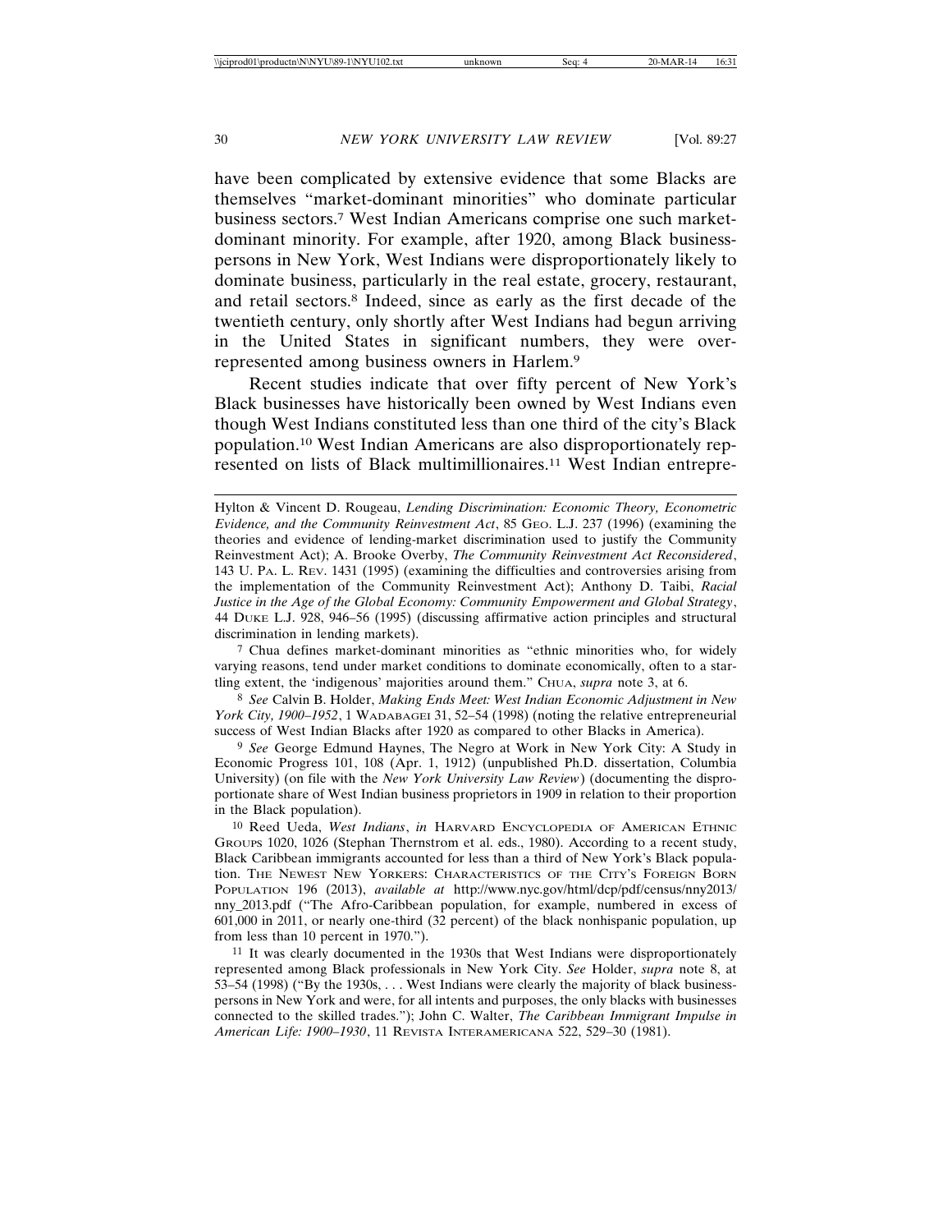have been complicated by extensive evidence that some Blacks are themselves "market-dominant minorities" who dominate particular business sectors.[7] West Indian Americans comprise one such market-dominant minority. For example, after 1920, among Black businesspersons in New York, West Indians were disproportionately likely to dominate business, particularly in the real estate, grocery, restaurant, and retail sectors.[8] Indeed, since as early as the first decade of the twentieth century, only shortly after West Indians had begun arriving in the United States in significant numbers, they were overrepresented among business owners in Harlem.[9]

Recent studies indicate that over fifty percent of New York's Black businesses have historically been owned by West Indians even though West Indians constituted less than one third of the city's Black population.[10] West Indian Americans are also disproportionately represented on lists of Black multimillionaires.[11] West Indian entrepre-

---

Hylton & Vincent D. Rougeau, *Lending Discrimination: Economic Theory, Econometric Evidence, and the Community Reinvestment Act*, 85 GEO. L.J. 237 (1996) (examining the theories and evidence of lending-market discrimination used to justify the Community Reinvestment Act); A. Brooke Overby, *The Community Reinvestment Act Reconsidered*, 143 U. PA. L. REV. 1431 (1995) (examining the difficulties and controversies arising from the implementation of the Community Reinvestment Act); Anthony D. Taibi, *Racial Justice in the Age of the Global Economy: Community Empowerment and Global Strategy*, 44 DUKE L.J. 928, 946–56 (1995) (discussing affirmative action principles and structural discrimination in lending markets).

[7] Chua defines market-dominant minorities as "ethnic minorities who, for widely varying reasons, tend under market conditions to dominate economically, often to a startling extent, the 'indigenous' majorities around them." CHUA, *supra* note 3, at 6.

[8] *See* Calvin B. Holder, *Making Ends Meet: West Indian Economic Adjustment in New York City, 1900–1952*, 1 WADABAGEI 31, 52–54 (1998) (noting the relative entrepreneurial success of West Indian Blacks after 1920 as compared to other Blacks in America).

[9] *See* George Edmund Haynes, The Negro at Work in New York City: A Study in Economic Progress 101, 108 (Apr. 1, 1912) (unpublished Ph.D. dissertation, Columbia University) (on file with the *New York University Law Review*) (documenting the disproportionate share of West Indian business proprietors in 1909 in relation to their proportion in the Black population).

[10] Reed Ueda, *West Indians*, *in* HARVARD ENCYCLOPEDIA OF AMERICAN ETHNIC GROUPS 1020, 1026 (Stephan Thernstrom et al. eds., 1980). According to a recent study, Black Caribbean immigrants accounted for less than a third of New York's Black population. THE NEWEST NEW YORKERS: CHARACTERISTICS OF THE CITY'S FOREIGN BORN POPULATION 196 (2013), *available at* http://www.nyc.gov/html/dcp/pdf/census/nny2013/nny_2013.pdf ("The Afro-Caribbean population, for example, numbered in excess of 601,000 in 2011, or nearly one-third (32 percent) of the black nonhispanic population, up from less than 10 percent in 1970.").

[11] It was clearly documented in the 1930s that West Indians were disproportionately represented among Black professionals in New York City. *See* Holder, *supra* note 8, at 53–54 (1998) ("By the 1930s, . . . West Indians were clearly the majority of black businesspersons in New York and were, for all intents and purposes, the only blacks with businesses connected to the skilled trades."); John C. Walter, *The Caribbean Immigrant Impulse in American Life: 1900–1930*, 11 REVISTA INTERAMERICANA 522, 529–30 (1981).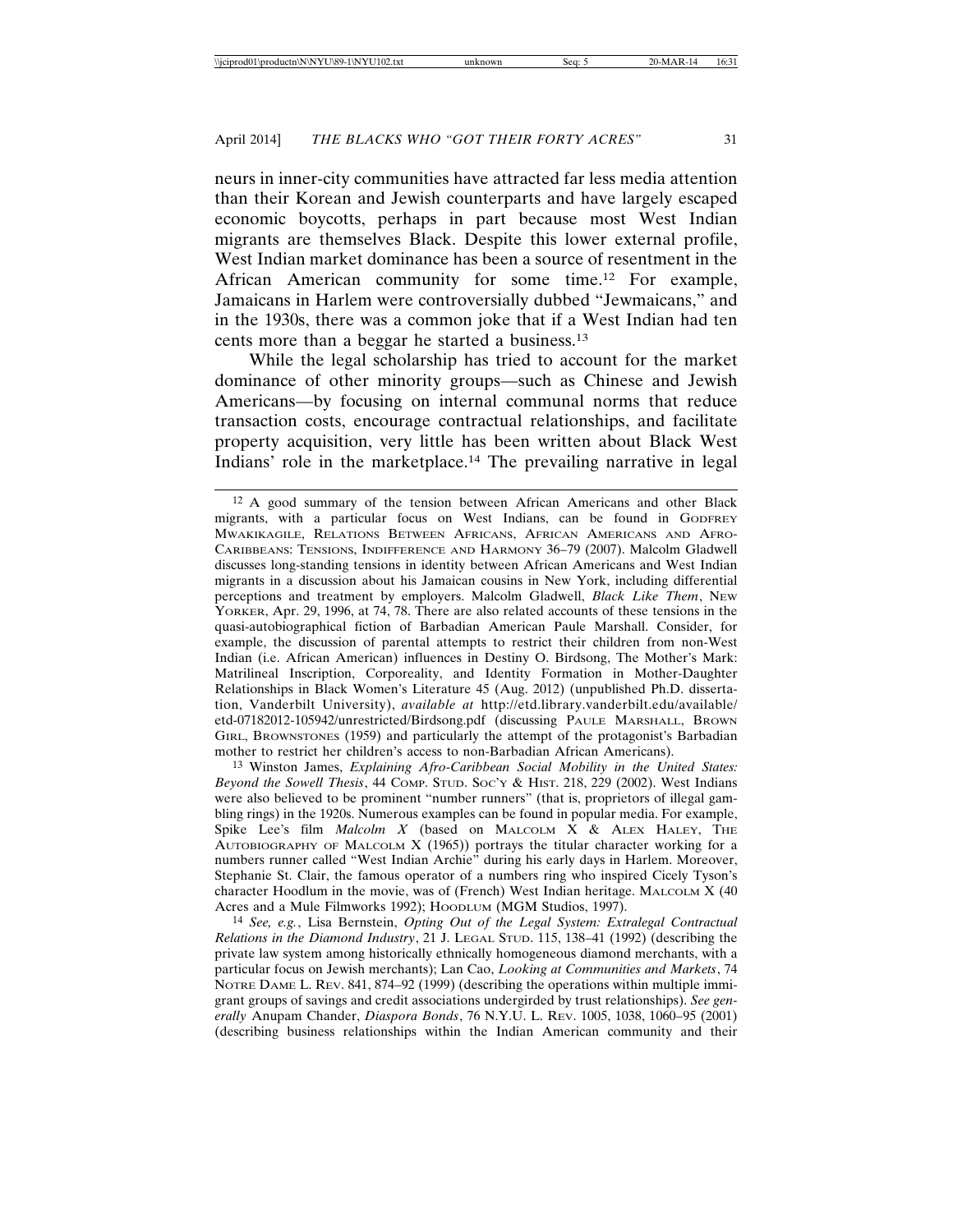neurs in inner-city communities have attracted far less media attention than their Korean and Jewish counterparts and have largely escaped economic boycotts, perhaps in part because most West Indian migrants are themselves Black. Despite this lower external profile, West Indian market dominance has been a source of resentment in the African American community for some time.[12] For example, Jamaicans in Harlem were controversially dubbed "Jewmaicans," and in the 1930s, there was a common joke that if a West Indian had ten cents more than a beggar he started a business.[13]

While the legal scholarship has tried to account for the market dominance of other minority groups—such as Chinese and Jewish Americans—by focusing on internal communal norms that reduce transaction costs, encourage contractual relationships, and facilitate property acquisition, very little has been written about Black West Indians' role in the marketplace.[14] The prevailing narrative in legal

---

[12] A good summary of the tension between African Americans and other Black migrants, with a particular focus on West Indians, can be found in GODFREY MWAKIKAGILE, RELATIONS BETWEEN AFRICANS, AFRICAN AMERICANS AND AFRO-CARIBBEANS: TENSIONS, INDIFFERENCE AND HARMONY 36–79 (2007). Malcolm Gladwell discusses long-standing tensions in identity between African Americans and West Indian migrants in a discussion about his Jamaican cousins in New York, including differential perceptions and treatment by employers. Malcolm Gladwell, *Black Like Them*, NEW YORKER, Apr. 29, 1996, at 74, 78. There are also related accounts of these tensions in the quasi-autobiographical fiction of Barbadian American Paule Marshall. Consider, for example, the discussion of parental attempts to restrict their children from non-West Indian (i.e. African American) influences in Destiny O. Birdsong, The Mother's Mark: Matrilineal Inscription, Corporeality, and Identity Formation in Mother-Daughter Relationships in Black Women's Literature 45 (Aug. 2012) (unpublished Ph.D. dissertation, Vanderbilt University), *available at* http://etd.library.vanderbilt.edu/available/etd-07182012-105942/unrestricted/Birdsong.pdf (discussing PAULE MARSHALL, BROWN GIRL, BROWNSTONES (1959) and particularly the attempt of the protagonist's Barbadian mother to restrict her children's access to non-Barbadian African Americans).

[13] Winston James, *Explaining Afro-Caribbean Social Mobility in the United States: Beyond the Sowell Thesis*, 44 COMP. STUD. SOC'Y & HIST. 218, 229 (2002). West Indians were also believed to be prominent "number runners" (that is, proprietors of illegal gambling rings) in the 1920s. Numerous examples can be found in popular media. For example, Spike Lee's film *Malcolm X* (based on MALCOLM X & ALEX HALEY, THE AUTOBIOGRAPHY OF MALCOLM X (1965)) portrays the titular character working for a numbers runner called "West Indian Archie" during his early days in Harlem. Moreover, Stephanie St. Clair, the famous operator of a numbers ring who inspired Cicely Tyson's character Hoodlum in the movie, was of (French) West Indian heritage. MALCOLM X (40 Acres and a Mule Filmworks 1992); HOODLUM (MGM Studios, 1997).

[14] *See, e.g.*, Lisa Bernstein, *Opting Out of the Legal System: Extralegal Contractual Relations in the Diamond Industry*, 21 J. LEGAL STUD. 115, 138–41 (1992) (describing the private law system among historically ethnically homogeneous diamond merchants, with a particular focus on Jewish merchants); Lan Cao, *Looking at Communities and Markets*, 74 NOTRE DAME L. REV. 841, 874–92 (1999) (describing the operations within multiple immigrant groups of savings and credit associations undergirded by trust relationships). *See generally* Anupam Chander, *Diaspora Bonds*, 76 N.Y.U. L. REV. 1005, 1038, 1060–95 (2001) (describing business relationships within the Indian American community and their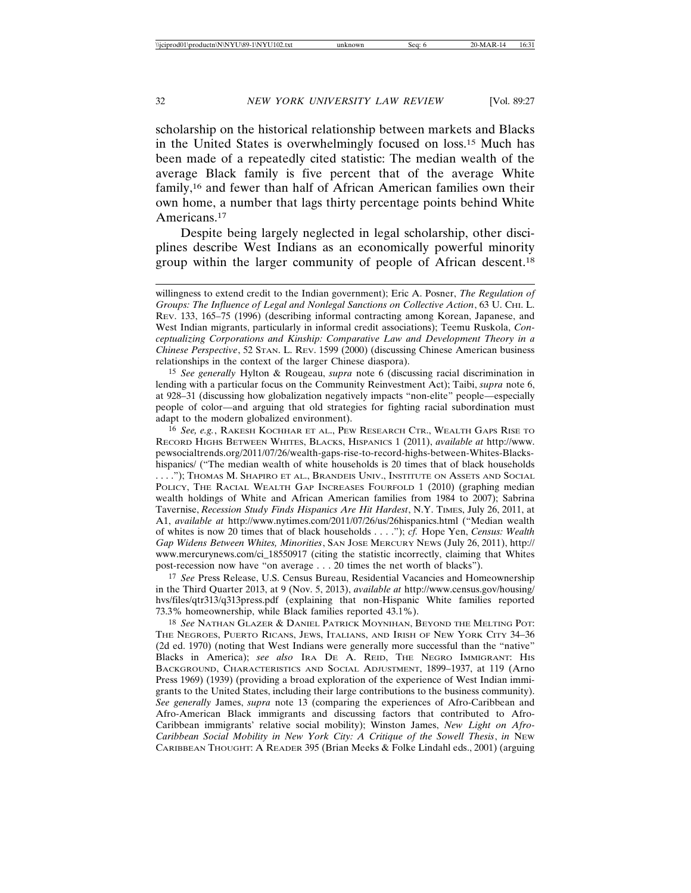scholarship on the historical relationship between markets and Blacks in the United States is overwhelmingly focused on loss.[15] Much has been made of a repeatedly cited statistic: The median wealth of the average Black family is five percent that of the average White family,[16] and fewer than half of African American families own their own home, a number that lags thirty percentage points behind White Americans.[17]

Despite being largely neglected in legal scholarship, other disciplines describe West Indians as an economically powerful minority group within the larger community of people of African descent.[18]

---

willingness to extend credit to the Indian government); Eric A. Posner, *The Regulation of Groups: The Influence of Legal and Nonlegal Sanctions on Collective Action*, 63 U. CHI. L. REV. 133, 165–75 (1996) (describing informal contracting among Korean, Japanese, and West Indian migrants, particularly in informal credit associations); Teemu Ruskola, *Conceptualizing Corporations and Kinship: Comparative Law and Development Theory in a Chinese Perspective*, 52 STAN. L. REV. 1599 (2000) (discussing Chinese American business relationships in the context of the larger Chinese diaspora).

[15] *See generally* Hylton & Rougeau, *supra* note 6 (discussing racial discrimination in lending with a particular focus on the Community Reinvestment Act); Taibi, *supra* note 6, at 928–31 (discussing how globalization negatively impacts "non-elite" people—especially people of color—and arguing that old strategies for fighting racial subordination must adapt to the modern globalized environment).

[16] *See, e.g.*, RAKESH KOCHHAR ET AL., PEW RESEARCH CTR., WEALTH GAPS RISE TO RECORD HIGHS BETWEEN WHITES, BLACKS, HISPANICS 1 (2011), *available at* http://www.pewsocialtrends.org/2011/07/26/wealth-gaps-rise-to-record-highs-between-Whites-Blacks-hispanics/ ("The median wealth of white households is 20 times that of black households . . . ."); THOMAS M. SHAPIRO ET AL., BRANDEIS UNIV., INSTITUTE ON ASSETS AND SOCIAL POLICY, THE RACIAL WEALTH GAP INCREASES FOURFOLD 1 (2010) (graphing median wealth holdings of White and African American families from 1984 to 2007); Sabrina Tavernise, *Recession Study Finds Hispanics Are Hit Hardest*, N.Y. TIMES, July 26, 2011, at A1, *available at* http://www.nytimes.com/2011/07/26/us/26hispanics.html ("Median wealth of whites is now 20 times that of black households . . . ."); *cf.* Hope Yen, *Census: Wealth Gap Widens Between Whites, Minorities*, SAN JOSE MERCURY NEWS (July 26, 2011), http://www.mercurynews.com/ci_18550917 (citing the statistic incorrectly, claiming that Whites post-recession now have "on average . . . 20 times the net worth of blacks").

[17] *See* Press Release, U.S. Census Bureau, Residential Vacancies and Homeownership in the Third Quarter 2013, at 9 (Nov. 5, 2013), *available at* http://www.census.gov/housing/hvs/files/qtr313/q313press.pdf (explaining that non-Hispanic White families reported 73.3% homeownership, while Black families reported 43.1%).

[18] *See* NATHAN GLAZER & DANIEL PATRICK MOYNIHAN, BEYOND THE MELTING POT: THE NEGROES, PUERTO RICANS, JEWS, ITALIANS, AND IRISH OF NEW YORK CITY 34–36 (2d ed. 1970) (noting that West Indians were generally more successful than the "native" Blacks in America); *see also* IRA DE A. REID, THE NEGRO IMMIGRANT: HIS BACKGROUND, CHARACTERISTICS AND SOCIAL ADJUSTMENT, 1899–1937, at 119 (Arno Press 1969) (1939) (providing a broad exploration of the experience of West Indian immigrants to the United States, including their large contributions to the business community). *See generally* James, *supra* note 13 (comparing the experiences of Afro-Caribbean and Afro-American Black immigrants and discussing factors that contributed to Afro-Caribbean immigrants' relative social mobility); Winston James, *New Light on Afro-Caribbean Social Mobility in New York City: A Critique of the Sowell Thesis*, *in* NEW CARIBBEAN THOUGHT: A READER 395 (Brian Meeks & Folke Lindahl eds., 2001) (arguing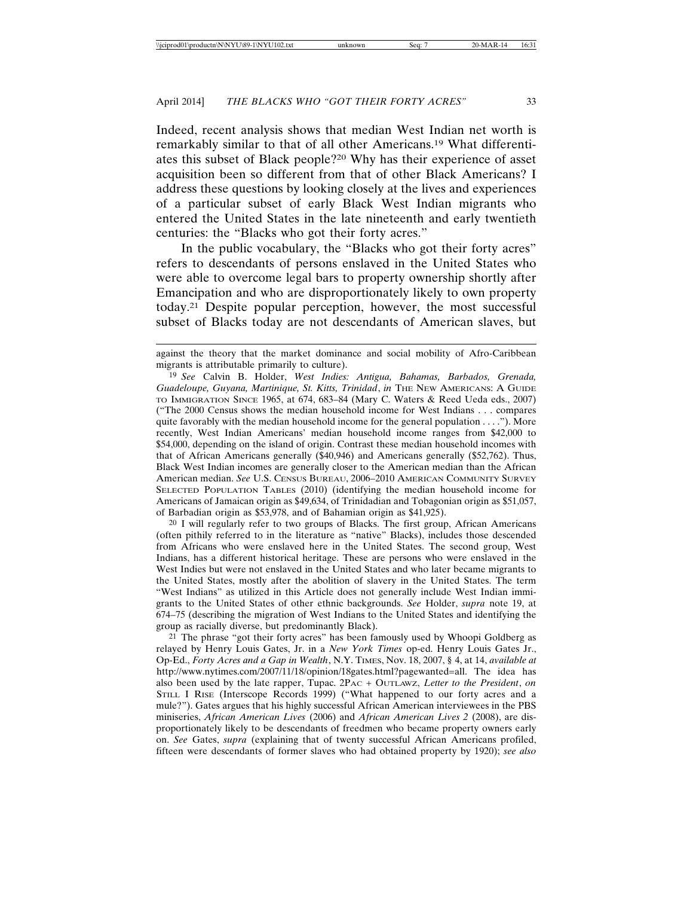Indeed, recent analysis shows that median West Indian net worth is remarkably similar to that of all other Americans.[19] What differentiates this subset of Black people?[20] Why has their experience of asset acquisition been so different from that of other Black Americans? I address these questions by looking closely at the lives and experiences of a particular subset of early Black West Indian migrants who entered the United States in the late nineteenth and early twentieth centuries: the "Blacks who got their forty acres."

In the public vocabulary, the "Blacks who got their forty acres" refers to descendants of persons enslaved in the United States who were able to overcome legal bars to property ownership shortly after Emancipation and who are disproportionately likely to own property today.[21] Despite popular perception, however, the most successful subset of Blacks today are not descendants of American slaves, but

---

against the theory that the market dominance and social mobility of Afro-Caribbean migrants is attributable primarily to culture).

[19] *See* Calvin B. Holder, *West Indies: Antigua, Bahamas, Barbados, Grenada, Guadeloupe, Guyana, Martinique, St. Kitts, Trinidad*, *in* THE NEW AMERICANS: A GUIDE TO IMMIGRATION SINCE 1965, at 674, 683–84 (Mary C. Waters & Reed Ueda eds., 2007) ("The 2000 Census shows the median household income for West Indians . . . compares quite favorably with the median household income for the general population . . . ."). More recently, West Indian Americans' median household income ranges from $42,000 to $54,000, depending on the island of origin. Contrast these median household incomes with that of African Americans generally ($40,946) and Americans generally ($52,762). Thus, Black West Indian incomes are generally closer to the American median than the African American median. *See* U.S. CENSUS BUREAU, 2006–2010 AMERICAN COMMUNITY SURVEY SELECTED POPULATION TABLES (2010) (identifying the median household income for Americans of Jamaican origin as $49,634, of Trinidadian and Tobagonian origin as $51,057, of Barbadian origin as $53,978, and of Bahamian origin as $41,925).

[20] I will regularly refer to two groups of Blacks. The first group, African Americans (often pithily referred to in the literature as "native" Blacks), includes those descended from Africans who were enslaved here in the United States. The second group, West Indians, has a different historical heritage. These are persons who were enslaved in the West Indies but were not enslaved in the United States and who later became migrants to the United States, mostly after the abolition of slavery in the United States. The term "West Indians" as utilized in this Article does not generally include West Indian immigrants to the United States of other ethnic backgrounds. *See* Holder, *supra* note 19, at 674–75 (describing the migration of West Indians to the United States and identifying the group as racially diverse, but predominantly Black).

[21] The phrase "got their forty acres" has been famously used by Whoopi Goldberg as relayed by Henry Louis Gates, Jr. in a *New York Times* op-ed. Henry Louis Gates Jr., Op-Ed., *Forty Acres and a Gap in Wealth*, N.Y. TIMES, Nov. 18, 2007, § 4, at 14, *available at* http://www.nytimes.com/2007/11/18/opinion/18gates.html?pagewanted=all. The idea has also been used by the late rapper, Tupac. 2PAC + OUTLAWZ, *Letter to the President*, *on* STILL I RISE (Interscope Records 1999) ("What happened to our forty acres and a mule?"). Gates argues that his highly successful African American interviewees in the PBS miniseries, *African American Lives* (2006) and *African American Lives 2* (2008), are disproportionately likely to be descendants of freedmen who became property owners early on. *See* Gates, *supra* (explaining that of twenty successful African Americans profiled, fifteen were descendants of former slaves who had obtained property by 1920); *see also*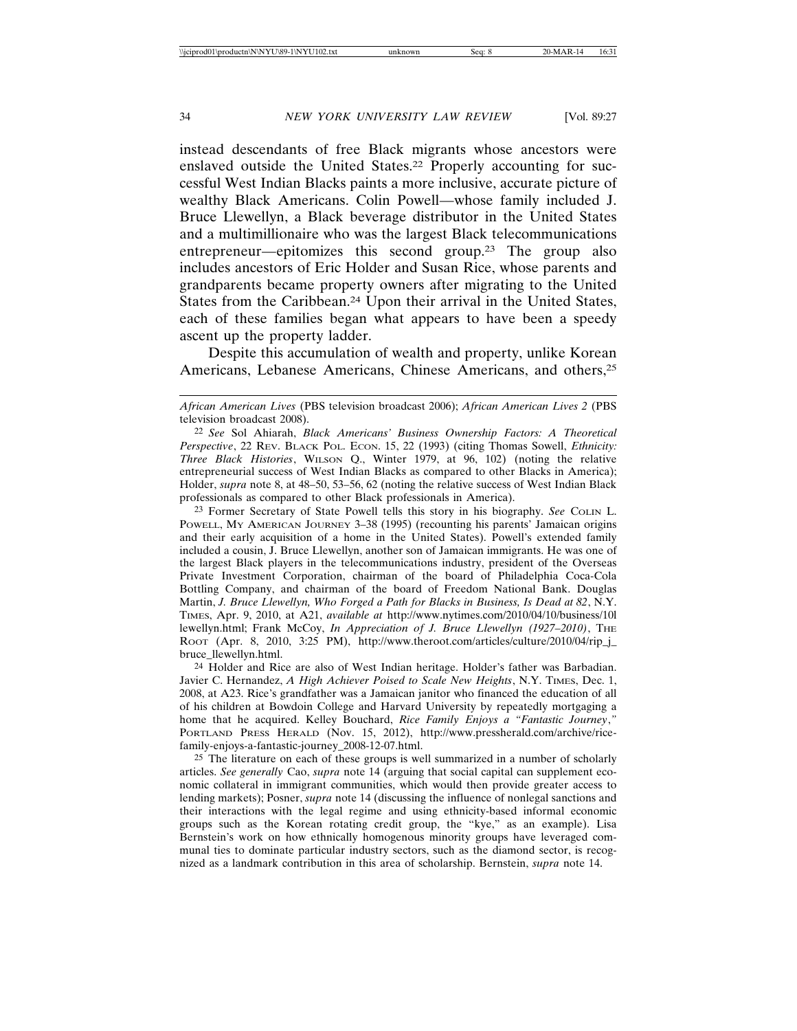instead descendants of free Black migrants whose ancestors were enslaved outside the United States.[22] Properly accounting for successful West Indian Blacks paints a more inclusive, accurate picture of wealthy Black Americans. Colin Powell—whose family included J. Bruce Llewellyn, a Black beverage distributor in the United States and a multimillionaire who was the largest Black telecommunications entrepreneur—epitomizes this second group.[23] The group also includes ancestors of Eric Holder and Susan Rice, whose parents and grandparents became property owners after migrating to the United States from the Caribbean.[24] Upon their arrival in the United States, each of these families began what appears to have been a speedy ascent up the property ladder.

Despite this accumulation of wealth and property, unlike Korean Americans, Lebanese Americans, Chinese Americans, and others,[25]

---

*African American Lives* (PBS television broadcast 2006); *African American Lives 2* (PBS television broadcast 2008).

[22] *See* Sol Ahiarah, *Black Americans' Business Ownership Factors: A Theoretical Perspective*, 22 REV. BLACK POL. ECON. 15, 22 (1993) (citing Thomas Sowell, *Ethnicity: Three Black Histories*, WILSON Q., Winter 1979, at 96, 102) (noting the relative entrepreneurial success of West Indian Blacks as compared to other Blacks in America); Holder, *supra* note 8, at 48–50, 53–56, 62 (noting the relative success of West Indian Black professionals as compared to other Black professionals in America).

[23] Former Secretary of State Powell tells this story in his biography. *See* COLIN L. POWELL, MY AMERICAN JOURNEY 3–38 (1995) (recounting his parents' Jamaican origins and their early acquisition of a home in the United States). Powell's extended family included a cousin, J. Bruce Llewellyn, another son of Jamaican immigrants. He was one of the largest Black players in the telecommunications industry, president of the Overseas Private Investment Corporation, chairman of the board of Philadelphia Coca-Cola Bottling Company, and chairman of the board of Freedom National Bank. Douglas Martin, *J. Bruce Llewellyn, Who Forged a Path for Blacks in Business, Is Dead at 82*, N.Y. TIMES, Apr. 9, 2010, at A21, *available at* http://www.nytimes.com/2010/04/10/business/10llewellyn.html; Frank McCoy, *In Appreciation of J. Bruce Llewellyn (1927–2010)*, THE ROOT (Apr. 8, 2010, 3:25 PM), http://www.theroot.com/articles/culture/2010/04/rip_j_bruce_llewellyn.html.

[24] Holder and Rice are also of West Indian heritage. Holder's father was Barbadian. Javier C. Hernandez, *A High Achiever Poised to Scale New Heights*, N.Y. TIMES, Dec. 1, 2008, at A23. Rice's grandfather was a Jamaican janitor who financed the education of all of his children at Bowdoin College and Harvard University by repeatedly mortgaging a home that he acquired. Kelley Bouchard, *Rice Family Enjoys a "Fantastic Journey*,*"* PORTLAND PRESS HERALD (Nov. 15, 2012), http://www.pressherald.com/archive/rice-family-enjoys-a-fantastic-journey_2008-12-07.html.

[25] The literature on each of these groups is well summarized in a number of scholarly articles. *See generally* Cao, *supra* note 14 (arguing that social capital can supplement economic collateral in immigrant communities, which would then provide greater access to lending markets); Posner, *supra* note 14 (discussing the influence of nonlegal sanctions and their interactions with the legal regime and using ethnicity-based informal economic groups such as the Korean rotating credit group, the "kye," as an example). Lisa Bernstein's work on how ethnically homogenous minority groups have leveraged communal ties to dominate particular industry sectors, such as the diamond sector, is recognized as a landmark contribution in this area of scholarship. Bernstein, *supra* note 14.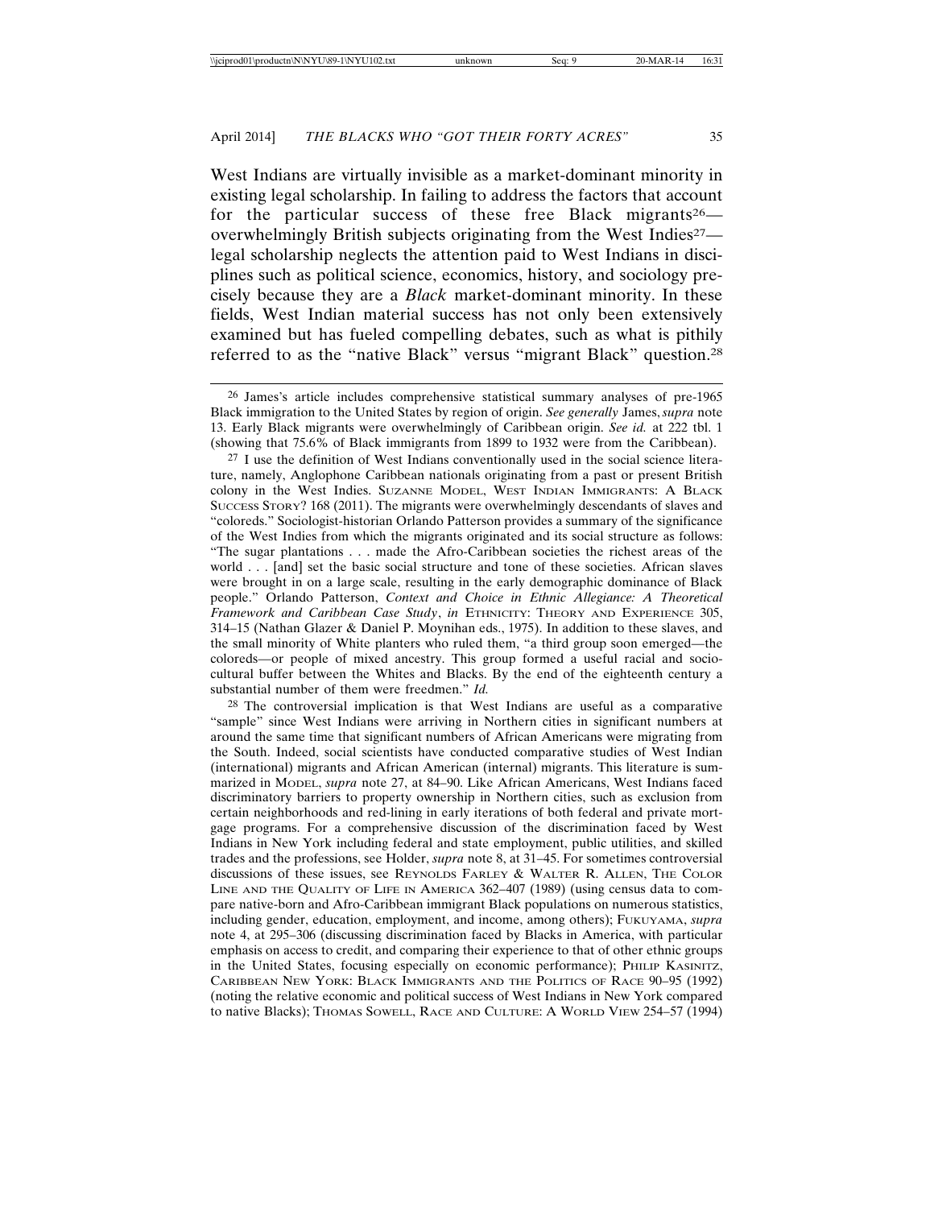West Indians are virtually invisible as a market-dominant minority in existing legal scholarship. In failing to address the factors that account for the particular success of these free Black migrants[26]—overwhelmingly British subjects originating from the West Indies[27]—legal scholarship neglects the attention paid to West Indians in disciplines such as political science, economics, history, and sociology precisely because they are a *Black* market-dominant minority. In these fields, West Indian material success has not only been extensively examined but has fueled compelling debates, such as what is pithily referred to as the "native Black" versus "migrant Black" question.[28]

---

[26] James's article includes comprehensive statistical summary analyses of pre-1965 Black immigration to the United States by region of origin. *See generally* James, *supra* note 13. Early Black migrants were overwhelmingly of Caribbean origin. *See id.* at 222 tbl. 1 (showing that 75.6% of Black immigrants from 1899 to 1932 were from the Caribbean).

[27] I use the definition of West Indians conventionally used in the social science literature, namely, Anglophone Caribbean nationals originating from a past or present British colony in the West Indies. SUZANNE MODEL, WEST INDIAN IMMIGRANTS: A BLACK SUCCESS STORY? 168 (2011). The migrants were overwhelmingly descendants of slaves and "coloreds." Sociologist-historian Orlando Patterson provides a summary of the significance of the West Indies from which the migrants originated and its social structure as follows: "The sugar plantations . . . made the Afro-Caribbean societies the richest areas of the world . . . [and] set the basic social structure and tone of these societies. African slaves were brought in on a large scale, resulting in the early demographic dominance of Black people." Orlando Patterson, *Context and Choice in Ethnic Allegiance: A Theoretical Framework and Caribbean Case Study*, *in* ETHNICITY: THEORY AND EXPERIENCE 305, 314–15 (Nathan Glazer & Daniel P. Moynihan eds., 1975). In addition to these slaves, and the small minority of White planters who ruled them, "a third group soon emerged—the coloreds—or people of mixed ancestry. This group formed a useful racial and socio-cultural buffer between the Whites and Blacks. By the end of the eighteenth century a substantial number of them were freedmen." *Id.*

[28] The controversial implication is that West Indians are useful as a comparative "sample" since West Indians were arriving in Northern cities in significant numbers at around the same time that significant numbers of African Americans were migrating from the South. Indeed, social scientists have conducted comparative studies of West Indian (international) migrants and African American (internal) migrants. This literature is summarized in MODEL, *supra* note 27, at 84–90. Like African Americans, West Indians faced discriminatory barriers to property ownership in Northern cities, such as exclusion from certain neighborhoods and red-lining in early iterations of both federal and private mortgage programs. For a comprehensive discussion of the discrimination faced by West Indians in New York including federal and state employment, public utilities, and skilled trades and the professions, see Holder, *supra* note 8, at 31–45. For sometimes controversial discussions of these issues, see REYNOLDS FARLEY & WALTER R. ALLEN, THE COLOR LINE AND THE QUALITY OF LIFE IN AMERICA 362–407 (1989) (using census data to compare native-born and Afro-Caribbean immigrant Black populations on numerous statistics, including gender, education, employment, and income, among others); FUKUYAMA, *supra* note 4, at 295–306 (discussing discrimination faced by Blacks in America, with particular emphasis on access to credit, and comparing their experience to that of other ethnic groups in the United States, focusing especially on economic performance); PHILIP KASINITZ, CARIBBEAN NEW YORK: BLACK IMMIGRANTS AND THE POLITICS OF RACE 90–95 (1992) (noting the relative economic and political success of West Indians in New York compared to native Blacks); THOMAS SOWELL, RACE AND CULTURE: A WORLD VIEW 254–57 (1994)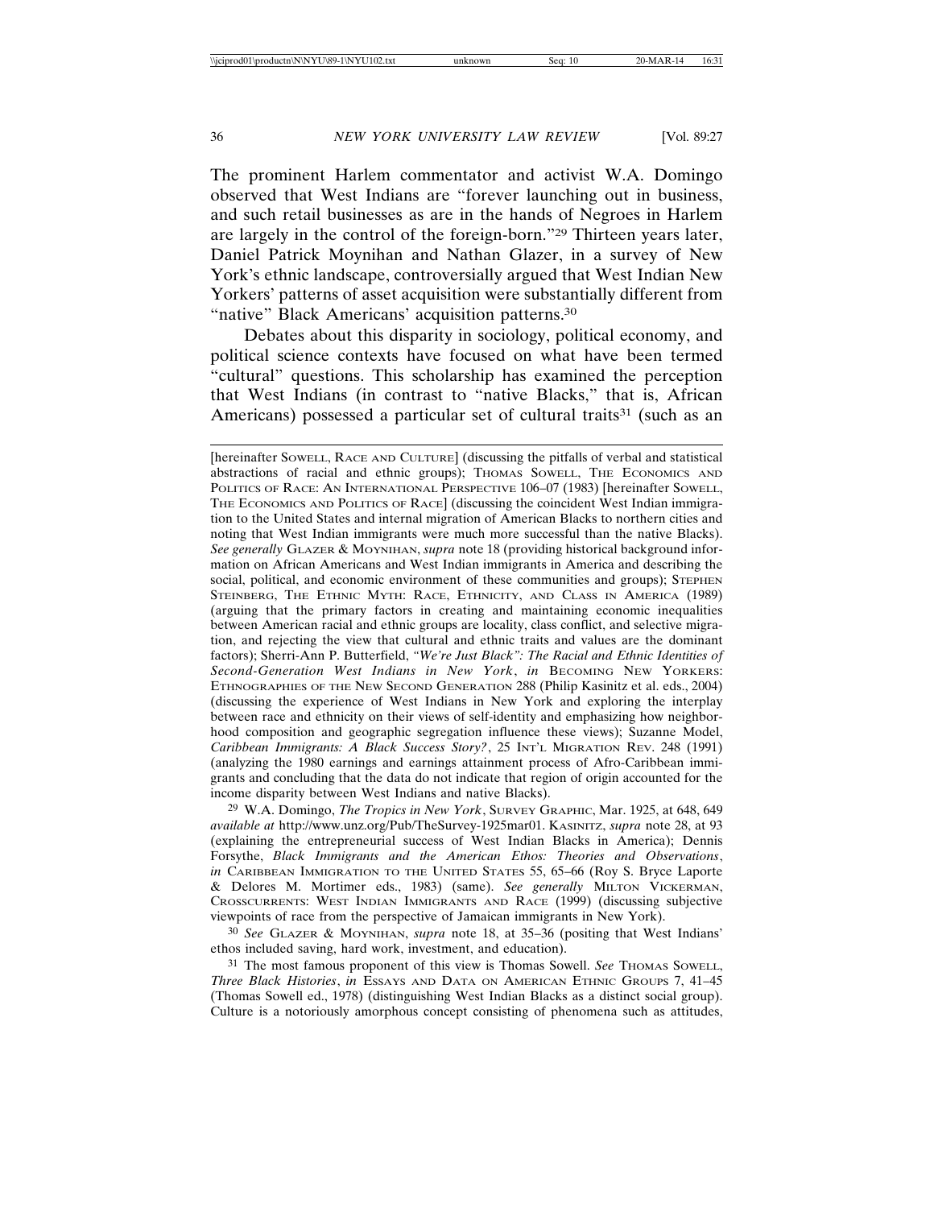The prominent Harlem commentator and activist W.A. Domingo observed that West Indians are "forever launching out in business, and such retail businesses as are in the hands of Negroes in Harlem are largely in the control of the foreign-born."[29] Thirteen years later, Daniel Patrick Moynihan and Nathan Glazer, in a survey of New York's ethnic landscape, controversially argued that West Indian New Yorkers' patterns of asset acquisition were substantially different from "native" Black Americans' acquisition patterns.[30]

Debates about this disparity in sociology, political economy, and political science contexts have focused on what have been termed "cultural" questions. This scholarship has examined the perception that West Indians (in contrast to "native Blacks," that is, African Americans) possessed a particular set of cultural traits[31] (such as an

---

[hereinafter SOWELL, RACE AND CULTURE] (discussing the pitfalls of verbal and statistical abstractions of racial and ethnic groups); THOMAS SOWELL, THE ECONOMICS AND POLITICS OF RACE: AN INTERNATIONAL PERSPECTIVE 106–07 (1983) [hereinafter SOWELL, THE ECONOMICS AND POLITICS OF RACE] (discussing the coincident West Indian immigration to the United States and internal migration of American Blacks to northern cities and noting that West Indian immigrants were much more successful than the native Blacks). *See generally* GLAZER & MOYNIHAN, *supra* note 18 (providing historical background information on African Americans and West Indian immigrants in America and describing the social, political, and economic environment of these communities and groups); STEPHEN STEINBERG, THE ETHNIC MYTH: RACE, ETHNICITY, AND CLASS IN AMERICA (1989) (arguing that the primary factors in creating and maintaining economic inequalities between American racial and ethnic groups are locality, class conflict, and selective migration, and rejecting the view that cultural and ethnic traits and values are the dominant factors); Sherri-Ann P. Butterfield, *"We're Just Black": The Racial and Ethnic Identities of Second-Generation West Indians in New York*, *in* BECOMING NEW YORKERS: ETHNOGRAPHIES OF THE NEW SECOND GENERATION 288 (Philip Kasinitz et al. eds., 2004) (discussing the experience of West Indians in New York and exploring the interplay between race and ethnicity on their views of self-identity and emphasizing how neighborhood composition and geographic segregation influence these views); Suzanne Model, *Caribbean Immigrants: A Black Success Story?*, 25 INT'L MIGRATION REV. 248 (1991) (analyzing the 1980 earnings and earnings attainment process of Afro-Caribbean immigrants and concluding that the data do not indicate that region of origin accounted for the income disparity between West Indians and native Blacks).

[29] W.A. Domingo, *The Tropics in New York*, SURVEY GRAPHIC, Mar. 1925, at 648, 649 *available at* http://www.unz.org/Pub/TheSurvey-1925mar01. KASINITZ, *supra* note 28, at 93 (explaining the entrepreneurial success of West Indian Blacks in America); Dennis Forsythe, *Black Immigrants and the American Ethos: Theories and Observations*, *in* CARIBBEAN IMMIGRATION TO THE UNITED STATES 55, 65–66 (Roy S. Bryce Laporte & Delores M. Mortimer eds., 1983) (same). *See generally* MILTON VICKERMAN, CROSSCURRENTS: WEST INDIAN IMMIGRANTS AND RACE (1999) (discussing subjective viewpoints of race from the perspective of Jamaican immigrants in New York).

[30] *See* GLAZER & MOYNIHAN, *supra* note 18, at 35–36 (positing that West Indians' ethos included saving, hard work, investment, and education).

[31] The most famous proponent of this view is Thomas Sowell. *See* THOMAS SOWELL, *Three Black Histories*, *in* ESSAYS AND DATA ON AMERICAN ETHNIC GROUPS 7, 41–45 (Thomas Sowell ed., 1978) (distinguishing West Indian Blacks as a distinct social group). Culture is a notoriously amorphous concept consisting of phenomena such as attitudes,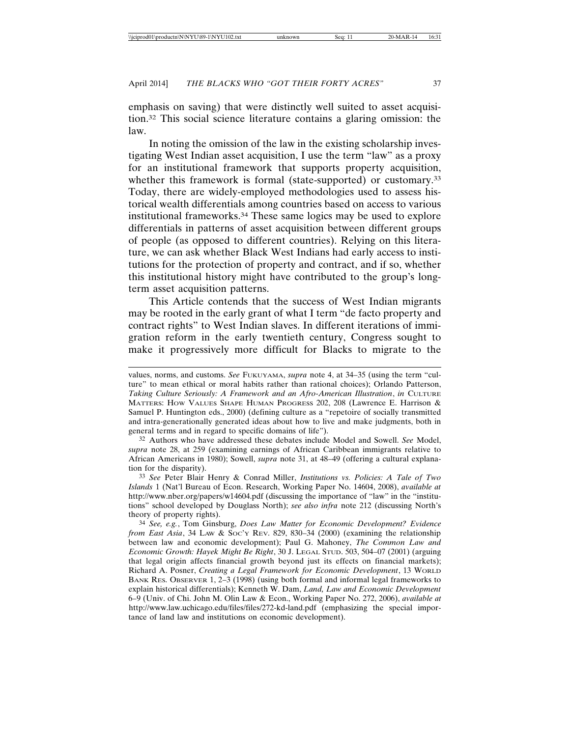emphasis on saving) that were distinctly well suited to asset acquisition.[32] This social science literature contains a glaring omission: the law.

In noting the omission of the law in the existing scholarship investigating West Indian asset acquisition, I use the term "law" as a proxy for an institutional framework that supports property acquisition, whether this framework is formal (state-supported) or customary.[33] Today, there are widely-employed methodologies used to assess historical wealth differentials among countries based on access to various institutional frameworks.[34] These same logics may be used to explore differentials in patterns of asset acquisition between different groups of people (as opposed to different countries). Relying on this literature, we can ask whether Black West Indians had early access to institutions for the protection of property and contract, and if so, whether this institutional history might have contributed to the group's long-term asset acquisition patterns.

This Article contends that the success of West Indian migrants may be rooted in the early grant of what I term "de facto property and contract rights" to West Indian slaves. In different iterations of immigration reform in the early twentieth century, Congress sought to make it progressively more difficult for Blacks to migrate to the

---

values, norms, and customs. *See* FUKUYAMA, *supra* note 4, at 34–35 (using the term "culture" to mean ethical or moral habits rather than rational choices); Orlando Patterson, *Taking Culture Seriously: A Framework and an Afro-American Illustration*, *in* CULTURE MATTERS: HOW VALUES SHAPE HUMAN PROGRESS 202, 208 (Lawrence E. Harrison & Samuel P. Huntington eds., 2000) (defining culture as a "repetoire of socially transmitted and intra-generationally generated ideas about how to live and make judgments, both in general terms and in regard to specific domains of life").

[32] Authors who have addressed these debates include Model and Sowell. *See* Model, *supra* note 28, at 259 (examining earnings of African Caribbean immigrants relative to African Americans in 1980); Sowell, *supra* note 31, at 48–49 (offering a cultural explanation for the disparity).

[33] *See* Peter Blair Henry & Conrad Miller, *Institutions vs. Policies: A Tale of Two Islands* 1 (Nat'l Bureau of Econ. Research, Working Paper No. 14604, 2008), *available at* http://www.nber.org/papers/w14604.pdf (discussing the importance of "law" in the "institutions" school developed by Douglass North); *see also infra* note 212 (discussing North's theory of property rights).

[34] *See, e.g.*, Tom Ginsburg, *Does Law Matter for Economic Development? Evidence from East Asia*, 34 LAW & SOC'Y REV. 829, 830–34 (2000) (examining the relationship between law and economic development); Paul G. Mahoney, *The Common Law and Economic Growth: Hayek Might Be Right*, 30 J. LEGAL STUD. 503, 504–07 (2001) (arguing that legal origin affects financial growth beyond just its effects on financial markets); Richard A. Posner, *Creating a Legal Framework for Economic Development*, 13 WORLD BANK RES. OBSERVER 1, 2–3 (1998) (using both formal and informal legal frameworks to explain historical differentials); Kenneth W. Dam, *Land, Law and Economic Development* 6–9 (Univ. of Chi. John M. Olin Law & Econ., Working Paper No. 272, 2006), *available at* http://www.law.uchicago.edu/files/files/272-kd-land.pdf (emphasizing the special importance of land law and institutions on economic development).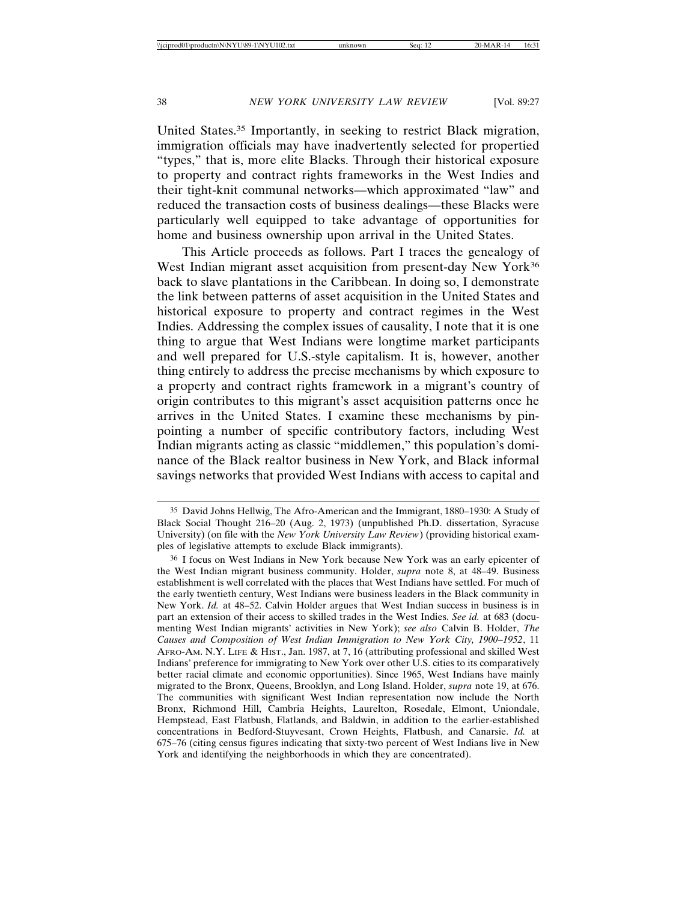United States.[35] Importantly, in seeking to restrict Black migration, immigration officials may have inadvertently selected for propertied "types," that is, more elite Blacks. Through their historical exposure to property and contract rights frameworks in the West Indies and their tight-knit communal networks—which approximated "law" and reduced the transaction costs of business dealings—these Blacks were particularly well equipped to take advantage of opportunities for home and business ownership upon arrival in the United States.

This Article proceeds as follows. Part I traces the genealogy of West Indian migrant asset acquisition from present-day New York[36] back to slave plantations in the Caribbean. In doing so, I demonstrate the link between patterns of asset acquisition in the United States and historical exposure to property and contract regimes in the West Indies. Addressing the complex issues of causality, I note that it is one thing to argue that West Indians were longtime market participants and well prepared for U.S.-style capitalism. It is, however, another thing entirely to address the precise mechanisms by which exposure to a property and contract rights framework in a migrant's country of origin contributes to this migrant's asset acquisition patterns once he arrives in the United States. I examine these mechanisms by pinpointing a number of specific contributory factors, including West Indian migrants acting as classic "middlemen," this population's dominance of the Black realtor business in New York, and Black informal savings networks that provided West Indians with access to capital and

---

[35] David Johns Hellwig, The Afro-American and the Immigrant, 1880–1930: A Study of Black Social Thought 216–20 (Aug. 2, 1973) (unpublished Ph.D. dissertation, Syracuse University) (on file with the *New York University Law Review*) (providing historical examples of legislative attempts to exclude Black immigrants).

[36] I focus on West Indians in New York because New York was an early epicenter of the West Indian migrant business community. Holder, *supra* note 8, at 48–49. Business establishment is well correlated with the places that West Indians have settled. For much of the early twentieth century, West Indians were business leaders in the Black community in New York. *Id.* at 48–52. Calvin Holder argues that West Indian success in business is in part an extension of their access to skilled trades in the West Indies. *See id.* at 683 (documenting West Indian migrants' activities in New York); *see also* Calvin B. Holder, *The Causes and Composition of West Indian Immigration to New York City, 1900–1952*, 11 AFRO-AM. N.Y. LIFE & HIST., Jan. 1987, at 7, 16 (attributing professional and skilled West Indians' preference for immigrating to New York over other U.S. cities to its comparatively better racial climate and economic opportunities). Since 1965, West Indians have mainly migrated to the Bronx, Queens, Brooklyn, and Long Island. Holder, *supra* note 19, at 676. The communities with significant West Indian representation now include the North Bronx, Richmond Hill, Cambria Heights, Laurelton, Rosedale, Elmont, Uniondale, Hempstead, East Flatbush, Flatlands, and Baldwin, in addition to the earlier-established concentrations in Bedford-Stuyvesant, Crown Heights, Flatbush, and Canarsie. *Id.* at 675–76 (citing census figures indicating that sixty-two percent of West Indians live in New York and identifying the neighborhoods in which they are concentrated).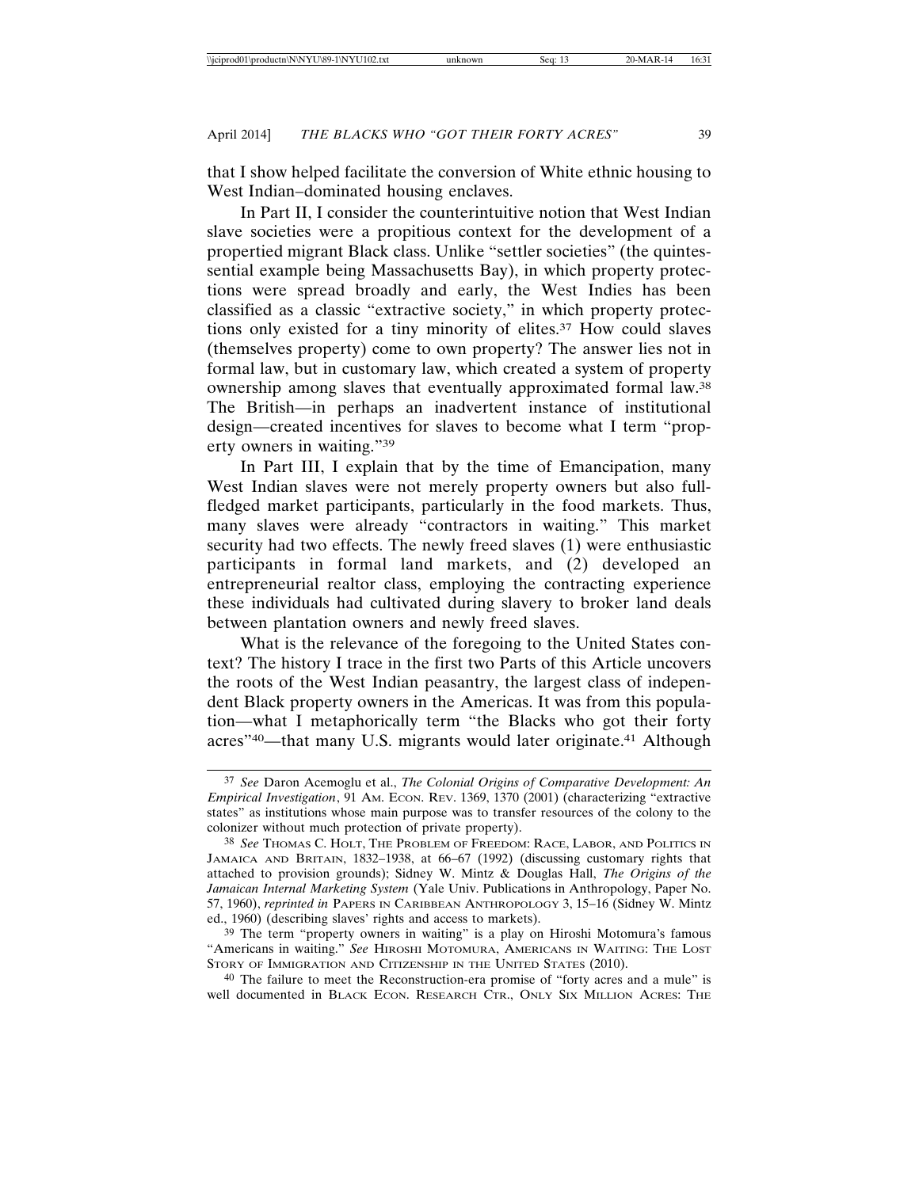that I show helped facilitate the conversion of White ethnic housing to West Indian–dominated housing enclaves.

In Part II, I consider the counterintuitive notion that West Indian slave societies were a propitious context for the development of a propertied migrant Black class. Unlike "settler societies" (the quintessential example being Massachusetts Bay), in which property protections were spread broadly and early, the West Indies has been classified as a classic "extractive society," in which property protections only existed for a tiny minority of elites.[37] How could slaves (themselves property) come to own property? The answer lies not in formal law, but in customary law, which created a system of property ownership among slaves that eventually approximated formal law.[38] The British—in perhaps an inadvertent instance of institutional design—created incentives for slaves to become what I term "property owners in waiting."[39]

In Part III, I explain that by the time of Emancipation, many West Indian slaves were not merely property owners but also full-fledged market participants, particularly in the food markets. Thus, many slaves were already "contractors in waiting." This market security had two effects. The newly freed slaves (1) were enthusiastic participants in formal land markets, and (2) developed an entrepreneurial realtor class, employing the contracting experience these individuals had cultivated during slavery to broker land deals between plantation owners and newly freed slaves.

What is the relevance of the foregoing to the United States context? The history I trace in the first two Parts of this Article uncovers the roots of the West Indian peasantry, the largest class of independent Black property owners in the Americas. It was from this population—what I metaphorically term "the Blacks who got their forty acres"[40]—that many U.S. migrants would later originate.[41] Although

---

[37] *See* Daron Acemoglu et al., *The Colonial Origins of Comparative Development: An Empirical Investigation*, 91 AM. ECON. REV. 1369, 1370 (2001) (characterizing "extractive states" as institutions whose main purpose was to transfer resources of the colony to the colonizer without much protection of private property).

[38] *See* THOMAS C. HOLT, THE PROBLEM OF FREEDOM: RACE, LABOR, AND POLITICS IN JAMAICA AND BRITAIN, 1832–1938, at 66–67 (1992) (discussing customary rights that attached to provision grounds); Sidney W. Mintz & Douglas Hall, *The Origins of the Jamaican Internal Marketing System* (Yale Univ. Publications in Anthropology, Paper No. 57, 1960), *reprinted in* PAPERS IN CARIBBEAN ANTHROPOLOGY 3, 15–16 (Sidney W. Mintz ed., 1960) (describing slaves' rights and access to markets).

[39] The term "property owners in waiting" is a play on Hiroshi Motomura's famous "Americans in waiting." *See* HIROSHI MOTOMURA, AMERICANS IN WAITING: THE LOST STORY OF IMMIGRATION AND CITIZENSHIP IN THE UNITED STATES (2010).

[40] The failure to meet the Reconstruction-era promise of "forty acres and a mule" is well documented in BLACK ECON. RESEARCH CTR., ONLY SIX MILLION ACRES: THE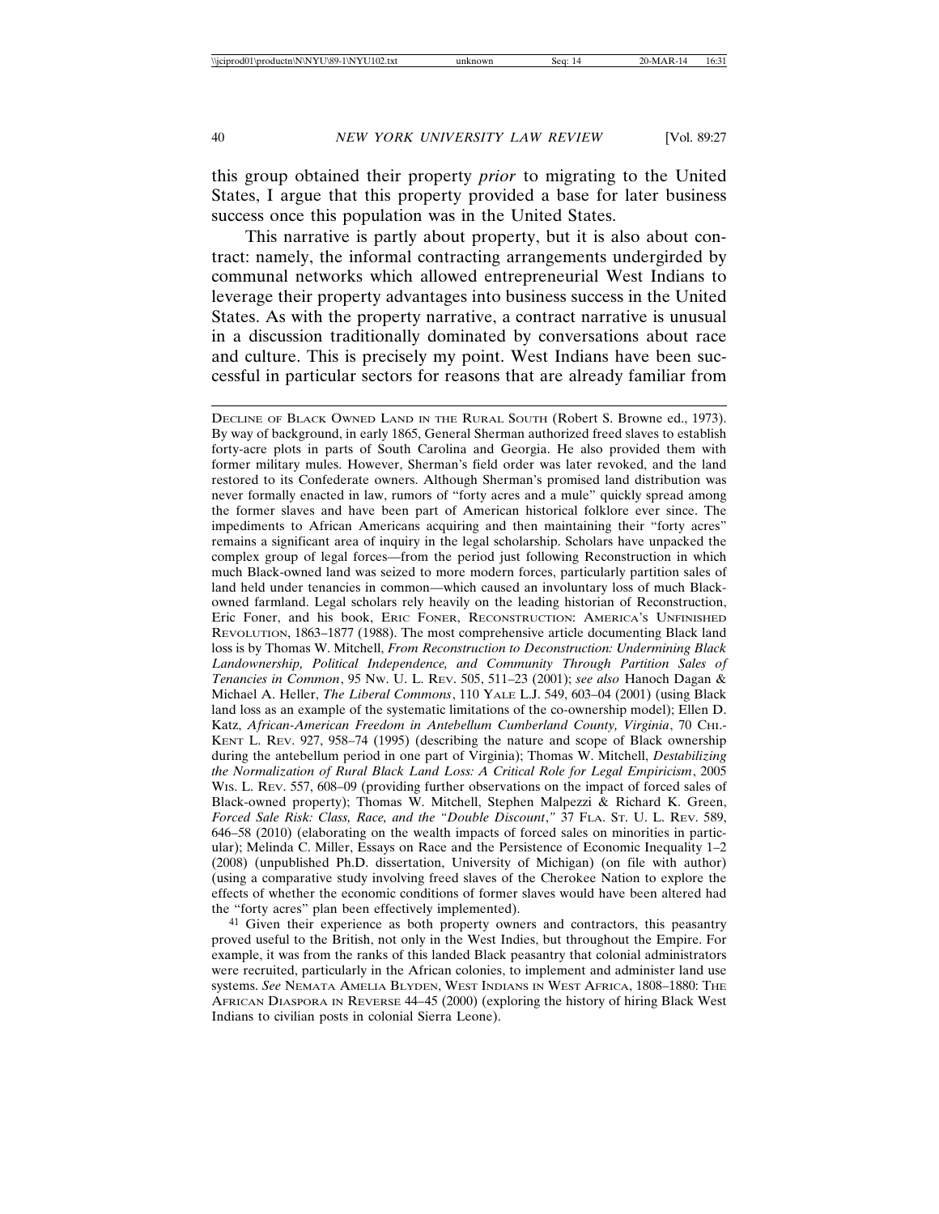this group obtained their property *prior* to migrating to the United States, I argue that this property provided a base for later business success once this population was in the United States.

This narrative is partly about property, but it is also about contract: namely, the informal contracting arrangements undergirded by communal networks which allowed entrepreneurial West Indians to leverage their property advantages into business success in the United States. As with the property narrative, a contract narrative is unusual in a discussion traditionally dominated by conversations about race and culture. This is precisely my point. West Indians have been successful in particular sectors for reasons that are already familiar from

---

DECLINE OF BLACK OWNED LAND IN THE RURAL SOUTH (Robert S. Browne ed., 1973). By way of background, in early 1865, General Sherman authorized freed slaves to establish forty-acre plots in parts of South Carolina and Georgia. He also provided them with former military mules. However, Sherman's field order was later revoked, and the land restored to its Confederate owners. Although Sherman's promised land distribution was never formally enacted in law, rumors of "forty acres and a mule" quickly spread among the former slaves and have been part of American historical folklore ever since. The impediments to African Americans acquiring and then maintaining their "forty acres" remains a significant area of inquiry in the legal scholarship. Scholars have unpacked the complex group of legal forces—from the period just following Reconstruction in which much Black-owned land was seized to more modern forces, particularly partition sales of land held under tenancies in common—which caused an involuntary loss of much Black-owned farmland. Legal scholars rely heavily on the leading historian of Reconstruction, Eric Foner, and his book, ERIC FONER, RECONSTRUCTION: AMERICA'S UNFINISHED REVOLUTION, 1863–1877 (1988). The most comprehensive article documenting Black land loss is by Thomas W. Mitchell, *From Reconstruction to Deconstruction: Undermining Black Landownership, Political Independence, and Community Through Partition Sales of Tenancies in Common*, 95 NW. U. L. REV. 505, 511–23 (2001); *see also* Hanoch Dagan & Michael A. Heller, *The Liberal Commons*, 110 YALE L.J. 549, 603–04 (2001) (using Black land loss as an example of the systematic limitations of the co-ownership model); Ellen D. Katz, *African-American Freedom in Antebellum Cumberland County, Virginia*, 70 CHI.-KENT L. REV. 927, 958–74 (1995) (describing the nature and scope of Black ownership during the antebellum period in one part of Virginia); Thomas W. Mitchell, *Destabilizing the Normalization of Rural Black Land Loss: A Critical Role for Legal Empiricism*, 2005 WIS. L. REV. 557, 608–09 (providing further observations on the impact of forced sales of Black-owned property); Thomas W. Mitchell, Stephen Malpezzi & Richard K. Green, *Forced Sale Risk: Class, Race, and the "Double Discount*,*"* 37 FLA. ST. U. L. REV. 589, 646–58 (2010) (elaborating on the wealth impacts of forced sales on minorities in particular); Melinda C. Miller, Essays on Race and the Persistence of Economic Inequality 1–2 (2008) (unpublished Ph.D. dissertation, University of Michigan) (on file with author) (using a comparative study involving freed slaves of the Cherokee Nation to explore the effects of whether the economic conditions of former slaves would have been altered had the "forty acres" plan been effectively implemented).

[41] Given their experience as both property owners and contractors, this peasantry proved useful to the British, not only in the West Indies, but throughout the Empire. For example, it was from the ranks of this landed Black peasantry that colonial administrators were recruited, particularly in the African colonies, to implement and administer land use systems. *See* NEMATA AMELIA BLYDEN, WEST INDIANS IN WEST AFRICA, 1808–1880: THE AFRICAN DIASPORA IN REVERSE 44–45 (2000) (exploring the history of hiring Black West Indians to civilian posts in colonial Sierra Leone).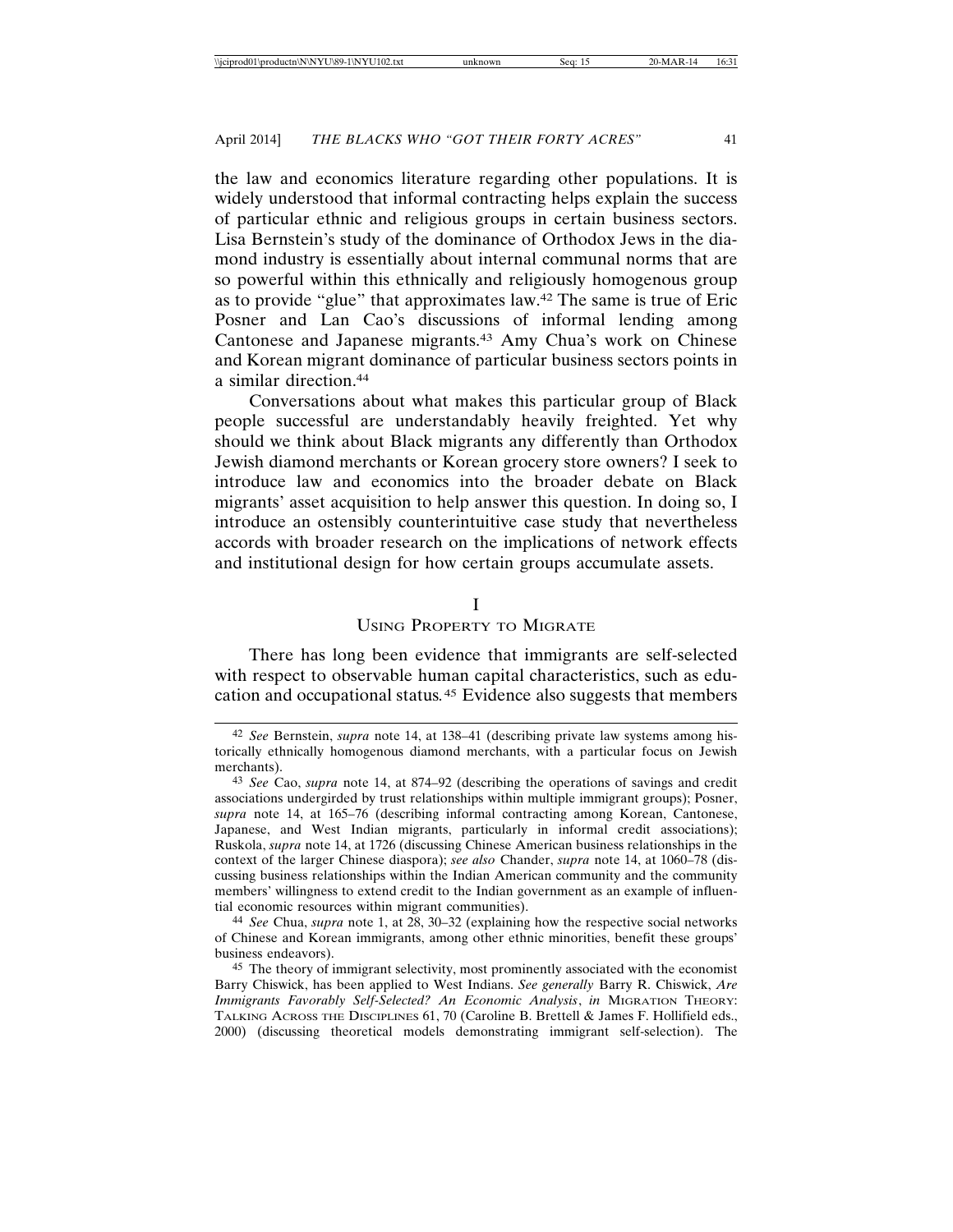the law and economics literature regarding other populations. It is widely understood that informal contracting helps explain the success of particular ethnic and religious groups in certain business sectors. Lisa Bernstein's study of the dominance of Orthodox Jews in the diamond industry is essentially about internal communal norms that are so powerful within this ethnically and religiously homogenous group as to provide "glue" that approximates law.[42] The same is true of Eric Posner and Lan Cao's discussions of informal lending among Cantonese and Japanese migrants.[43] Amy Chua's work on Chinese and Korean migrant dominance of particular business sectors points in a similar direction.[44]

Conversations about what makes this particular group of Black people successful are understandably heavily freighted. Yet why should we think about Black migrants any differently than Orthodox Jewish diamond merchants or Korean grocery store owners? I seek to introduce law and economics into the broader debate on Black migrants' asset acquisition to help answer this question. In doing so, I introduce an ostensibly counterintuitive case study that nevertheless accords with broader research on the implications of network effects and institutional design for how certain groups accumulate assets.

## I
## Using Property to Migrate

There has long been evidence that immigrants are self-selected with respect to observable human capital characteristics, such as education and occupational status.[45] Evidence also suggests that members

---

[42] *See* Bernstein, *supra* note 14, at 138–41 (describing private law systems among historically ethnically homogenous diamond merchants, with a particular focus on Jewish merchants).

[43] *See* Cao, *supra* note 14, at 874–92 (describing the operations of savings and credit associations undergirded by trust relationships within multiple immigrant groups); Posner, *supra* note 14, at 165–76 (describing informal contracting among Korean, Cantonese, Japanese, and West Indian migrants, particularly in informal credit associations); Ruskola, *supra* note 14, at 1726 (discussing Chinese American business relationships in the context of the larger Chinese diaspora); *see also* Chander, *supra* note 14, at 1060–78 (discussing business relationships within the Indian American community and the community members' willingness to extend credit to the Indian government as an example of influential economic resources within migrant communities).

[44] *See* Chua, *supra* note 1, at 28, 30–32 (explaining how the respective social networks of Chinese and Korean immigrants, among other ethnic minorities, benefit these groups' business endeavors).

[45] The theory of immigrant selectivity, most prominently associated with the economist Barry Chiswick, has been applied to West Indians. *See generally* Barry R. Chiswick, *Are Immigrants Favorably Self-Selected? An Economic Analysis*, *in* Migration Theory: Talking Across the Disciplines 61, 70 (Caroline B. Brettell & James F. Hollifield eds., 2000) (discussing theoretical models demonstrating immigrant self-selection). The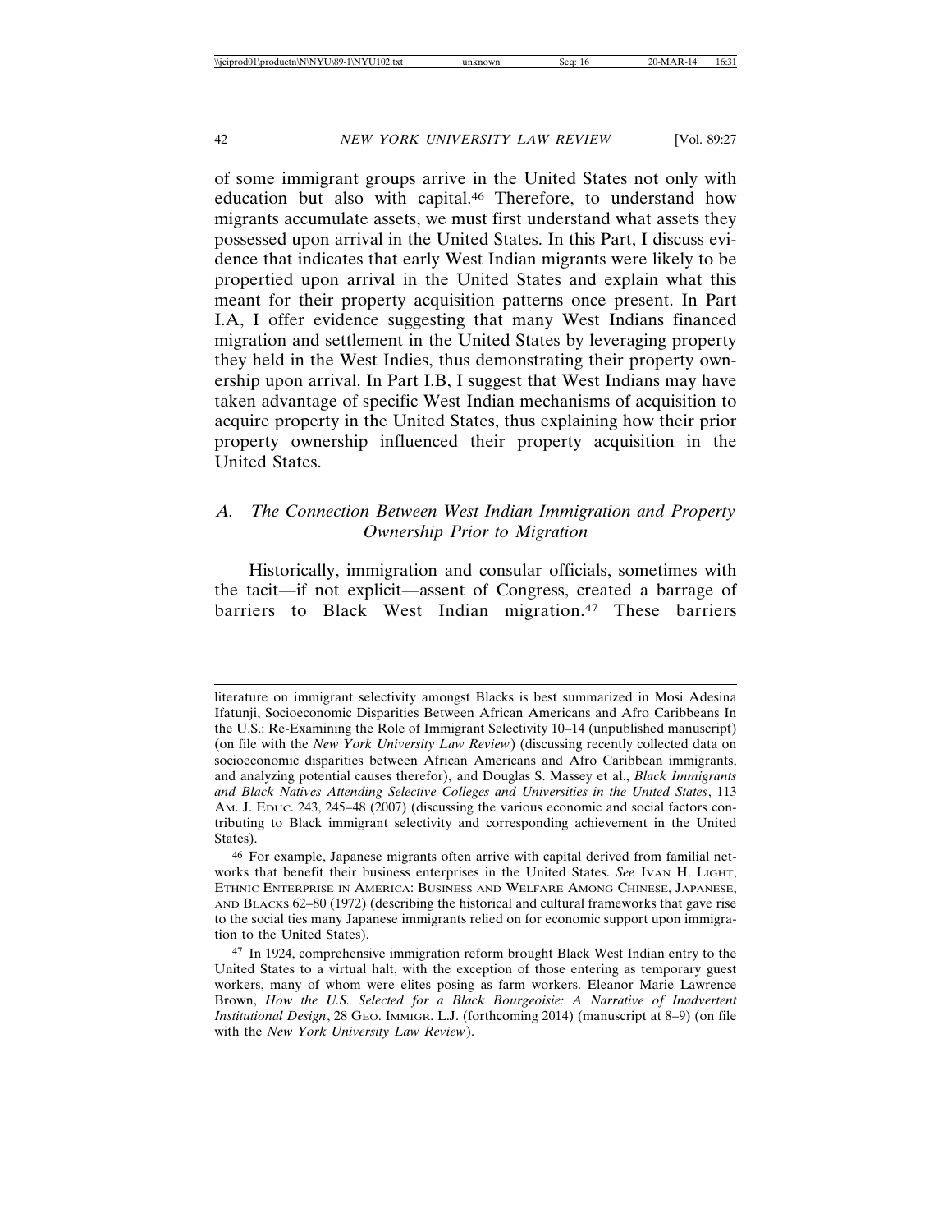of some immigrant groups arrive in the United States not only with education but also with capital.[46] Therefore, to understand how migrants accumulate assets, we must first understand what assets they possessed upon arrival in the United States. In this Part, I discuss evidence that indicates that early West Indian migrants were likely to be propertied upon arrival in the United States and explain what this meant for their property acquisition patterns once present. In Part I.A, I offer evidence suggesting that many West Indians financed migration and settlement in the United States by leveraging property they held in the West Indies, thus demonstrating their property ownership upon arrival. In Part I.B, I suggest that West Indians may have taken advantage of specific West Indian mechanisms of acquisition to acquire property in the United States, thus explaining how their prior property ownership influenced their property acquisition in the United States.

### *A. The Connection Between West Indian Immigration and Property Ownership Prior to Migration*

Historically, immigration and consular officials, sometimes with the tacit—if not explicit—assent of Congress, created a barrage of barriers to Black West Indian migration.[47] These barriers

---

literature on immigrant selectivity amongst Blacks is best summarized in Mosi Adesina Ifatunji, Socioeconomic Disparities Between African Americans and Afro Caribbeans In the U.S.: Re-Examining the Role of Immigrant Selectivity 10–14 (unpublished manuscript) (on file with the *New York University Law Review*) (discussing recently collected data on socioeconomic disparities between African Americans and Afro Caribbean immigrants, and analyzing potential causes therefor), and Douglas S. Massey et al., *Black Immigrants and Black Natives Attending Selective Colleges and Universities in the United States*, 113 AM. J. EDUC. 243, 245–48 (2007) (discussing the various economic and social factors contributing to Black immigrant selectivity and corresponding achievement in the United States).

[46] For example, Japanese migrants often arrive with capital derived from familial networks that benefit their business enterprises in the United States. *See* IVAN H. LIGHT, ETHNIC ENTERPRISE IN AMERICA: BUSINESS AND WELFARE AMONG CHINESE, JAPANESE, AND BLACKS 62–80 (1972) (describing the historical and cultural frameworks that gave rise to the social ties many Japanese immigrants relied on for economic support upon immigration to the United States).

[47] In 1924, comprehensive immigration reform brought Black West Indian entry to the United States to a virtual halt, with the exception of those entering as temporary guest workers, many of whom were elites posing as farm workers. Eleanor Marie Lawrence Brown, *How the U.S. Selected for a Black Bourgeoisie: A Narrative of Inadvertent Institutional Design*, 28 GEO. IMMIGR. L.J. (forthcoming 2014) (manuscript at 8–9) (on file with the *New York University Law Review*).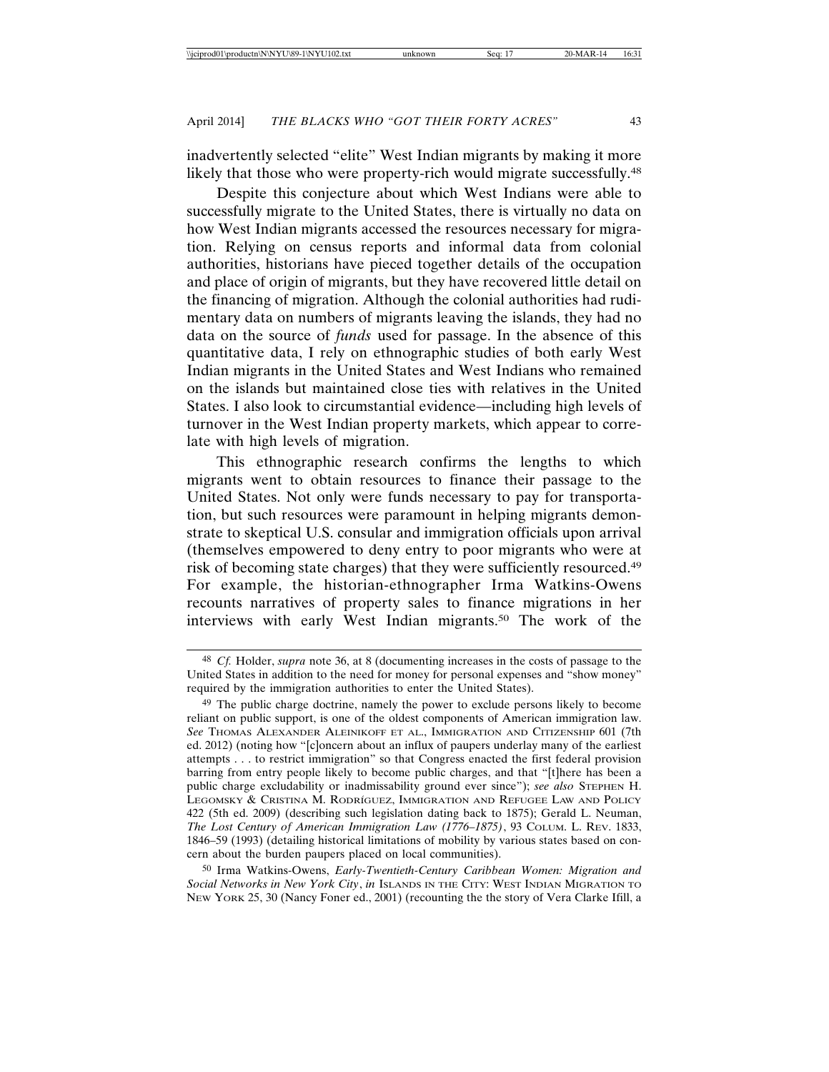inadvertently selected "elite" West Indian migrants by making it more likely that those who were property-rich would migrate successfully.[48]

Despite this conjecture about which West Indians were able to successfully migrate to the United States, there is virtually no data on how West Indian migrants accessed the resources necessary for migration. Relying on census reports and informal data from colonial authorities, historians have pieced together details of the occupation and place of origin of migrants, but they have recovered little detail on the financing of migration. Although the colonial authorities had rudimentary data on numbers of migrants leaving the islands, they had no data on the source of *funds* used for passage. In the absence of this quantitative data, I rely on ethnographic studies of both early West Indian migrants in the United States and West Indians who remained on the islands but maintained close ties with relatives in the United States. I also look to circumstantial evidence—including high levels of turnover in the West Indian property markets, which appear to correlate with high levels of migration.

This ethnographic research confirms the lengths to which migrants went to obtain resources to finance their passage to the United States. Not only were funds necessary to pay for transportation, but such resources were paramount in helping migrants demonstrate to skeptical U.S. consular and immigration officials upon arrival (themselves empowered to deny entry to poor migrants who were at risk of becoming state charges) that they were sufficiently resourced.[49] For example, the historian-ethnographer Irma Watkins-Owens recounts narratives of property sales to finance migrations in her interviews with early West Indian migrants.[50] The work of the

---

[48] *Cf.* Holder, *supra* note 36, at 8 (documenting increases in the costs of passage to the United States in addition to the need for money for personal expenses and "show money" required by the immigration authorities to enter the United States).

[49] The public charge doctrine, namely the power to exclude persons likely to become reliant on public support, is one of the oldest components of American immigration law. *See* THOMAS ALEXANDER ALEINIKOFF ET AL., IMMIGRATION AND CITIZENSHIP 601 (7th ed. 2012) (noting how "[c]oncern about an influx of paupers underlay many of the earliest attempts . . . to restrict immigration" so that Congress enacted the first federal provision barring from entry people likely to become public charges, and that "[t]here has been a public charge excludability or inadmissability ground ever since"); *see also* STEPHEN H. LEGOMSKY & CRISTINA M. RODRÍGUEZ, IMMIGRATION AND REFUGEE LAW AND POLICY 422 (5th ed. 2009) (describing such legislation dating back to 1875); Gerald L. Neuman, *The Lost Century of American Immigration Law (1776–1875)*, 93 COLUM. L. REV. 1833, 1846–59 (1993) (detailing historical limitations of mobility by various states based on concern about the burden paupers placed on local communities).

[50] Irma Watkins-Owens, *Early-Twentieth-Century Caribbean Women: Migration and Social Networks in New York City*, *in* ISLANDS IN THE CITY: WEST INDIAN MIGRATION TO NEW YORK 25, 30 (Nancy Foner ed., 2001) (recounting the the story of Vera Clarke Ifill, a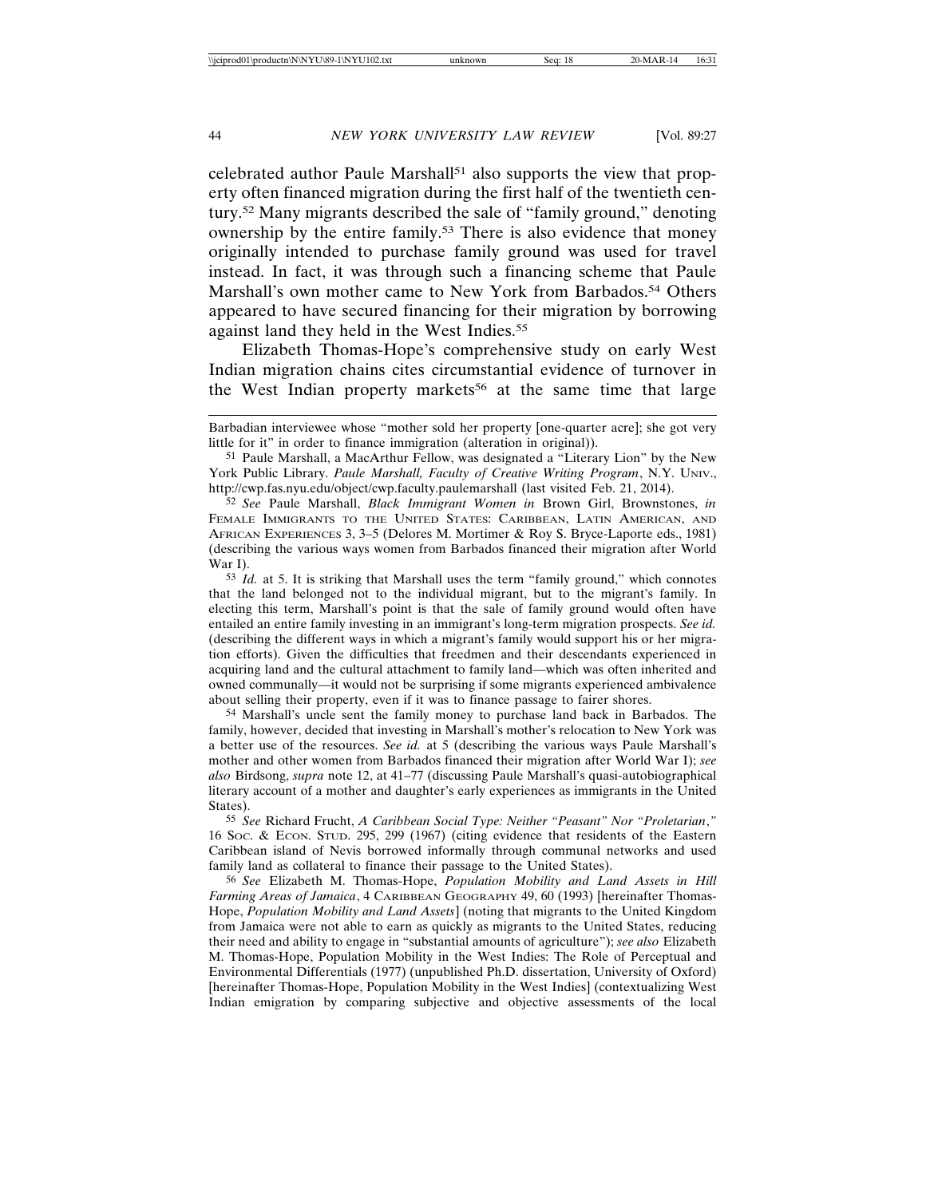celebrated author Paule Marshall[51] also supports the view that property often financed migration during the first half of the twentieth century.[52] Many migrants described the sale of "family ground," denoting ownership by the entire family.[53] There is also evidence that money originally intended to purchase family ground was used for travel instead. In fact, it was through such a financing scheme that Paule Marshall's own mother came to New York from Barbados.[54] Others appeared to have secured financing for their migration by borrowing against land they held in the West Indies.[55]

Elizabeth Thomas-Hope's comprehensive study on early West Indian migration chains cites circumstantial evidence of turnover in the West Indian property markets[56] at the same time that large

---

Barbadian interviewee whose "mother sold her property [one-quarter acre]; she got very little for it" in order to finance immigration (alteration in original)).

51 Paule Marshall, a MacArthur Fellow, was designated a "Literary Lion" by the New York Public Library. *Paule Marshall, Faculty of Creative Writing Program*, N.Y. UNIV., http://cwp.fas.nyu.edu/object/cwp.faculty.paulemarshall (last visited Feb. 21, 2014).

52 *See* Paule Marshall, *Black Immigrant Women in* Brown Girl, Brownstones, *in* FEMALE IMMIGRANTS TO THE UNITED STATES: CARIBBEAN, LATIN AMERICAN, AND AFRICAN EXPERIENCES 3, 3–5 (Delores M. Mortimer & Roy S. Bryce-Laporte eds., 1981) (describing the various ways women from Barbados financed their migration after World War I).

53 *Id.* at 5. It is striking that Marshall uses the term "family ground," which connotes that the land belonged not to the individual migrant, but to the migrant's family. In electing this term, Marshall's point is that the sale of family ground would often have entailed an entire family investing in an immigrant's long-term migration prospects. *See id.* (describing the different ways in which a migrant's family would support his or her migration efforts). Given the difficulties that freedmen and their descendants experienced in acquiring land and the cultural attachment to family land—which was often inherited and owned communally—it would not be surprising if some migrants experienced ambivalence about selling their property, even if it was to finance passage to fairer shores.

54 Marshall's uncle sent the family money to purchase land back in Barbados. The family, however, decided that investing in Marshall's mother's relocation to New York was a better use of the resources. *See id.* at 5 (describing the various ways Paule Marshall's mother and other women from Barbados financed their migration after World War I); *see also* Birdsong, *supra* note 12, at 41–77 (discussing Paule Marshall's quasi-autobiographical literary account of a mother and daughter's early experiences as immigrants in the United States).

55 *See* Richard Frucht, *A Caribbean Social Type: Neither "Peasant" Nor "Proletarian*,*"* 16 SOC. & ECON. STUD. 295, 299 (1967) (citing evidence that residents of the Eastern Caribbean island of Nevis borrowed informally through communal networks and used family land as collateral to finance their passage to the United States).

56 *See* Elizabeth M. Thomas-Hope, *Population Mobility and Land Assets in Hill Farming Areas of Jamaica*, 4 CARIBBEAN GEOGRAPHY 49, 60 (1993) [hereinafter Thomas-Hope, *Population Mobility and Land Assets*] (noting that migrants to the United Kingdom from Jamaica were not able to earn as quickly as migrants to the United States, reducing their need and ability to engage in "substantial amounts of agriculture"); *see also* Elizabeth M. Thomas-Hope, Population Mobility in the West Indies: The Role of Perceptual and Environmental Differentials (1977) (unpublished Ph.D. dissertation, University of Oxford) [hereinafter Thomas-Hope, Population Mobility in the West Indies] (contextualizing West Indian emigration by comparing subjective and objective assessments of the local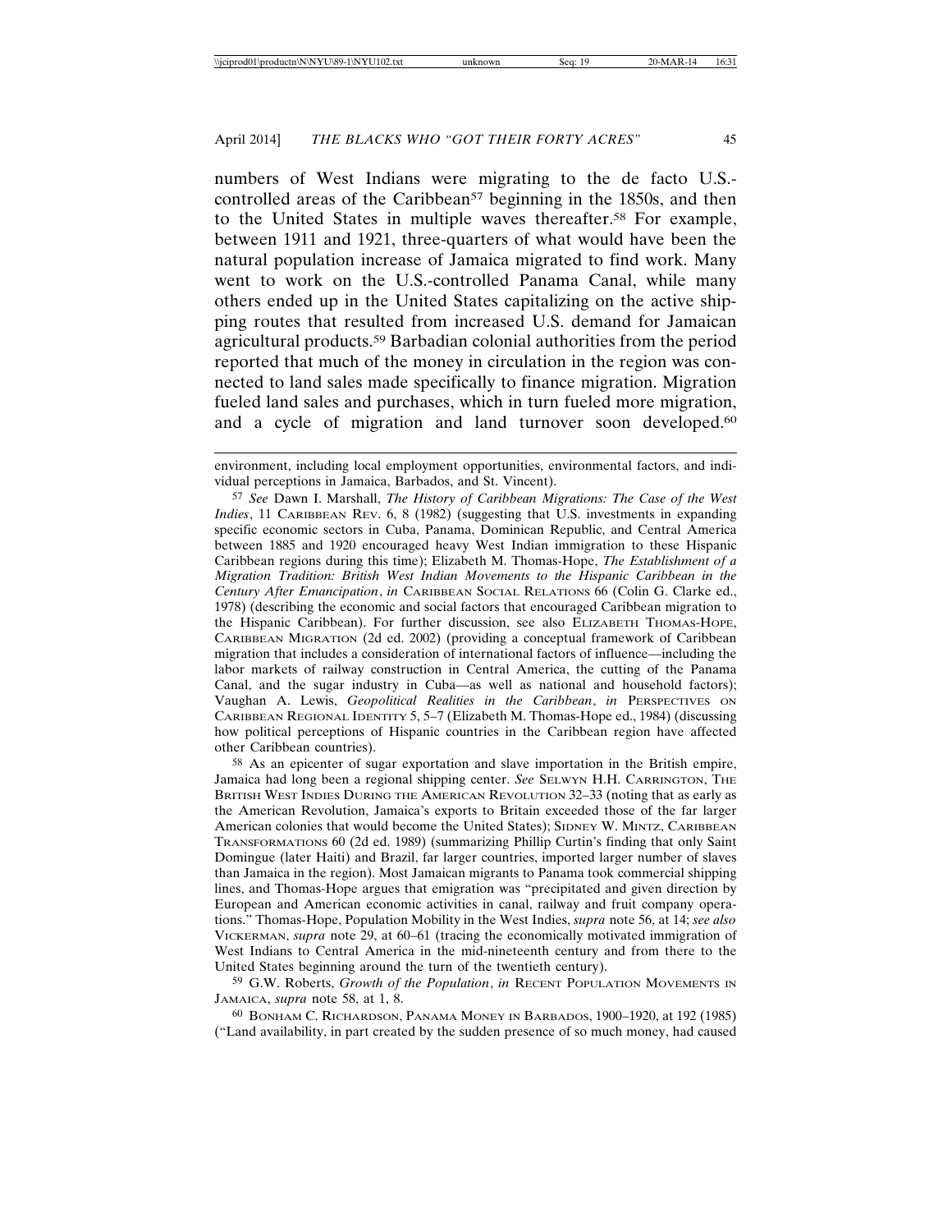numbers of West Indians were migrating to the de facto U.S.-controlled areas of the Caribbean[57] beginning in the 1850s, and then to the United States in multiple waves thereafter.[58] For example, between 1911 and 1921, three-quarters of what would have been the natural population increase of Jamaica migrated to find work. Many went to work on the U.S.-controlled Panama Canal, while many others ended up in the United States capitalizing on the active shipping routes that resulted from increased U.S. demand for Jamaican agricultural products.[59] Barbadian colonial authorities from the period reported that much of the money in circulation in the region was connected to land sales made specifically to finance migration. Migration fueled land sales and purchases, which in turn fueled more migration, and a cycle of migration and land turnover soon developed.[60]

---

environment, including local employment opportunities, environmental factors, and individual perceptions in Jamaica, Barbados, and St. Vincent).

[57] *See* Dawn I. Marshall, *The History of Caribbean Migrations: The Case of the West Indies*, 11 CARIBBEAN REV. 6, 8 (1982) (suggesting that U.S. investments in expanding specific economic sectors in Cuba, Panama, Dominican Republic, and Central America between 1885 and 1920 encouraged heavy West Indian immigration to these Hispanic Caribbean regions during this time); Elizabeth M. Thomas-Hope, *The Establishment of a Migration Tradition: British West Indian Movements to the Hispanic Caribbean in the Century After Emancipation*, *in* CARIBBEAN SOCIAL RELATIONS 66 (Colin G. Clarke ed., 1978) (describing the economic and social factors that encouraged Caribbean migration to the Hispanic Caribbean). For further discussion, see also ELIZABETH THOMAS-HOPE, CARIBBEAN MIGRATION (2d ed. 2002) (providing a conceptual framework of Caribbean migration that includes a consideration of international factors of influence—including the labor markets of railway construction in Central America, the cutting of the Panama Canal, and the sugar industry in Cuba—as well as national and household factors); Vaughan A. Lewis, *Geopolitical Realities in the Caribbean*, *in* PERSPECTIVES ON CARIBBEAN REGIONAL IDENTITY 5, 5–7 (Elizabeth M. Thomas-Hope ed., 1984) (discussing how political perceptions of Hispanic countries in the Caribbean region have affected other Caribbean countries).

[58] As an epicenter of sugar exportation and slave importation in the British empire, Jamaica had long been a regional shipping center. *See* SELWYN H.H. CARRINGTON, THE BRITISH WEST INDIES DURING THE AMERICAN REVOLUTION 32–33 (noting that as early as the American Revolution, Jamaica's exports to Britain exceeded those of the far larger American colonies that would become the United States); SIDNEY W. MINTZ, CARIBBEAN TRANSFORMATIONS 60 (2d ed. 1989) (summarizing Phillip Curtin's finding that only Saint Domingue (later Haiti) and Brazil, far larger countries, imported larger number of slaves than Jamaica in the region). Most Jamaican migrants to Panama took commercial shipping lines, and Thomas-Hope argues that emigration was "precipitated and given direction by European and American economic activities in canal, railway and fruit company operations." Thomas-Hope, Population Mobility in the West Indies, *supra* note 56, at 14; *see also* VICKERMAN, *supra* note 29, at 60–61 (tracing the economically motivated immigration of West Indians to Central America in the mid-nineteenth century and from there to the United States beginning around the turn of the twentieth century).

[59] G.W. Roberts, *Growth of the Population*, *in* RECENT POPULATION MOVEMENTS IN JAMAICA, *supra* note 58, at 1, 8.

[60] BONHAM C. RICHARDSON, PANAMA MONEY IN BARBADOS, 1900–1920, at 192 (1985) ("Land availability, in part created by the sudden presence of so much money, had caused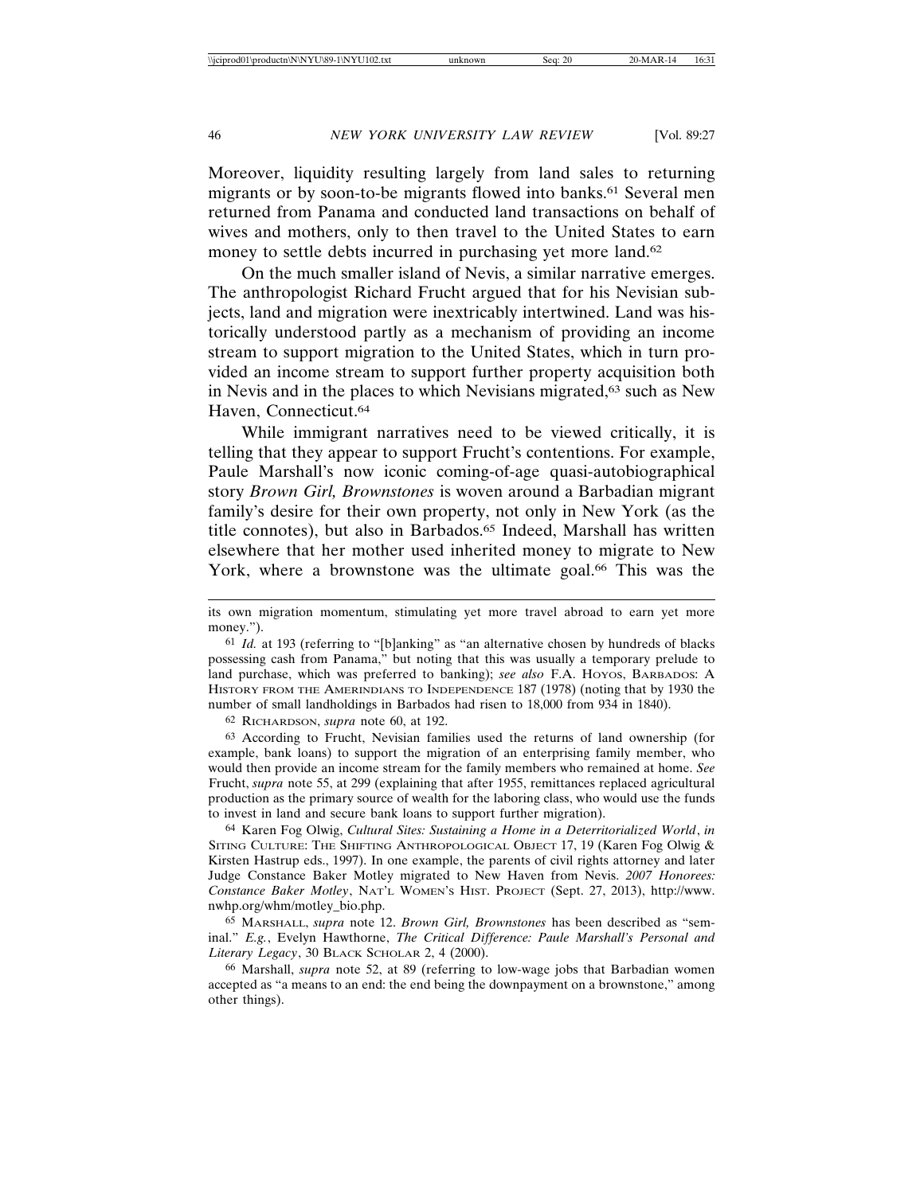Moreover, liquidity resulting largely from land sales to returning migrants or by soon-to-be migrants flowed into banks.[61] Several men returned from Panama and conducted land transactions on behalf of wives and mothers, only to then travel to the United States to earn money to settle debts incurred in purchasing yet more land.[62]

On the much smaller island of Nevis, a similar narrative emerges. The anthropologist Richard Frucht argued that for his Nevisian subjects, land and migration were inextricably intertwined. Land was historically understood partly as a mechanism of providing an income stream to support migration to the United States, which in turn provided an income stream to support further property acquisition both in Nevis and in the places to which Nevisians migrated,[63] such as New Haven, Connecticut.[64]

While immigrant narratives need to be viewed critically, it is telling that they appear to support Frucht's contentions. For example, Paule Marshall's now iconic coming-of-age quasi-autobiographical story *Brown Girl, Brownstones* is woven around a Barbadian migrant family's desire for their own property, not only in New York (as the title connotes), but also in Barbados.[65] Indeed, Marshall has written elsewhere that her mother used inherited money to migrate to New York, where a brownstone was the ultimate goal.[66] This was the

---

its own migration momentum, stimulating yet more travel abroad to earn yet more money.").

[61] *Id.* at 193 (referring to "[b]anking" as "an alternative chosen by hundreds of blacks possessing cash from Panama," but noting that this was usually a temporary prelude to land purchase, which was preferred to banking); *see also* F.A. HOYOS, BARBADOS: A HISTORY FROM THE AMERINDIANS TO INDEPENDENCE 187 (1978) (noting that by 1930 the number of small landholdings in Barbados had risen to 18,000 from 934 in 1840).

[62] RICHARDSON, *supra* note 60, at 192.

[63] According to Frucht, Nevisian families used the returns of land ownership (for example, bank loans) to support the migration of an enterprising family member, who would then provide an income stream for the family members who remained at home. *See* Frucht, *supra* note 55, at 299 (explaining that after 1955, remittances replaced agricultural production as the primary source of wealth for the laboring class, who would use the funds to invest in land and secure bank loans to support further migration).

[64] Karen Fog Olwig, *Cultural Sites: Sustaining a Home in a Deterritorialized World*, *in* SITING CULTURE: THE SHIFTING ANTHROPOLOGICAL OBJECT 17, 19 (Karen Fog Olwig & Kirsten Hastrup eds., 1997). In one example, the parents of civil rights attorney and later Judge Constance Baker Motley migrated to New Haven from Nevis. *2007 Honorees: Constance Baker Motley*, NAT'L WOMEN'S HIST. PROJECT (Sept. 27, 2013), http://www.nwhp.org/whm/motley_bio.php.

[65] MARSHALL, *supra* note 12. *Brown Girl, Brownstones* has been described as "seminal." *E.g.*, Evelyn Hawthorne, *The Critical Difference: Paule Marshall's Personal and Literary Legacy*, 30 BLACK SCHOLAR 2, 4 (2000).

[66] Marshall, *supra* note 52, at 89 (referring to low-wage jobs that Barbadian women accepted as "a means to an end: the end being the downpayment on a brownstone," among other things).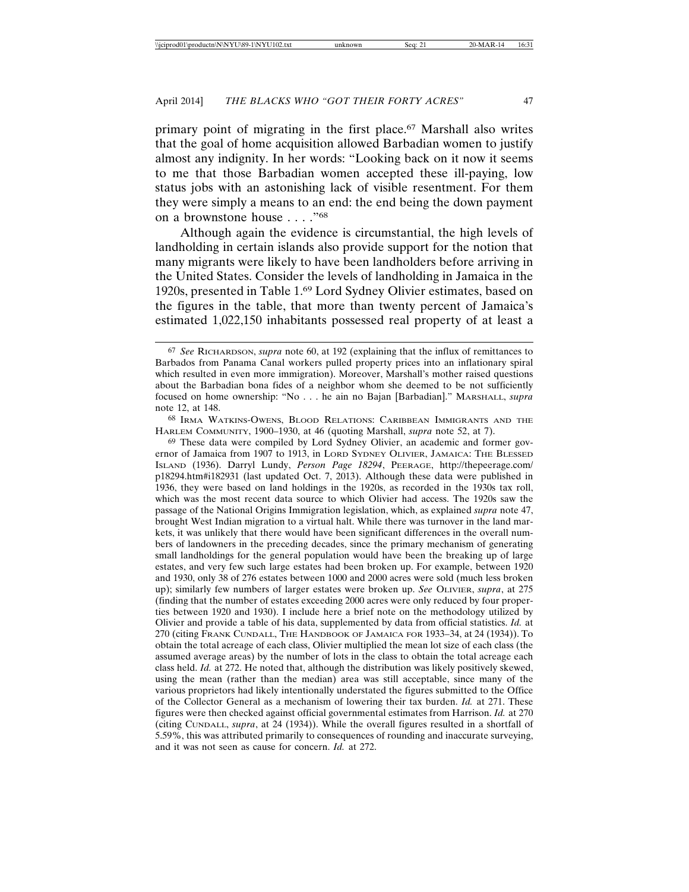primary point of migrating in the first place.[67] Marshall also writes that the goal of home acquisition allowed Barbadian women to justify almost any indignity. In her words: "Looking back on it now it seems to me that those Barbadian women accepted these ill-paying, low status jobs with an astonishing lack of visible resentment. For them they were simply a means to an end: the end being the down payment on a brownstone house . . . ."[68]

Although again the evidence is circumstantial, the high levels of landholding in certain islands also provide support for the notion that many migrants were likely to have been landholders before arriving in the United States. Consider the levels of landholding in Jamaica in the 1920s, presented in Table 1.[69] Lord Sydney Olivier estimates, based on the figures in the table, that more than twenty percent of Jamaica's estimated 1,022,150 inhabitants possessed real property of at least a

---

[67] *See* RICHARDSON, *supra* note 60, at 192 (explaining that the influx of remittances to Barbados from Panama Canal workers pulled property prices into an inflationary spiral which resulted in even more immigration). Moreover, Marshall's mother raised questions about the Barbadian bona fides of a neighbor whom she deemed to be not sufficiently focused on home ownership: "No . . . he ain no Bajan [Barbadian]." MARSHALL, *supra* note 12, at 148.

[68] IRMA WATKINS-OWENS, BLOOD RELATIONS: CARIBBEAN IMMIGRANTS AND THE HARLEM COMMUNITY, 1900–1930, at 46 (quoting Marshall, *supra* note 52, at 7).

[69] These data were compiled by Lord Sydney Olivier, an academic and former governor of Jamaica from 1907 to 1913, in LORD SYDNEY OLIVIER, JAMAICA: THE BLESSED ISLAND (1936). Darryl Lundy, *Person Page 18294*, PEERAGE, http://thepeerage.com/p18294.htm#i182931 (last updated Oct. 7, 2013). Although these data were published in 1936, they were based on land holdings in the 1920s, as recorded in the 1930s tax roll, which was the most recent data source to which Olivier had access. The 1920s saw the passage of the National Origins Immigration legislation, which, as explained *supra* note 47, brought West Indian migration to a virtual halt. While there was turnover in the land markets, it was unlikely that there would have been significant differences in the overall numbers of landowners in the preceding decades, since the primary mechanism of generating small landholdings for the general population would have been the breaking up of large estates, and very few such large estates had been broken up. For example, between 1920 and 1930, only 38 of 276 estates between 1000 and 2000 acres were sold (much less broken up); similarly few numbers of larger estates were broken up. *See* OLIVIER, *supra*, at 275 (finding that the number of estates exceeding 2000 acres were only reduced by four properties between 1920 and 1930). I include here a brief note on the methodology utilized by Olivier and provide a table of his data, supplemented by data from official statistics. *Id.* at 270 (citing FRANK CUNDALL, THE HANDBOOK OF JAMAICA FOR 1933–34, at 24 (1934)). To obtain the total acreage of each class, Olivier multiplied the mean lot size of each class (the assumed average areas) by the number of lots in the class to obtain the total acreage each class held. *Id.* at 272. He noted that, although the distribution was likely positively skewed, using the mean (rather than the median) area was still acceptable, since many of the various proprietors had likely intentionally understated the figures submitted to the Office of the Collector General as a mechanism of lowering their tax burden. *Id.* at 271. These figures were then checked against official governmental estimates from Harrison. *Id.* at 270 (citing CUNDALL, *supra*, at 24 (1934)). While the overall figures resulted in a shortfall of 5.59%, this was attributed primarily to consequences of rounding and inaccurate surveying, and it was not seen as cause for concern. *Id.* at 272.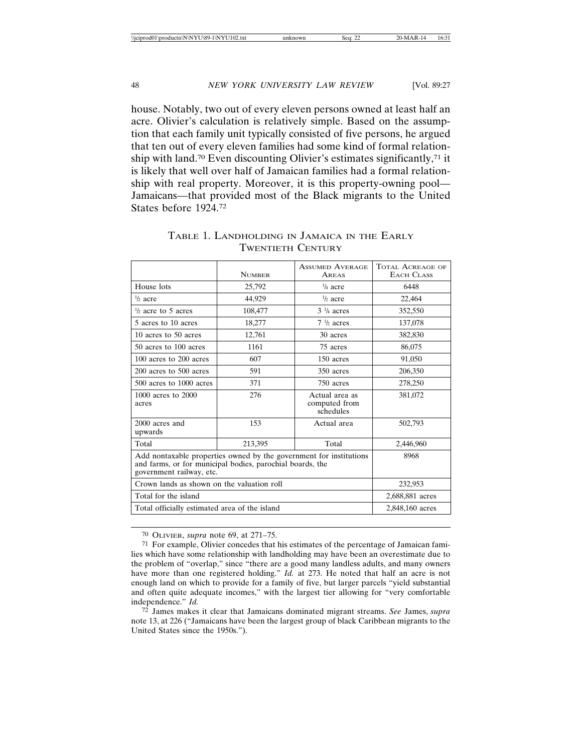house. Notably, two out of every eleven persons owned at least half an acre. Olivier's calculation is relatively simple. Based on the assumption that each family unit typically consisted of five persons, he argued that ten out of every eleven families had some kind of formal relationship with land.[70] Even discounting Olivier's estimates significantly,[71] it is likely that well over half of Jamaican families had a formal relationship with real property. Moreover, it is this property-owning pool—Jamaicans—that provided most of the Black migrants to the United States before 1924.[72]

TABLE 1. LANDHOLDING IN JAMAICA IN THE EARLY TWENTIETH CENTURY

| | NUMBER | ASSUMED AVERAGE AREAS | TOTAL ACREAGE OF EACH CLASS |
|---|---|---|---|
| House lots | 25,792 | ¼ acre | 6448 |
| ½ acre | 44,929 | ½ acre | 22,464 |
| ½ acre to 5 acres | 108,477 | 3 ¼ acres | 352,550 |
| 5 acres to 10 acres | 18,277 | 7 ½ acres | 137,078 |
| 10 acres to 50 acres | 12,761 | 30 acres | 382,830 |
| 50 acres to 100 acres | 1161 | 75 acres | 86,075 |
| 100 acres to 200 acres | 607 | 150 acres | 91,050 |
| 200 acres to 500 acres | 591 | 350 acres | 206,350 |
| 500 acres to 1000 acres | 371 | 750 acres | 278,250 |
| 1000 acres to 2000 acres | 276 | Actual area as computed from schedules | 381,072 |
| 2000 acres and upwards | 153 | Actual area | 502,793 |
| Total | 213,395 | Total | 2,446,960 |
| Add nontaxable properties owned by the government for institutions and farms, or for municipal bodies, parochial boards, the government railway, etc. | | | 8968 |
| Crown lands as shown on the valuation roll | | | 232,953 |
| Total for the island | | | 2,688,881 acres |
| Total officially estimated area of the island | | | 2,848,160 acres |

[70] OLIVIER, *supra* note 69, at 271–75.

[71] For example, Olivier concedes that his estimates of the percentage of Jamaican families which have some relationship with landholding may have been an overestimate due to the problem of "overlap," since "there are a good many landless adults, and many owners have more than one registered holding." *Id.* at 273. He noted that half an acre is not enough land on which to provide for a family of five, but larger parcels "yield substantial and often quite adequate incomes," with the largest tier allowing for "very comfortable independence." *Id.*

[72] James makes it clear that Jamaicans dominated migrant streams. *See* James, *supra* note 13, at 226 ("Jamaicans have been the largest group of black Caribbean migrants to the United States since the 1950s.").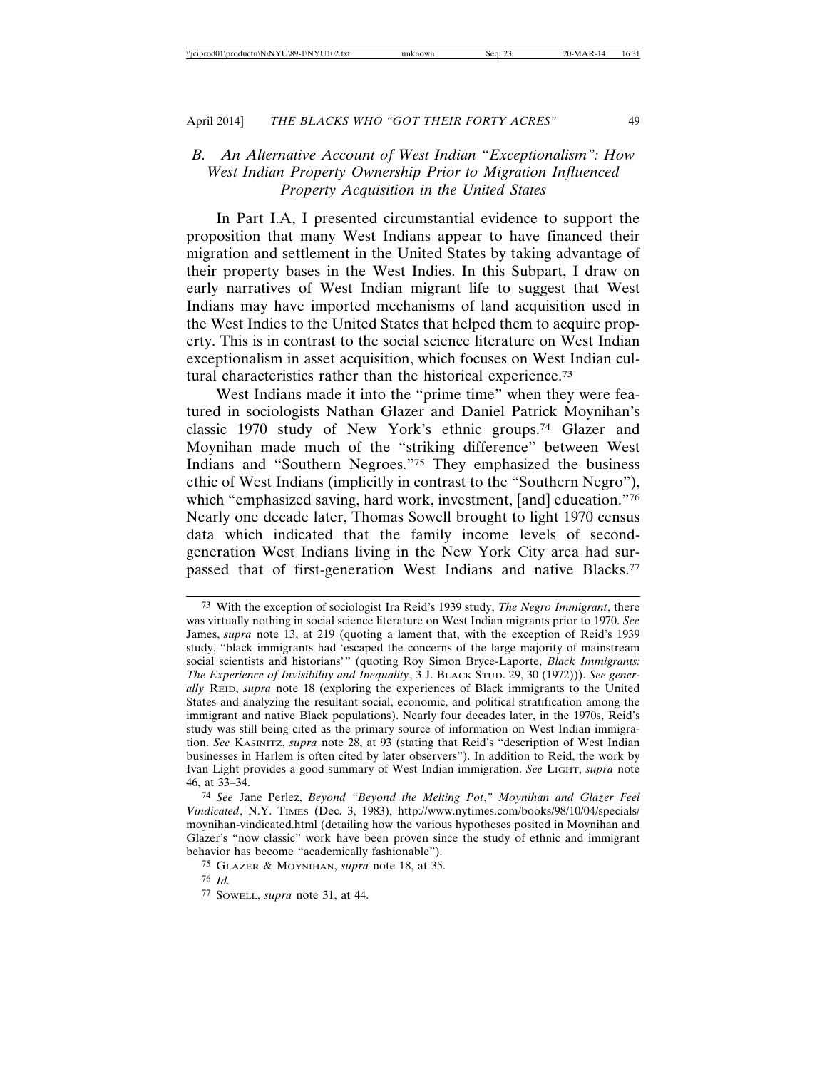### *B. An Alternative Account of West Indian "Exceptionalism": How West Indian Property Ownership Prior to Migration Influenced Property Acquisition in the United States*

In Part I.A, I presented circumstantial evidence to support the proposition that many West Indians appear to have financed their migration and settlement in the United States by taking advantage of their property bases in the West Indies. In this Subpart, I draw on early narratives of West Indian migrant life to suggest that West Indians may have imported mechanisms of land acquisition used in the West Indies to the United States that helped them to acquire property. This is in contrast to the social science literature on West Indian exceptionalism in asset acquisition, which focuses on West Indian cultural characteristics rather than the historical experience.[73]

West Indians made it into the "prime time" when they were featured in sociologists Nathan Glazer and Daniel Patrick Moynihan's classic 1970 study of New York's ethnic groups.[74] Glazer and Moynihan made much of the "striking difference" between West Indians and "Southern Negroes."[75] They emphasized the business ethic of West Indians (implicitly in contrast to the "Southern Negro"), which "emphasized saving, hard work, investment, [and] education."[76] Nearly one decade later, Thomas Sowell brought to light 1970 census data which indicated that the family income levels of second-generation West Indians living in the New York City area had surpassed that of first-generation West Indians and native Blacks.[77]

---

[73] With the exception of sociologist Ira Reid's 1939 study, *The Negro Immigrant*, there was virtually nothing in social science literature on West Indian migrants prior to 1970. *See* James, *supra* note 13, at 219 (quoting a lament that, with the exception of Reid's 1939 study, "black immigrants had 'escaped the concerns of the large majority of mainstream social scientists and historians'" (quoting Roy Simon Bryce-Laporte, *Black Immigrants: The Experience of Invisibility and Inequality*, 3 J. BLACK STUD. 29, 30 (1972))). *See generally* REID, *supra* note 18 (exploring the experiences of Black immigrants to the United States and analyzing the resultant social, economic, and political stratification among the immigrant and native Black populations). Nearly four decades later, in the 1970s, Reid's study was still being cited as the primary source of information on West Indian immigration. *See* KASINITZ, *supra* note 28, at 93 (stating that Reid's "description of West Indian businesses in Harlem is often cited by later observers"). In addition to Reid, the work by Ivan Light provides a good summary of West Indian immigration. *See* LIGHT, *supra* note 46, at 33–34.

[74] *See* Jane Perlez, *Beyond "Beyond the Melting Pot," Moynihan and Glazer Feel Vindicated*, N.Y. TIMES (Dec. 3, 1983), http://www.nytimes.com/books/98/10/04/specials/moynihan-vindicated.html (detailing how the various hypotheses posited in Moynihan and Glazer's "now classic" work have been proven since the study of ethnic and immigrant behavior has become "academically fashionable").

[75] GLAZER & MOYNIHAN, *supra* note 18, at 35.

[76] *Id.*

[77] SOWELL, *supra* note 31, at 44.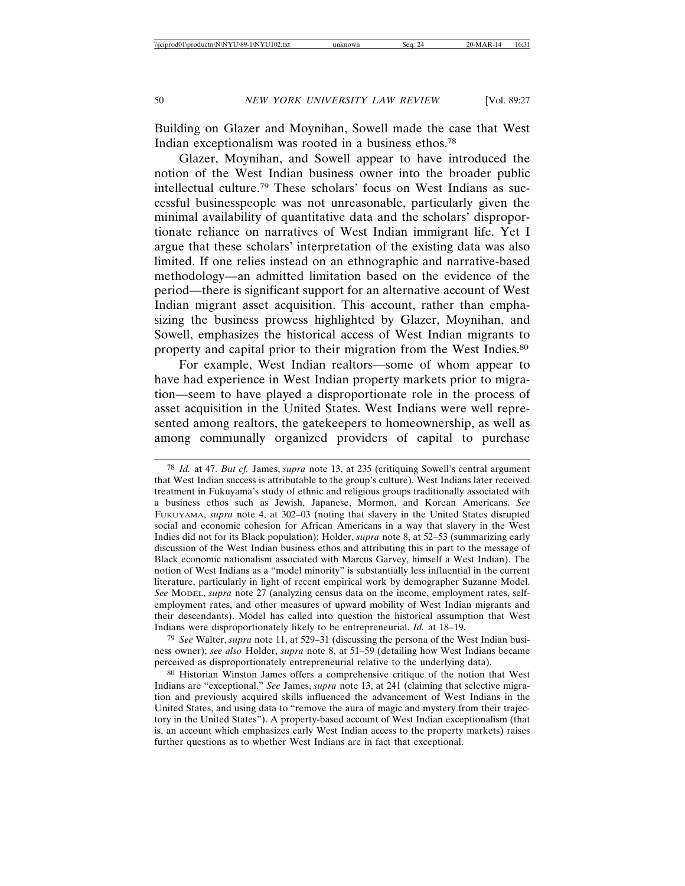Building on Glazer and Moynihan, Sowell made the case that West Indian exceptionalism was rooted in a business ethos.[78]

Glazer, Moynihan, and Sowell appear to have introduced the notion of the West Indian business owner into the broader public intellectual culture.[79] These scholars' focus on West Indians as successful businesspeople was not unreasonable, particularly given the minimal availability of quantitative data and the scholars' disproportionate reliance on narratives of West Indian immigrant life. Yet I argue that these scholars' interpretation of the existing data was also limited. If one relies instead on an ethnographic and narrative-based methodology—an admitted limitation based on the evidence of the period—there is significant support for an alternative account of West Indian migrant asset acquisition. This account, rather than emphasizing the business prowess highlighted by Glazer, Moynihan, and Sowell, emphasizes the historical access of West Indian migrants to property and capital prior to their migration from the West Indies.[80]

For example, West Indian realtors—some of whom appear to have had experience in West Indian property markets prior to migration—seem to have played a disproportionate role in the process of asset acquisition in the United States. West Indians were well represented among realtors, the gatekeepers to homeownership, as well as among communally organized providers of capital to purchase

---

[78] *Id.* at 47. *But cf.* James, *supra* note 13, at 235 (critiquing Sowell's central argument that West Indian success is attributable to the group's culture). West Indians later received treatment in Fukuyama's study of ethnic and religious groups traditionally associated with a business ethos such as Jewish, Japanese, Mormon, and Korean Americans. *See* FUKUYAMA, *supra* note 4, at 302–03 (noting that slavery in the United States disrupted social and economic cohesion for African Americans in a way that slavery in the West Indies did not for its Black population); Holder, *supra* note 8, at 52–53 (summarizing early discussion of the West Indian business ethos and attributing this in part to the message of Black economic nationalism associated with Marcus Garvey, himself a West Indian). The notion of West Indians as a "model minority" is substantially less influential in the current literature, particularly in light of recent empirical work by demographer Suzanne Model. *See* MODEL, *supra* note 27 (analyzing census data on the income, employment rates, self-employment rates, and other measures of upward mobility of West Indian migrants and their descendants). Model has called into question the historical assumption that West Indians were disproportionately likely to be entrepreneurial. *Id.* at 18–19.

[79] *See* Walter, *supra* note 11, at 529–31 (discussing the persona of the West Indian business owner); *see also* Holder, *supra* note 8, at 51–59 (detailing how West Indians became perceived as disproportionately entrepreneurial relative to the underlying data).

[80] Historian Winston James offers a comprehensive critique of the notion that West Indians are "exceptional." *See* James, *supra* note 13, at 241 (claiming that selective migration and previously acquired skills influenced the advancement of West Indians in the United States, and using data to "remove the aura of magic and mystery from their trajectory in the United States"). A property-based account of West Indian exceptionalism (that is, an account which emphasizes early West Indian access to the property markets) raises further questions as to whether West Indians are in fact that exceptional.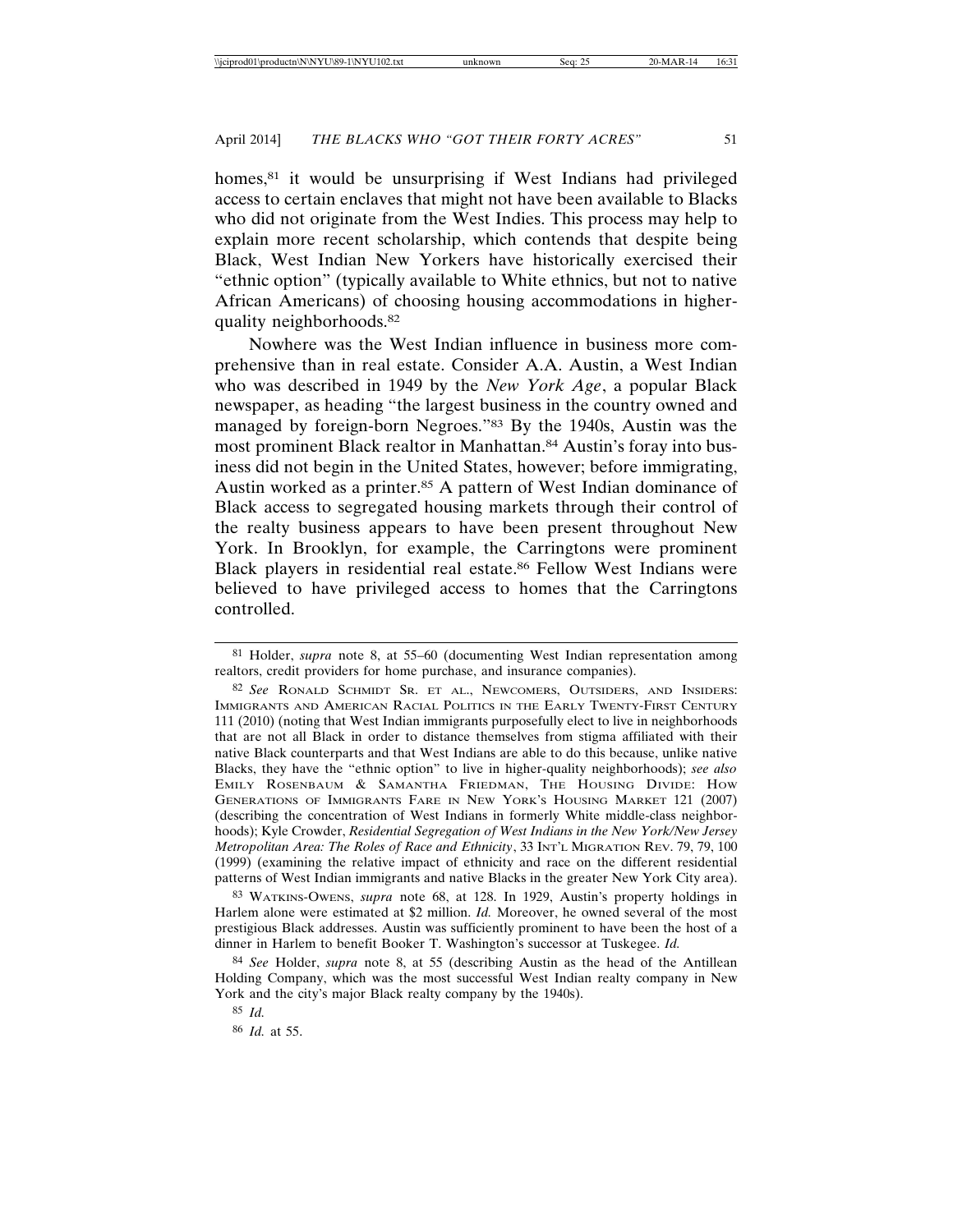homes,[81] it would be unsurprising if West Indians had privileged access to certain enclaves that might not have been available to Blacks who did not originate from the West Indies. This process may help to explain more recent scholarship, which contends that despite being Black, West Indian New Yorkers have historically exercised their "ethnic option" (typically available to White ethnics, but not to native African Americans) of choosing housing accommodations in higher-quality neighborhoods.[82]

Nowhere was the West Indian influence in business more comprehensive than in real estate. Consider A.A. Austin, a West Indian who was described in 1949 by the *New York Age*, a popular Black newspaper, as heading "the largest business in the country owned and managed by foreign-born Negroes."[83] By the 1940s, Austin was the most prominent Black realtor in Manhattan.[84] Austin's foray into business did not begin in the United States, however; before immigrating, Austin worked as a printer.[85] A pattern of West Indian dominance of Black access to segregated housing markets through their control of the realty business appears to have been present throughout New York. In Brooklyn, for example, the Carringtons were prominent Black players in residential real estate.[86] Fellow West Indians were believed to have privileged access to homes that the Carringtons controlled.

---

[81] Holder, *supra* note 8, at 55–60 (documenting West Indian representation among realtors, credit providers for home purchase, and insurance companies).

[82] *See* Ronald Schmidt Sr. et al., Newcomers, Outsiders, and Insiders: Immigrants and American Racial Politics in the Early Twenty-First Century 111 (2010) (noting that West Indian immigrants purposefully elect to live in neighborhoods that are not all Black in order to distance themselves from stigma affiliated with their native Black counterparts and that West Indians are able to do this because, unlike native Blacks, they have the "ethnic option" to live in higher-quality neighborhoods); *see also* Emily Rosenbaum & Samantha Friedman, The Housing Divide: How Generations of Immigrants Fare in New York's Housing Market 121 (2007) (describing the concentration of West Indians in formerly White middle-class neighborhoods); Kyle Crowder, *Residential Segregation of West Indians in the New York/New Jersey Metropolitan Area: The Roles of Race and Ethnicity*, 33 Int'l Migration Rev. 79, 79, 100 (1999) (examining the relative impact of ethnicity and race on the different residential patterns of West Indian immigrants and native Blacks in the greater New York City area).

[83] Watkins-Owens, *supra* note 68, at 128. In 1929, Austin's property holdings in Harlem alone were estimated at \$2 million. *Id.* Moreover, he owned several of the most prestigious Black addresses. Austin was sufficiently prominent to have been the host of a dinner in Harlem to benefit Booker T. Washington's successor at Tuskegee. *Id.*

[84] *See* Holder, *supra* note 8, at 55 (describing Austin as the head of the Antillean Holding Company, which was the most successful West Indian realty company in New York and the city's major Black realty company by the 1940s).

[85] *Id.*

[86] *Id.* at 55.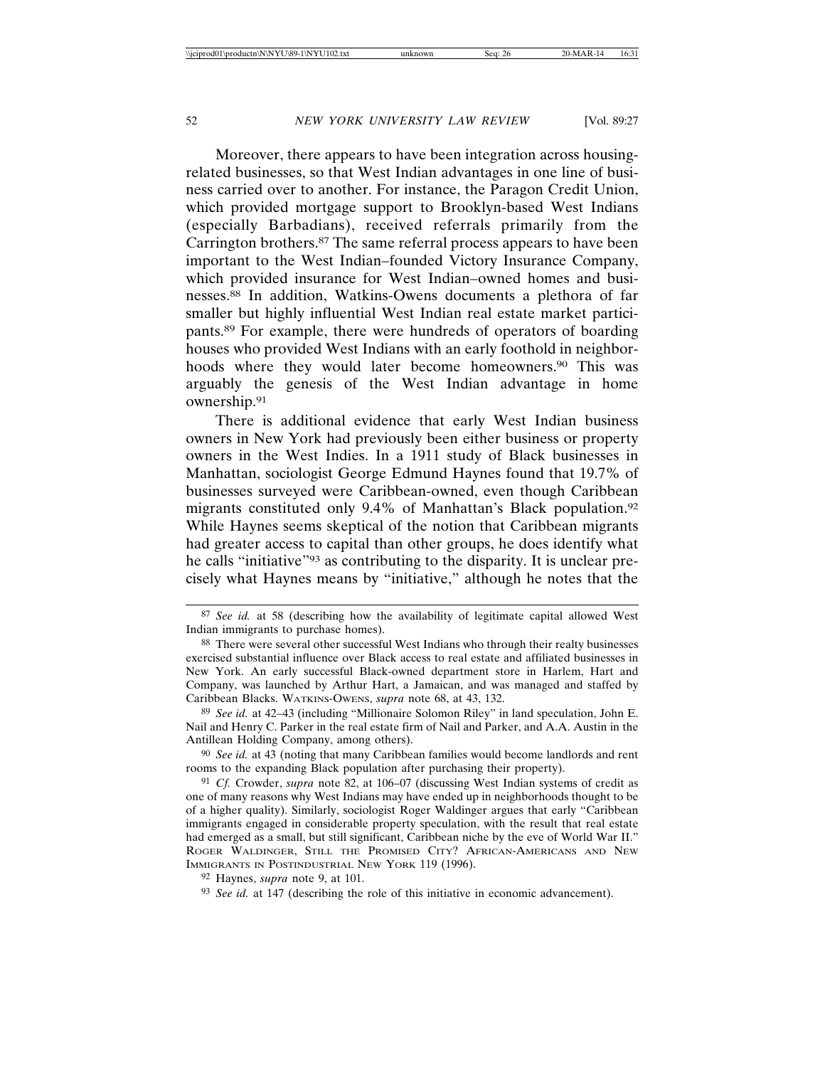Moreover, there appears to have been integration across housing-related businesses, so that West Indian advantages in one line of business carried over to another. For instance, the Paragon Credit Union, which provided mortgage support to Brooklyn-based West Indians (especially Barbadians), received referrals primarily from the Carrington brothers.[87] The same referral process appears to have been important to the West Indian–founded Victory Insurance Company, which provided insurance for West Indian–owned homes and businesses.[88] In addition, Watkins-Owens documents a plethora of far smaller but highly influential West Indian real estate market participants.[89] For example, there were hundreds of operators of boarding houses who provided West Indians with an early foothold in neighborhoods where they would later become homeowners.[90] This was arguably the genesis of the West Indian advantage in home ownership.[91]

There is additional evidence that early West Indian business owners in New York had previously been either business or property owners in the West Indies. In a 1911 study of Black businesses in Manhattan, sociologist George Edmund Haynes found that 19.7% of businesses surveyed were Caribbean-owned, even though Caribbean migrants constituted only 9.4% of Manhattan's Black population.[92] While Haynes seems skeptical of the notion that Caribbean migrants had greater access to capital than other groups, he does identify what he calls "initiative"[93] as contributing to the disparity. It is unclear precisely what Haynes means by "initiative," although he notes that the

---

[87] *See id.* at 58 (describing how the availability of legitimate capital allowed West Indian immigrants to purchase homes).

[88] There were several other successful West Indians who through their realty businesses exercised substantial influence over Black access to real estate and affiliated businesses in New York. An early successful Black-owned department store in Harlem, Hart and Company, was launched by Arthur Hart, a Jamaican, and was managed and staffed by Caribbean Blacks. WATKINS-OWENS, *supra* note 68, at 43, 132.

[89] *See id.* at 42–43 (including "Millionaire Solomon Riley" in land speculation, John E. Nail and Henry C. Parker in the real estate firm of Nail and Parker, and A.A. Austin in the Antillean Holding Company, among others).

[90] *See id.* at 43 (noting that many Caribbean families would become landlords and rent rooms to the expanding Black population after purchasing their property).

[91] *Cf.* Crowder, *supra* note 82, at 106–07 (discussing West Indian systems of credit as one of many reasons why West Indians may have ended up in neighborhoods thought to be of a higher quality). Similarly, sociologist Roger Waldinger argues that early "Caribbean immigrants engaged in considerable property speculation, with the result that real estate had emerged as a small, but still significant, Caribbean niche by the eve of World War II." ROGER WALDINGER, STILL THE PROMISED CITY? AFRICAN-AMERICANS AND NEW IMMIGRANTS IN POSTINDUSTRIAL NEW YORK 119 (1996).

[92] Haynes, *supra* note 9, at 101.

[93] *See id.* at 147 (describing the role of this initiative in economic advancement).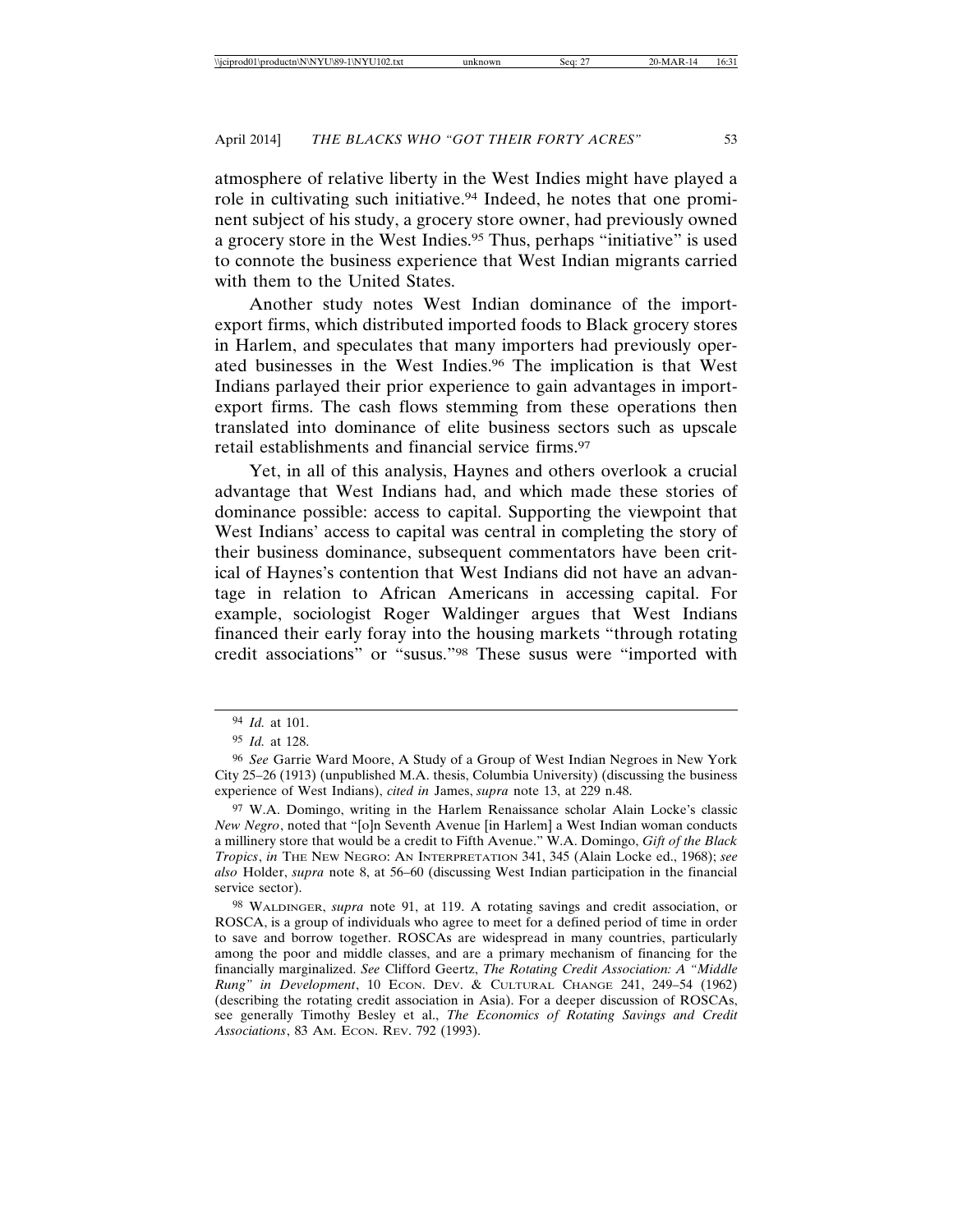atmosphere of relative liberty in the West Indies might have played a role in cultivating such initiative.[94] Indeed, he notes that one prominent subject of his study, a grocery store owner, had previously owned a grocery store in the West Indies.[95] Thus, perhaps "initiative" is used to connote the business experience that West Indian migrants carried with them to the United States.

Another study notes West Indian dominance of the import-export firms, which distributed imported foods to Black grocery stores in Harlem, and speculates that many importers had previously operated businesses in the West Indies.[96] The implication is that West Indians parlayed their prior experience to gain advantages in import-export firms. The cash flows stemming from these operations then translated into dominance of elite business sectors such as upscale retail establishments and financial service firms.[97]

Yet, in all of this analysis, Haynes and others overlook a crucial advantage that West Indians had, and which made these stories of dominance possible: access to capital. Supporting the viewpoint that West Indians' access to capital was central in completing the story of their business dominance, subsequent commentators have been critical of Haynes's contention that West Indians did not have an advantage in relation to African Americans in accessing capital. For example, sociologist Roger Waldinger argues that West Indians financed their early foray into the housing markets "through rotating credit associations" or "susus."[98] These susus were "imported with

---

[94] *Id.* at 101.

[95] *Id.* at 128.

[96] *See* Garrie Ward Moore, A Study of a Group of West Indian Negroes in New York City 25–26 (1913) (unpublished M.A. thesis, Columbia University) (discussing the business experience of West Indians), *cited in* James, *supra* note 13, at 229 n.48.

[97] W.A. Domingo, writing in the Harlem Renaissance scholar Alain Locke's classic *New Negro*, noted that "[o]n Seventh Avenue [in Harlem] a West Indian woman conducts a millinery store that would be a credit to Fifth Avenue." W.A. Domingo, *Gift of the Black Tropics*, *in* THE NEW NEGRO: AN INTERPRETATION 341, 345 (Alain Locke ed., 1968); *see also* Holder, *supra* note 8, at 56–60 (discussing West Indian participation in the financial service sector).

[98] WALDINGER, *supra* note 91, at 119. A rotating savings and credit association, or ROSCA, is a group of individuals who agree to meet for a defined period of time in order to save and borrow together. ROSCAs are widespread in many countries, particularly among the poor and middle classes, and are a primary mechanism of financing for the financially marginalized. *See* Clifford Geertz, *The Rotating Credit Association: A "Middle Rung" in Development*, 10 ECON. DEV. & CULTURAL CHANGE 241, 249–54 (1962) (describing the rotating credit association in Asia). For a deeper discussion of ROSCAs, see generally Timothy Besley et al., *The Economics of Rotating Savings and Credit Associations*, 83 AM. ECON. REV. 792 (1993).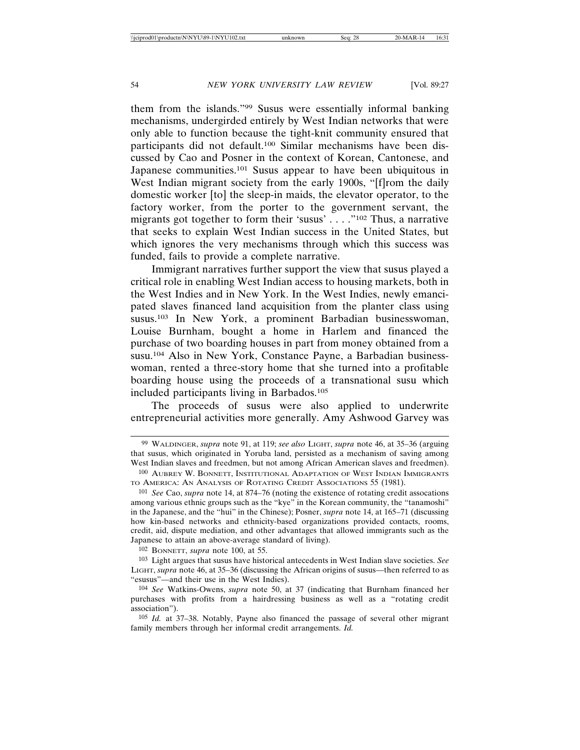them from the islands."[99] Susus were essentially informal banking mechanisms, undergirded entirely by West Indian networks that were only able to function because the tight-knit community ensured that participants did not default.[100] Similar mechanisms have been discussed by Cao and Posner in the context of Korean, Cantonese, and Japanese communities.[101] Susus appear to have been ubiquitous in West Indian migrant society from the early 1900s, "[f]rom the daily domestic worker [to] the sleep-in maids, the elevator operator, to the factory worker, from the porter to the government servant, the migrants got together to form their 'susus' . . . ."[102] Thus, a narrative that seeks to explain West Indian success in the United States, but which ignores the very mechanisms through which this success was funded, fails to provide a complete narrative.

Immigrant narratives further support the view that susus played a critical role in enabling West Indian access to housing markets, both in the West Indies and in New York. In the West Indies, newly emancipated slaves financed land acquisition from the planter class using susus.[103] In New York, a prominent Barbadian businesswoman, Louise Burnham, bought a home in Harlem and financed the purchase of two boarding houses in part from money obtained from a susu.[104] Also in New York, Constance Payne, a Barbadian businesswoman, rented a three-story home that she turned into a profitable boarding house using the proceeds of a transnational susu which included participants living in Barbados.[105]

The proceeds of susus were also applied to underwrite entrepreneurial activities more generally. Amy Ashwood Garvey was

---

[99] WALDINGER, *supra* note 91, at 119; *see also* LIGHT, *supra* note 46, at 35–36 (arguing that susus, which originated in Yoruba land, persisted as a mechanism of saving among West Indian slaves and freedmen, but not among African American slaves and freedmen).

[100] AUBREY W. BONNETT, INSTITUTIONAL ADAPTATION OF WEST INDIAN IMMIGRANTS TO AMERICA: AN ANALYSIS OF ROTATING CREDIT ASSOCIATIONS 55 (1981).

[101] *See* Cao, *supra* note 14, at 874–76 (noting the existence of rotating credit assocations among various ethnic groups such as the "kye" in the Korean community, the "tanamoshi" in the Japanese, and the "hui" in the Chinese); Posner, *supra* note 14, at 165–71 (discussing how kin-based networks and ethnicity-based organizations provided contacts, rooms, credit, aid, dispute mediation, and other advantages that allowed immigrants such as the Japanese to attain an above-average standard of living).

[102] BONNETT, *supra* note 100, at 55.

[103] Light argues that susus have historical antecedents in West Indian slave societies. *See* LIGHT, *supra* note 46, at 35–36 (discussing the African origins of susus—then referred to as "esusus"—and their use in the West Indies).

[104] *See* Watkins-Owens, *supra* note 50, at 37 (indicating that Burnham financed her purchases with profits from a hairdressing business as well as a "rotating credit association").

[105] *Id.* at 37–38. Notably, Payne also financed the passage of several other migrant family members through her informal credit arrangements. *Id.*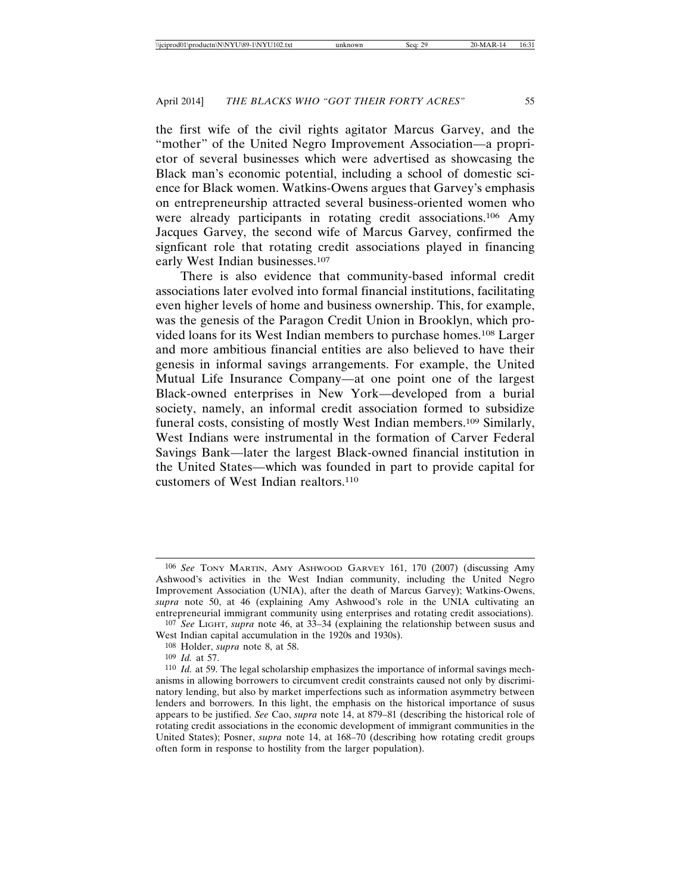the first wife of the civil rights agitator Marcus Garvey, and the "mother" of the United Negro Improvement Association—a proprietor of several businesses which were advertised as showcasing the Black man's economic potential, including a school of domestic science for Black women. Watkins-Owens argues that Garvey's emphasis on entrepreneurship attracted several business-oriented women who were already participants in rotating credit associations.[106] Amy Jacques Garvey, the second wife of Marcus Garvey, confirmed the signficant role that rotating credit associations played in financing early West Indian businesses.[107]

There is also evidence that community-based informal credit associations later evolved into formal financial institutions, facilitating even higher levels of home and business ownership. This, for example, was the genesis of the Paragon Credit Union in Brooklyn, which provided loans for its West Indian members to purchase homes.[108] Larger and more ambitious financial entities are also believed to have their genesis in informal savings arrangements. For example, the United Mutual Life Insurance Company—at one point one of the largest Black-owned enterprises in New York—developed from a burial society, namely, an informal credit association formed to subsidize funeral costs, consisting of mostly West Indian members.[109] Similarly, West Indians were instrumental in the formation of Carver Federal Savings Bank—later the largest Black-owned financial institution in the United States—which was founded in part to provide capital for customers of West Indian realtors.[110]

---

[106] *See* TONY MARTIN, AMY ASHWOOD GARVEY 161, 170 (2007) (discussing Amy Ashwood's activities in the West Indian community, including the United Negro Improvement Association (UNIA), after the death of Marcus Garvey); Watkins-Owens, *supra* note 50, at 46 (explaining Amy Ashwood's role in the UNIA cultivating an entrepreneurial immigrant community using enterprises and rotating credit associations).

[107] *See* LIGHT, *supra* note 46, at 33–34 (explaining the relationship between susus and West Indian capital accumulation in the 1920s and 1930s).

[108] Holder, *supra* note 8, at 58.

[109] *Id.* at 57.

[110] *Id.* at 59. The legal scholarship emphasizes the importance of informal savings mechanisms in allowing borrowers to circumvent credit constraints caused not only by discriminatory lending, but also by market imperfections such as information asymmetry between lenders and borrowers. In this light, the emphasis on the historical importance of susus appears to be justified. *See* Cao, *supra* note 14, at 879–81 (describing the historical role of rotating credit associations in the economic development of immigrant communities in the United States); Posner, *supra* note 14, at 168–70 (describing how rotating credit groups often form in response to hostility from the larger population).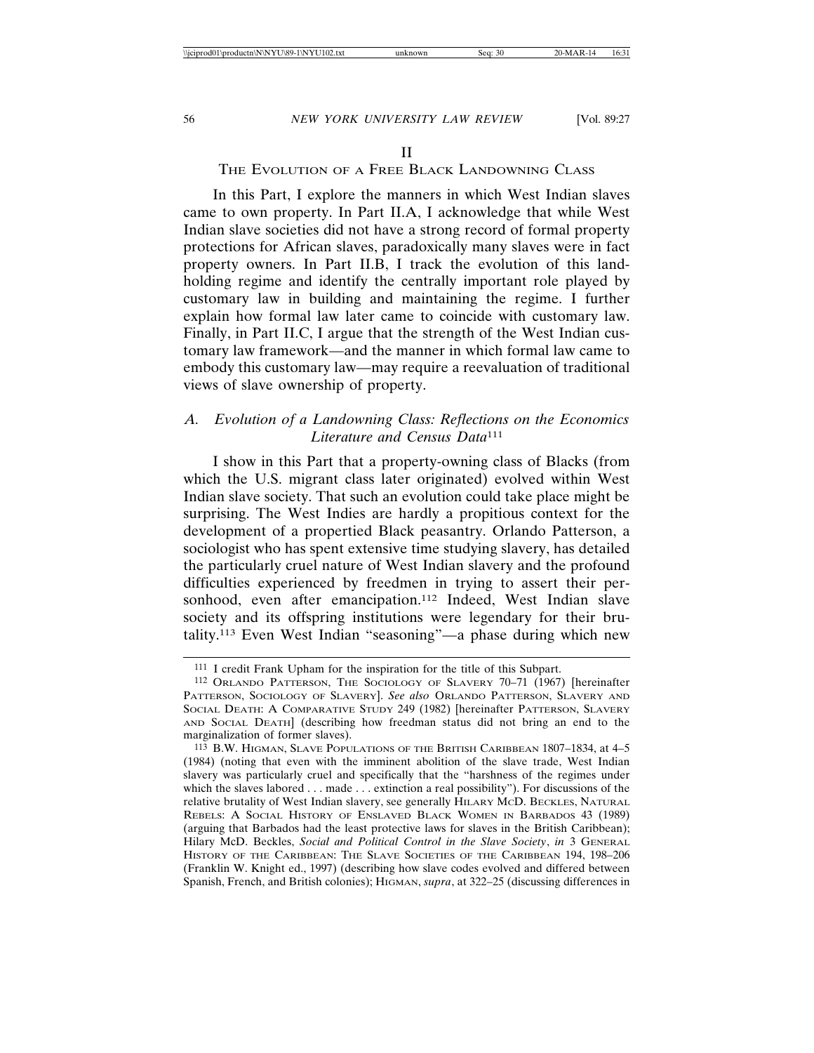## II
## THE EVOLUTION OF A FREE BLACK LANDOWNING CLASS

In this Part, I explore the manners in which West Indian slaves came to own property. In Part II.A, I acknowledge that while West Indian slave societies did not have a strong record of formal property protections for African slaves, paradoxically many slaves were in fact property owners. In Part II.B, I track the evolution of this land-holding regime and identify the centrally important role played by customary law in building and maintaining the regime. I further explain how formal law later came to coincide with customary law. Finally, in Part II.C, I argue that the strength of the West Indian customary law framework—and the manner in which formal law came to embody this customary law—may require a reevaluation of traditional views of slave ownership of property.

### *A. Evolution of a Landowning Class: Reflections on the Economics Literature and Census Data*[111]

I show in this Part that a property-owning class of Blacks (from which the U.S. migrant class later originated) evolved within West Indian slave society. That such an evolution could take place might be surprising. The West Indies are hardly a propitious context for the development of a propertied Black peasantry. Orlando Patterson, a sociologist who has spent extensive time studying slavery, has detailed the particularly cruel nature of West Indian slavery and the profound difficulties experienced by freedmen in trying to assert their personhood, even after emancipation.[112] Indeed, West Indian slave society and its offspring institutions were legendary for their brutality.[113] Even West Indian "seasoning"—a phase during which new

---

[111] I credit Frank Upham for the inspiration for the title of this Subpart.

[112] ORLANDO PATTERSON, THE SOCIOLOGY OF SLAVERY 70–71 (1967) [hereinafter PATTERSON, SOCIOLOGY OF SLAVERY]. *See also* ORLANDO PATTERSON, SLAVERY AND SOCIAL DEATH: A COMPARATIVE STUDY 249 (1982) [hereinafter PATTERSON, SLAVERY AND SOCIAL DEATH] (describing how freedman status did not bring an end to the marginalization of former slaves).

[113] B.W. HIGMAN, SLAVE POPULATIONS OF THE BRITISH CARIBBEAN 1807–1834, at 4–5 (1984) (noting that even with the imminent abolition of the slave trade, West Indian slavery was particularly cruel and specifically that the "harshness of the regimes under which the slaves labored . . . made . . . extinction a real possibility"). For discussions of the relative brutality of West Indian slavery, see generally HILARY MCD. BECKLES, NATURAL REBELS: A SOCIAL HISTORY OF ENSLAVED BLACK WOMEN IN BARBADOS 43 (1989) (arguing that Barbados had the least protective laws for slaves in the British Caribbean); Hilary McD. Beckles, *Social and Political Control in the Slave Society*, *in* 3 GENERAL HISTORY OF THE CARIBBEAN: THE SLAVE SOCIETIES OF THE CARIBBEAN 194, 198–206 (Franklin W. Knight ed., 1997) (describing how slave codes evolved and differed between Spanish, French, and British colonies); HIGMAN, *supra*, at 322–25 (discussing differences in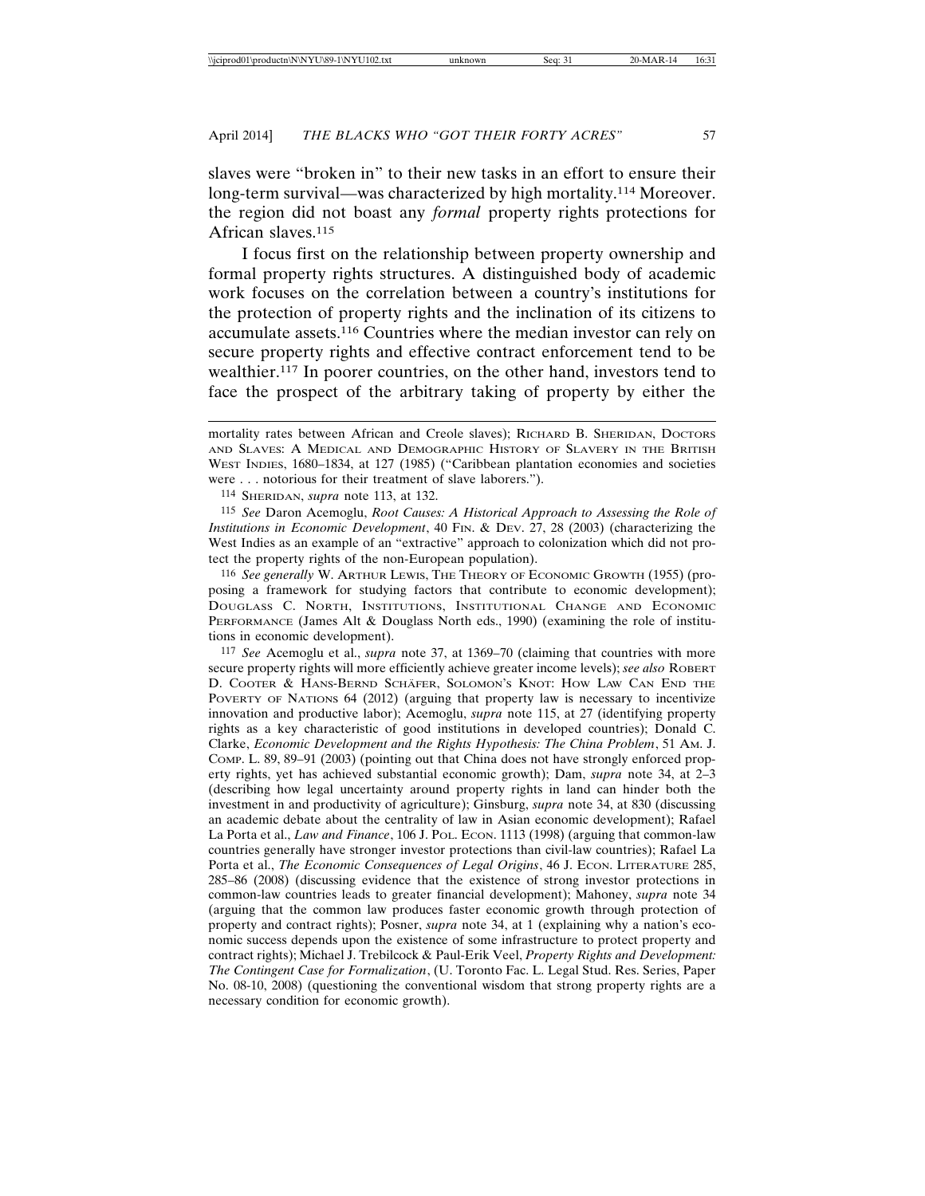slaves were "broken in" to their new tasks in an effort to ensure their long-term survival—was characterized by high mortality.[114] Moreover. the region did not boast any *formal* property rights protections for African slaves.[115]

I focus first on the relationship between property ownership and formal property rights structures. A distinguished body of academic work focuses on the correlation between a country's institutions for the protection of property rights and the inclination of its citizens to accumulate assets.[116] Countries where the median investor can rely on secure property rights and effective contract enforcement tend to be wealthier.[117] In poorer countries, on the other hand, investors tend to face the prospect of the arbitrary taking of property by either the

---

mortality rates between African and Creole slaves); RICHARD B. SHERIDAN, DOCTORS AND SLAVES: A MEDICAL AND DEMOGRAPHIC HISTORY OF SLAVERY IN THE BRITISH WEST INDIES, 1680–1834, at 127 (1985) ("Caribbean plantation economies and societies were . . . notorious for their treatment of slave laborers.").

114 SHERIDAN, *supra* note 113, at 132.

115 *See* Daron Acemoglu, *Root Causes: A Historical Approach to Assessing the Role of Institutions in Economic Development*, 40 FIN. & DEV. 27, 28 (2003) (characterizing the West Indies as an example of an "extractive" approach to colonization which did not protect the property rights of the non-European population).

116 *See generally* W. ARTHUR LEWIS, THE THEORY OF ECONOMIC GROWTH (1955) (proposing a framework for studying factors that contribute to economic development); DOUGLASS C. NORTH, INSTITUTIONS, INSTITUTIONAL CHANGE AND ECONOMIC PERFORMANCE (James Alt & Douglass North eds., 1990) (examining the role of institutions in economic development).

117 *See* Acemoglu et al., *supra* note 37, at 1369–70 (claiming that countries with more secure property rights will more efficiently achieve greater income levels); *see also* ROBERT D. COOTER & HANS-BERND SCHÄFER, SOLOMON'S KNOT: HOW LAW CAN END THE POVERTY OF NATIONS 64 (2012) (arguing that property law is necessary to incentivize innovation and productive labor); Acemoglu, *supra* note 115, at 27 (identifying property rights as a key characteristic of good institutions in developed countries); Donald C. Clarke, *Economic Development and the Rights Hypothesis: The China Problem*, 51 AM. J. COMP. L. 89, 89–91 (2003) (pointing out that China does not have strongly enforced property rights, yet has achieved substantial economic growth); Dam, *supra* note 34, at 2–3 (describing how legal uncertainty around property rights in land can hinder both the investment in and productivity of agriculture); Ginsburg, *supra* note 34, at 830 (discussing an academic debate about the centrality of law in Asian economic development); Rafael La Porta et al., *Law and Finance*, 106 J. POL. ECON. 1113 (1998) (arguing that common-law countries generally have stronger investor protections than civil-law countries); Rafael La Porta et al., *The Economic Consequences of Legal Origins*, 46 J. ECON. LITERATURE 285, 285–86 (2008) (discussing evidence that the existence of strong investor protections in common-law countries leads to greater financial development); Mahoney, *supra* note 34 (arguing that the common law produces faster economic growth through protection of property and contract rights); Posner, *supra* note 34, at 1 (explaining why a nation's economic success depends upon the existence of some infrastructure to protect property and contract rights); Michael J. Trebilcock & Paul-Erik Veel, *Property Rights and Development: The Contingent Case for Formalization*, (U. Toronto Fac. L. Legal Stud. Res. Series, Paper No. 08-10, 2008) (questioning the conventional wisdom that strong property rights are a necessary condition for economic growth).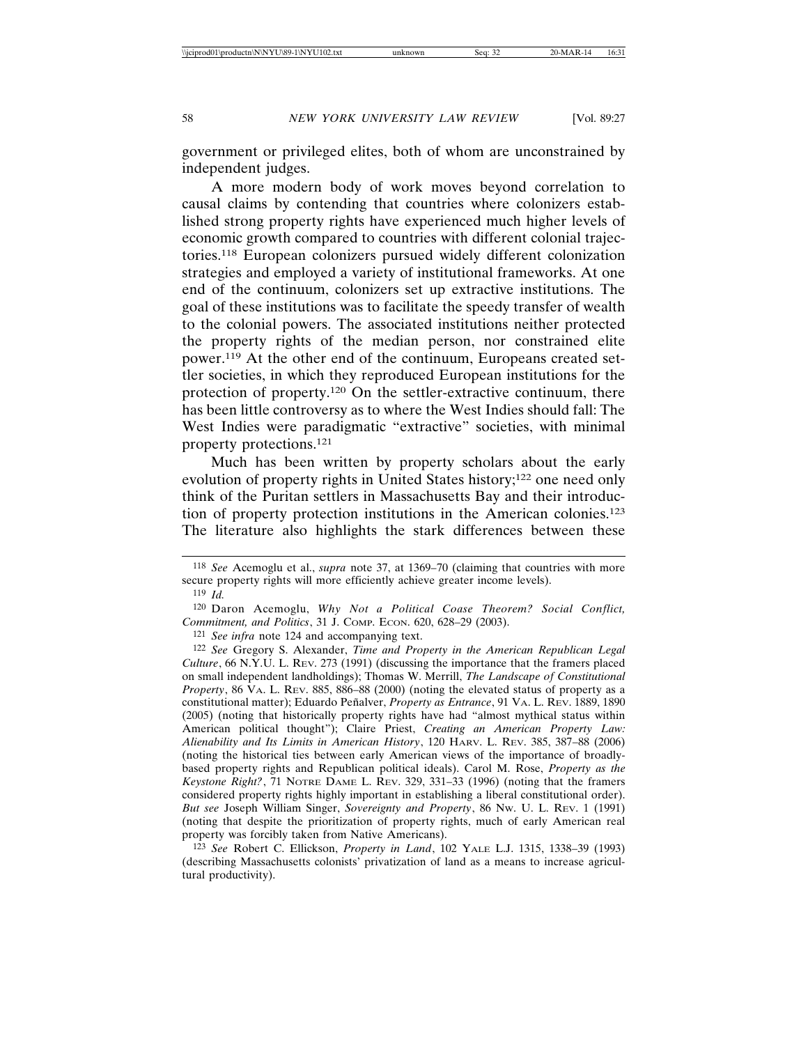government or privileged elites, both of whom are unconstrained by independent judges.

A more modern body of work moves beyond correlation to causal claims by contending that countries where colonizers established strong property rights have experienced much higher levels of economic growth compared to countries with different colonial trajectories.[118] European colonizers pursued widely different colonization strategies and employed a variety of institutional frameworks. At one end of the continuum, colonizers set up extractive institutions. The goal of these institutions was to facilitate the speedy transfer of wealth to the colonial powers. The associated institutions neither protected the property rights of the median person, nor constrained elite power.[119] At the other end of the continuum, Europeans created settler societies, in which they reproduced European institutions for the protection of property.[120] On the settler-extractive continuum, there has been little controversy as to where the West Indies should fall: The West Indies were paradigmatic "extractive" societies, with minimal property protections.[121]

Much has been written by property scholars about the early evolution of property rights in United States history;[122] one need only think of the Puritan settlers in Massachusetts Bay and their introduction of property protection institutions in the American colonies.[123] The literature also highlights the stark differences between these

---

[118] *See* Acemoglu et al., *supra* note 37, at 1369–70 (claiming that countries with more secure property rights will more efficiently achieve greater income levels).

[119] *Id.*

[120] Daron Acemoglu, *Why Not a Political Coase Theorem? Social Conflict, Commitment, and Politics*, 31 J. COMP. ECON. 620, 628–29 (2003).

[121] *See infra* note 124 and accompanying text.

[122] *See* Gregory S. Alexander, *Time and Property in the American Republican Legal Culture*, 66 N.Y.U. L. REV. 273 (1991) (discussing the importance that the framers placed on small independent landholdings); Thomas W. Merrill, *The Landscape of Constitutional Property*, 86 VA. L. REV. 885, 886–88 (2000) (noting the elevated status of property as a constitutional matter); Eduardo Peñalver, *Property as Entrance*, 91 VA. L. REV. 1889, 1890 (2005) (noting that historically property rights have had "almost mythical status within American political thought"); Claire Priest, *Creating an American Property Law: Alienability and Its Limits in American History*, 120 HARV. L. REV. 385, 387–88 (2006) (noting the historical ties between early American views of the importance of broadly-based property rights and Republican political ideals). Carol M. Rose, *Property as the Keystone Right?*, 71 NOTRE DAME L. REV. 329, 331–33 (1996) (noting that the framers considered property rights highly important in establishing a liberal constitutional order). *But see* Joseph William Singer, *Sovereignty and Property*, 86 NW. U. L. REV. 1 (1991) (noting that despite the prioritization of property rights, much of early American real property was forcibly taken from Native Americans).

[123] *See* Robert C. Ellickson, *Property in Land*, 102 YALE L.J. 1315, 1338–39 (1993) (describing Massachusetts colonists' privatization of land as a means to increase agricultural productivity).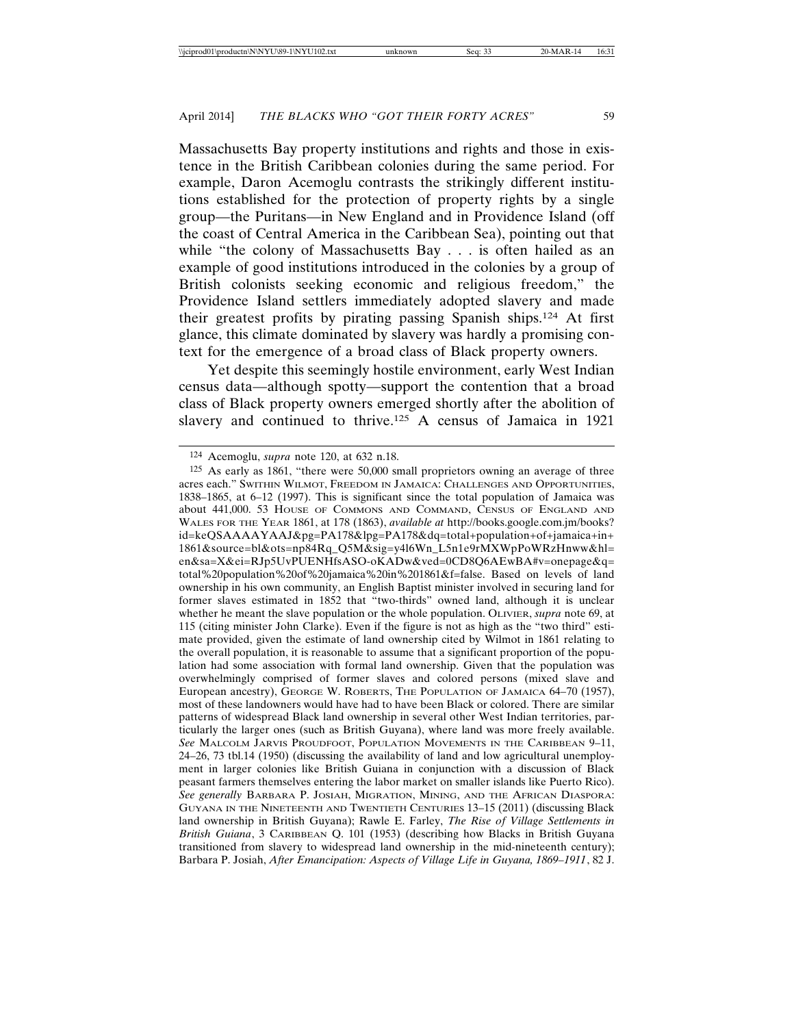Massachusetts Bay property institutions and rights and those in existence in the British Caribbean colonies during the same period. For example, Daron Acemoglu contrasts the strikingly different institutions established for the protection of property rights by a single group—the Puritans—in New England and in Providence Island (off the coast of Central America in the Caribbean Sea), pointing out that while "the colony of Massachusetts Bay . . . is often hailed as an example of good institutions introduced in the colonies by a group of British colonists seeking economic and religious freedom," the Providence Island settlers immediately adopted slavery and made their greatest profits by pirating passing Spanish ships.[124] At first glance, this climate dominated by slavery was hardly a promising context for the emergence of a broad class of Black property owners.

Yet despite this seemingly hostile environment, early West Indian census data—although spotty—support the contention that a broad class of Black property owners emerged shortly after the abolition of slavery and continued to thrive.[125] A census of Jamaica in 1921

---

[124] Acemoglu, *supra* note 120, at 632 n.18.

[125] As early as 1861, "there were 50,000 small proprietors owning an average of three acres each." SWITHIN WILMOT, FREEDOM IN JAMAICA: CHALLENGES AND OPPORTUNITIES, 1838–1865, at 6–12 (1997). This is significant since the total population of Jamaica was about 441,000. 53 HOUSE OF COMMONS AND COMMAND, CENSUS OF ENGLAND AND WALES FOR THE YEAR 1861, at 178 (1863), *available at* http://books.google.com.jm/books?id=keQSAAAAYAAJ&pg=PA178&lpg=PA178&dq=total+population+of+jamaica+in+1861&source=bl&ots=np84Rq_Q5M&sig=y4l6Wn_L5n1e9rMXWpPoWRzHnww&hl=en&sa=X&ei=RJp5UvPUENHfsASO-oKADw&ved=0CD8Q6AEwBA#v=onepage&q=total%20population%20of%20jamaica%20in%201861&f=false. Based on levels of land ownership in his own community, an English Baptist minister involved in securing land for former slaves estimated in 1852 that "two-thirds" owned land, although it is unclear whether he meant the slave population or the whole population. OLIVIER, *supra* note 69, at 115 (citing minister John Clarke). Even if the figure is not as high as the "two third" estimate provided, given the estimate of land ownership cited by Wilmot in 1861 relating to the overall population, it is reasonable to assume that a significant proportion of the population had some association with formal land ownership. Given that the population was overwhelmingly comprised of former slaves and colored persons (mixed slave and European ancestry), GEORGE W. ROBERTS, THE POPULATION OF JAMAICA 64–70 (1957), most of these landowners would have had to have been Black or colored. There are similar patterns of widespread Black land ownership in several other West Indian territories, particularly the larger ones (such as British Guyana), where land was more freely available. *See* MALCOLM JARVIS PROUDFOOT, POPULATION MOVEMENTS IN THE CARIBBEAN 9–11, 24–26, 73 tbl.14 (1950) (discussing the availability of land and low agricultural unemployment in larger colonies like British Guiana in conjunction with a discussion of Black peasant farmers themselves entering the labor market on smaller islands like Puerto Rico). *See generally* BARBARA P. JOSIAH, MIGRATION, MINING, AND THE AFRICAN DIASPORA: GUYANA IN THE NINETEENTH AND TWENTIETH CENTURIES 13–15 (2011) (discussing Black land ownership in British Guyana); Rawle E. Farley, *The Rise of Village Settlements in British Guiana*, 3 CARIBBEAN Q. 101 (1953) (describing how Blacks in British Guyana transitioned from slavery to widespread land ownership in the mid-nineteenth century); Barbara P. Josiah, *After Emancipation: Aspects of Village Life in Guyana, 1869–1911*, 82 J.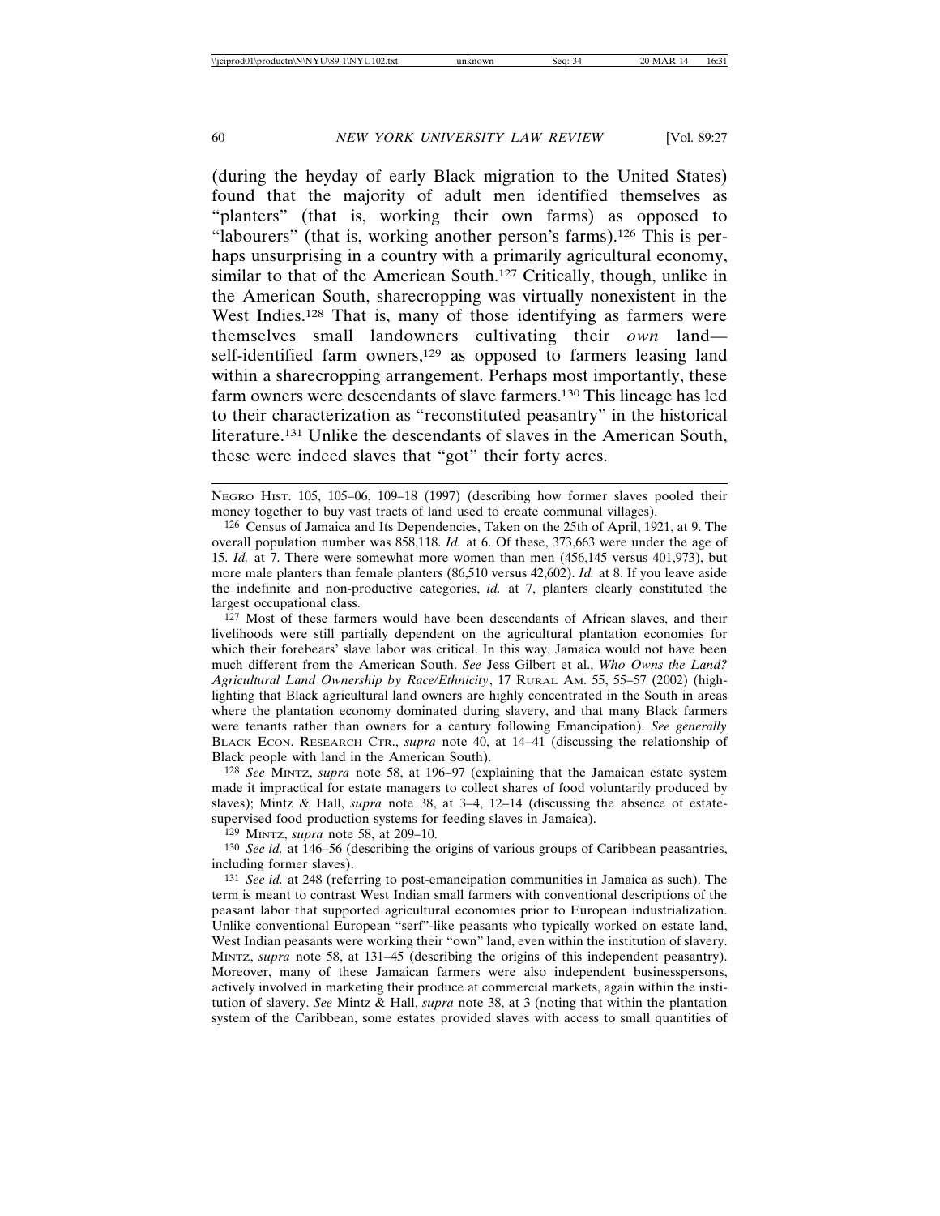(during the heyday of early Black migration to the United States) found that the majority of adult men identified themselves as "planters" (that is, working their own farms) as opposed to "labourers" (that is, working another person's farms).[126] This is perhaps unsurprising in a country with a primarily agricultural economy, similar to that of the American South.[127] Critically, though, unlike in the American South, sharecropping was virtually nonexistent in the West Indies.[128] That is, many of those identifying as farmers were themselves small landowners cultivating their *own* land—self-identified farm owners,[129] as opposed to farmers leasing land within a sharecropping arrangement. Perhaps most importantly, these farm owners were descendants of slave farmers.[130] This lineage has led to their characterization as "reconstituted peasantry" in the historical literature.[131] Unlike the descendants of slaves in the American South, these were indeed slaves that "got" their forty acres.

---

NEGRO HIST. 105, 105–06, 109–18 (1997) (describing how former slaves pooled their money together to buy vast tracts of land used to create communal villages).

[126] Census of Jamaica and Its Dependencies, Taken on the 25th of April, 1921, at 9. The overall population number was 858,118. *Id.* at 6. Of these, 373,663 were under the age of 15. *Id.* at 7. There were somewhat more women than men (456,145 versus 401,973), but more male planters than female planters (86,510 versus 42,602). *Id.* at 8. If you leave aside the indefinite and non-productive categories, *id.* at 7, planters clearly constituted the largest occupational class.

[127] Most of these farmers would have been descendants of African slaves, and their livelihoods were still partially dependent on the agricultural plantation economies for which their forebears' slave labor was critical. In this way, Jamaica would not have been much different from the American South. *See* Jess Gilbert et al., *Who Owns the Land? Agricultural Land Ownership by Race/Ethnicity*, 17 RURAL AM. 55, 55–57 (2002) (highlighting that Black agricultural land owners are highly concentrated in the South in areas where the plantation economy dominated during slavery, and that many Black farmers were tenants rather than owners for a century following Emancipation). *See generally* BLACK ECON. RESEARCH CTR., *supra* note 40, at 14–41 (discussing the relationship of Black people with land in the American South).

[128] *See* MINTZ, *supra* note 58, at 196–97 (explaining that the Jamaican estate system made it impractical for estate managers to collect shares of food voluntarily produced by slaves); Mintz & Hall, *supra* note 38, at 3–4, 12–14 (discussing the absence of estate-supervised food production systems for feeding slaves in Jamaica).

[129] MINTZ, *supra* note 58, at 209–10.

[130] *See id.* at 146–56 (describing the origins of various groups of Caribbean peasantries, including former slaves).

[131] *See id.* at 248 (referring to post-emancipation communities in Jamaica as such). The term is meant to contrast West Indian small farmers with conventional descriptions of the peasant labor that supported agricultural economies prior to European industrialization. Unlike conventional European "serf"-like peasants who typically worked on estate land, West Indian peasants were working their "own" land, even within the institution of slavery. MINTZ, *supra* note 58, at 131–45 (describing the origins of this independent peasantry). Moreover, many of these Jamaican farmers were also independent businesspersons, actively involved in marketing their produce at commercial markets, again within the institution of slavery. *See* Mintz & Hall, *supra* note 38, at 3 (noting that within the plantation system of the Caribbean, some estates provided slaves with access to small quantities of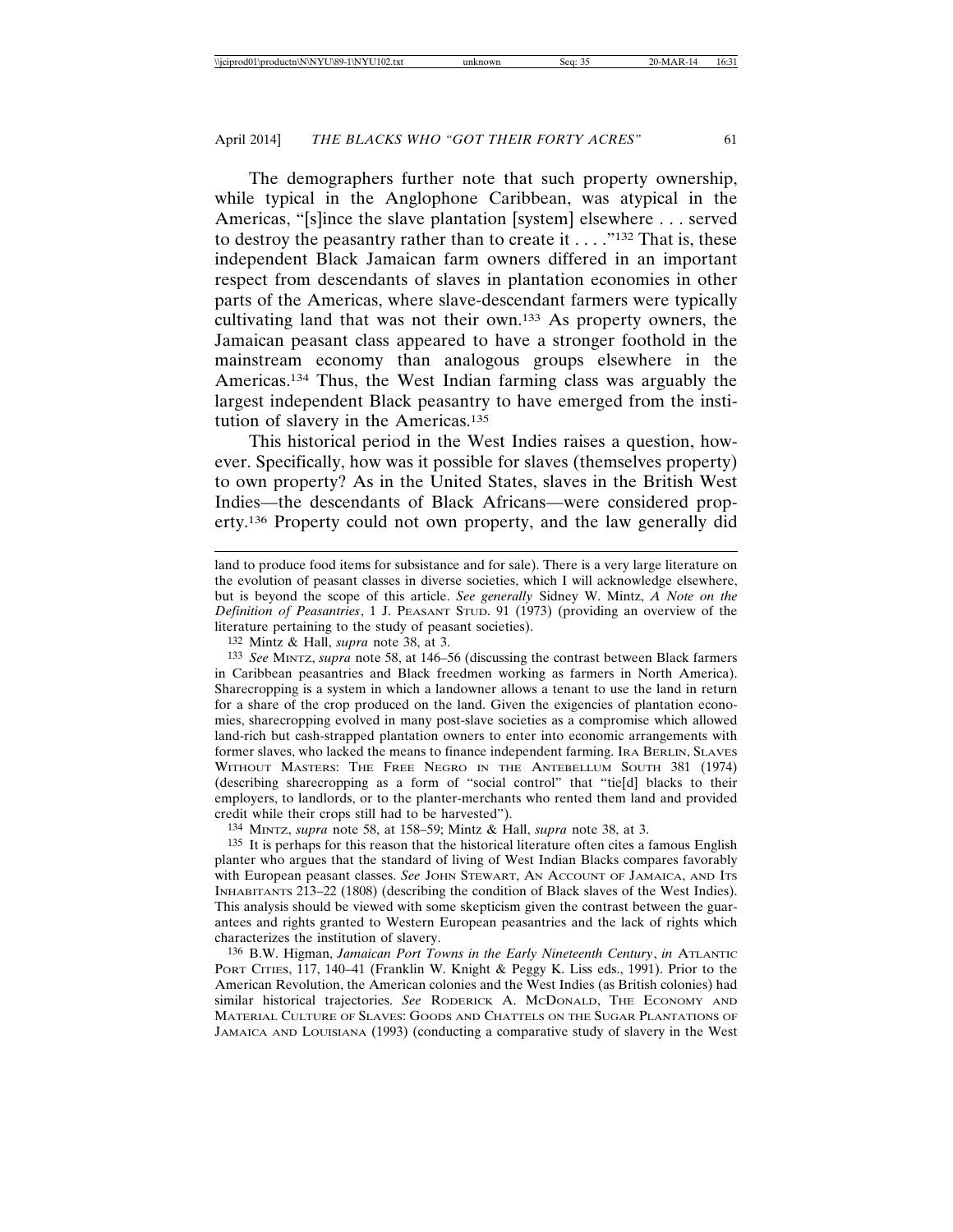The demographers further note that such property ownership, while typical in the Anglophone Caribbean, was atypical in the Americas, "[s]ince the slave plantation [system] elsewhere . . . served to destroy the peasantry rather than to create it . . . ."[132] That is, these independent Black Jamaican farm owners differed in an important respect from descendants of slaves in plantation economies in other parts of the Americas, where slave-descendant farmers were typically cultivating land that was not their own.[133] As property owners, the Jamaican peasant class appeared to have a stronger foothold in the mainstream economy than analogous groups elsewhere in the Americas.[134] Thus, the West Indian farming class was arguably the largest independent Black peasantry to have emerged from the institution of slavery in the Americas.[135]

This historical period in the West Indies raises a question, however. Specifically, how was it possible for slaves (themselves property) to own property? As in the United States, slaves in the British West Indies—the descendants of Black Africans—were considered property.[136] Property could not own property, and the law generally did

---

land to produce food items for subsistance and for sale). There is a very large literature on the evolution of peasant classes in diverse societies, which I will acknowledge elsewhere, but is beyond the scope of this article. *See generally* Sidney W. Mintz, *A Note on the Definition of Peasantries*, 1 J. PEASANT STUD. 91 (1973) (providing an overview of the literature pertaining to the study of peasant societies).

132 Mintz & Hall, *supra* note 38, at 3.

133 *See* MINTZ, *supra* note 58, at 146–56 (discussing the contrast between Black farmers in Caribbean peasantries and Black freedmen working as farmers in North America). Sharecropping is a system in which a landowner allows a tenant to use the land in return for a share of the crop produced on the land. Given the exigencies of plantation economies, sharecropping evolved in many post-slave societies as a compromise which allowed land-rich but cash-strapped plantation owners to enter into economic arrangements with former slaves, who lacked the means to finance independent farming. IRA BERLIN, SLAVES WITHOUT MASTERS: THE FREE NEGRO IN THE ANTEBELLUM SOUTH 381 (1974) (describing sharecropping as a form of "social control" that "tie[d] blacks to their employers, to landlords, or to the planter-merchants who rented them land and provided credit while their crops still had to be harvested").

134 MINTZ, *supra* note 58, at 158–59; Mintz & Hall, *supra* note 38, at 3.

135 It is perhaps for this reason that the historical literature often cites a famous English planter who argues that the standard of living of West Indian Blacks compares favorably with European peasant classes. *See* JOHN STEWART, AN ACCOUNT OF JAMAICA, AND ITS INHABITANTS 213–22 (1808) (describing the condition of Black slaves of the West Indies). This analysis should be viewed with some skepticism given the contrast between the guarantees and rights granted to Western European peasantries and the lack of rights which characterizes the institution of slavery.

136 B.W. Higman, *Jamaican Port Towns in the Early Nineteenth Century*, *in* ATLANTIC PORT CITIES, 117, 140–41 (Franklin W. Knight & Peggy K. Liss eds., 1991). Prior to the American Revolution, the American colonies and the West Indies (as British colonies) had similar historical trajectories. *See* RODERICK A. MCDONALD, THE ECONOMY AND MATERIAL CULTURE OF SLAVES: GOODS AND CHATTELS ON THE SUGAR PLANTATIONS OF JAMAICA AND LOUISIANA (1993) (conducting a comparative study of slavery in the West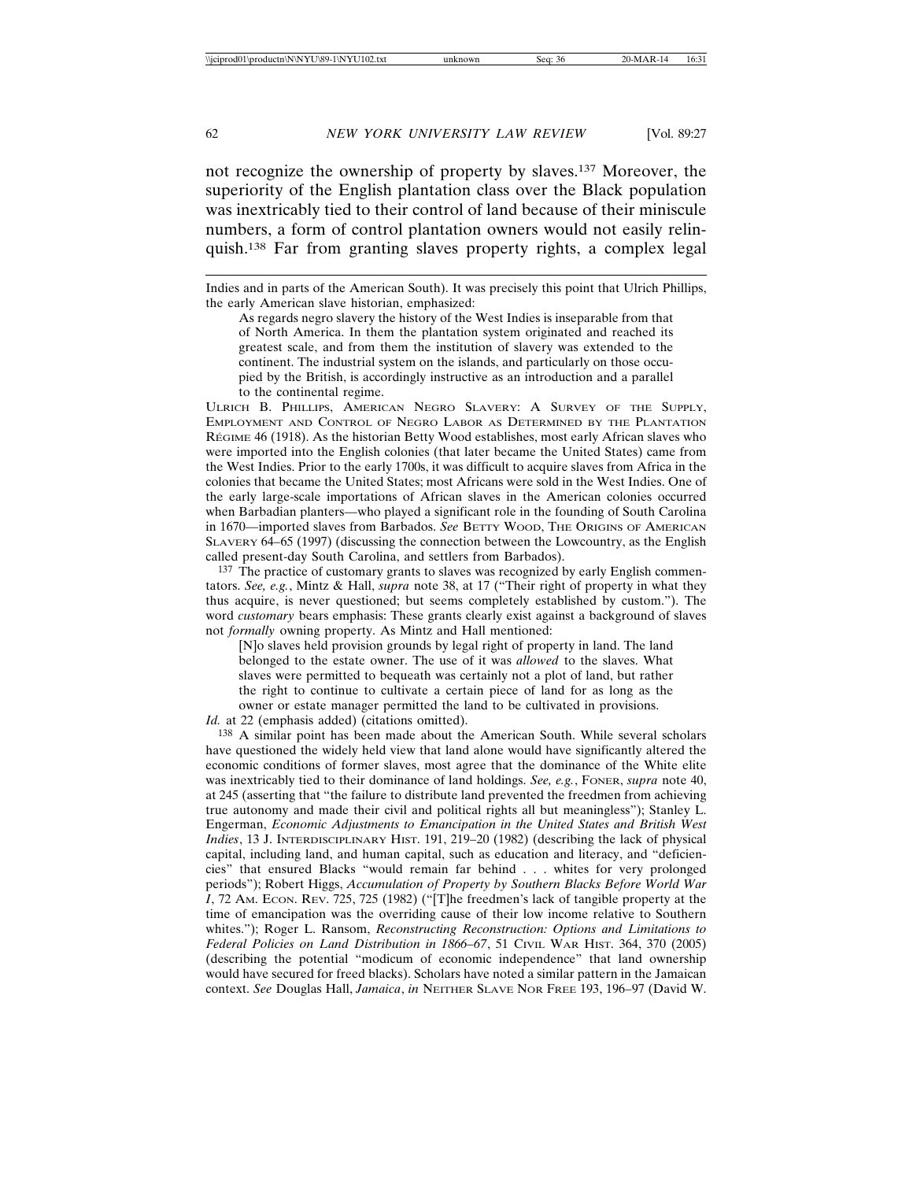not recognize the ownership of property by slaves.[137] Moreover, the superiority of the English plantation class over the Black population was inextricably tied to their control of land because of their miniscule numbers, a form of control plantation owners would not easily relinquish.[138] Far from granting slaves property rights, a complex legal

---

Indies and in parts of the American South). It was precisely this point that Ulrich Phillips, the early American slave historian, emphasized:

> As regards negro slavery the history of the West Indies is inseparable from that of North America. In them the plantation system originated and reached its greatest scale, and from them the institution of slavery was extended to the continent. The industrial system on the islands, and particularly on those occupied by the British, is accordingly instructive as an introduction and a parallel to the continental regime.

ULRICH B. PHILLIPS, AMERICAN NEGRO SLAVERY: A SURVEY OF THE SUPPLY, EMPLOYMENT AND CONTROL OF NEGRO LABOR AS DETERMINED BY THE PLANTATION RÉGIME 46 (1918). As the historian Betty Wood establishes, most early African slaves who were imported into the English colonies (that later became the United States) came from the West Indies. Prior to the early 1700s, it was difficult to acquire slaves from Africa in the colonies that became the United States; most Africans were sold in the West Indies. One of the early large-scale importations of African slaves in the American colonies occurred when Barbadian planters—who played a significant role in the founding of South Carolina in 1670—imported slaves from Barbados. *See* BETTY WOOD, THE ORIGINS OF AMERICAN SLAVERY 64–65 (1997) (discussing the connection between the Lowcountry, as the English called present-day South Carolina, and settlers from Barbados).

[137] The practice of customary grants to slaves was recognized by early English commentators. *See, e.g.*, Mintz & Hall, *supra* note 38, at 17 ("Their right of property in what they thus acquire, is never questioned; but seems completely established by custom."). The word *customary* bears emphasis: These grants clearly exist against a background of slaves not *formally* owning property. As Mintz and Hall mentioned:

> [N]o slaves held provision grounds by legal right of property in land. The land belonged to the estate owner. The use of it was *allowed* to the slaves. What slaves were permitted to bequeath was certainly not a plot of land, but rather the right to continue to cultivate a certain piece of land for as long as the owner or estate manager permitted the land to be cultivated in provisions.

*Id.* at 22 (emphasis added) (citations omitted).

[138] A similar point has been made about the American South. While several scholars have questioned the widely held view that land alone would have significantly altered the economic conditions of former slaves, most agree that the dominance of the White elite was inextricably tied to their dominance of land holdings. *See, e.g.*, FONER, *supra* note 40, at 245 (asserting that "the failure to distribute land prevented the freedmen from achieving true autonomy and made their civil and political rights all but meaningless"); Stanley L. Engerman, *Economic Adjustments to Emancipation in the United States and British West Indies*, 13 J. INTERDISCIPLINARY HIST. 191, 219–20 (1982) (describing the lack of physical capital, including land, and human capital, such as education and literacy, and "deficiencies" that ensured Blacks "would remain far behind . . . whites for very prolonged periods"); Robert Higgs, *Accumulation of Property by Southern Blacks Before World War I*, 72 AM. ECON. REV. 725, 725 (1982) ("[T]he freedmen's lack of tangible property at the time of emancipation was the overriding cause of their low income relative to Southern whites."); Roger L. Ransom, *Reconstructing Reconstruction: Options and Limitations to Federal Policies on Land Distribution in 1866–67*, 51 CIVIL WAR HIST. 364, 370 (2005) (describing the potential "modicum of economic independence" that land ownership would have secured for freed blacks). Scholars have noted a similar pattern in the Jamaican context. *See* Douglas Hall, *Jamaica*, *in* NEITHER SLAVE NOR FREE 193, 196–97 (David W.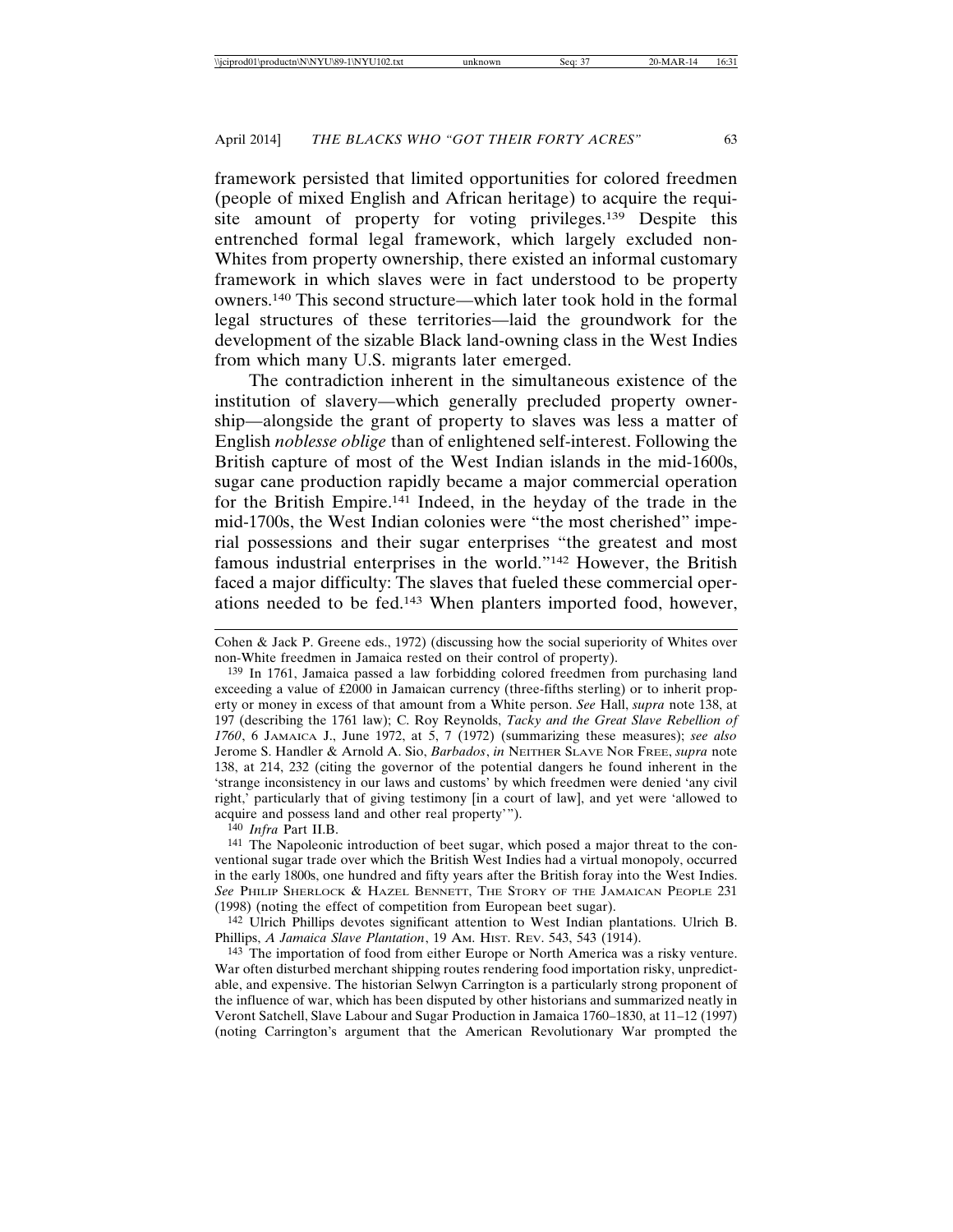framework persisted that limited opportunities for colored freedmen (people of mixed English and African heritage) to acquire the requisite amount of property for voting privileges.[139] Despite this entrenched formal legal framework, which largely excluded non-Whites from property ownership, there existed an informal customary framework in which slaves were in fact understood to be property owners.[140] This second structure—which later took hold in the formal legal structures of these territories—laid the groundwork for the development of the sizable Black land-owning class in the West Indies from which many U.S. migrants later emerged.

The contradiction inherent in the simultaneous existence of the institution of slavery—which generally precluded property ownership—alongside the grant of property to slaves was less a matter of English *noblesse oblige* than of enlightened self-interest. Following the British capture of most of the West Indian islands in the mid-1600s, sugar cane production rapidly became a major commercial operation for the British Empire.[141] Indeed, in the heyday of the trade in the mid-1700s, the West Indian colonies were "the most cherished" imperial possessions and their sugar enterprises "the greatest and most famous industrial enterprises in the world."[142] However, the British faced a major difficulty: The slaves that fueled these commercial operations needed to be fed.[143] When planters imported food, however,

---

Cohen & Jack P. Greene eds., 1972) (discussing how the social superiority of Whites over non-White freedmen in Jamaica rested on their control of property).

[139] In 1761, Jamaica passed a law forbidding colored freedmen from purchasing land exceeding a value of £2000 in Jamaican currency (three-fifths sterling) or to inherit property or money in excess of that amount from a White person. *See* Hall, *supra* note 138, at 197 (describing the 1761 law); C. Roy Reynolds, *Tacky and the Great Slave Rebellion of 1760*, 6 JAMAICA J., June 1972, at 5, 7 (1972) (summarizing these measures); *see also* Jerome S. Handler & Arnold A. Sio, *Barbados*, *in* NEITHER SLAVE NOR FREE, *supra* note 138, at 214, 232 (citing the governor of the potential dangers he found inherent in the 'strange inconsistency in our laws and customs' by which freedmen were denied 'any civil right,' particularly that of giving testimony [in a court of law], and yet were 'allowed to acquire and possess land and other real property'").

[140] *Infra* Part II.B.

[141] The Napoleonic introduction of beet sugar, which posed a major threat to the conventional sugar trade over which the British West Indies had a virtual monopoly, occurred in the early 1800s, one hundred and fifty years after the British foray into the West Indies. *See* PHILIP SHERLOCK & HAZEL BENNETT, THE STORY OF THE JAMAICAN PEOPLE 231 (1998) (noting the effect of competition from European beet sugar).

[142] Ulrich Phillips devotes significant attention to West Indian plantations. Ulrich B. Phillips, *A Jamaica Slave Plantation*, 19 AM. HIST. REV. 543, 543 (1914).

[143] The importation of food from either Europe or North America was a risky venture. War often disturbed merchant shipping routes rendering food importation risky, unpredictable, and expensive. The historian Selwyn Carrington is a particularly strong proponent of the influence of war, which has been disputed by other historians and summarized neatly in Veront Satchell, Slave Labour and Sugar Production in Jamaica 1760–1830, at 11–12 (1997) (noting Carrington's argument that the American Revolutionary War prompted the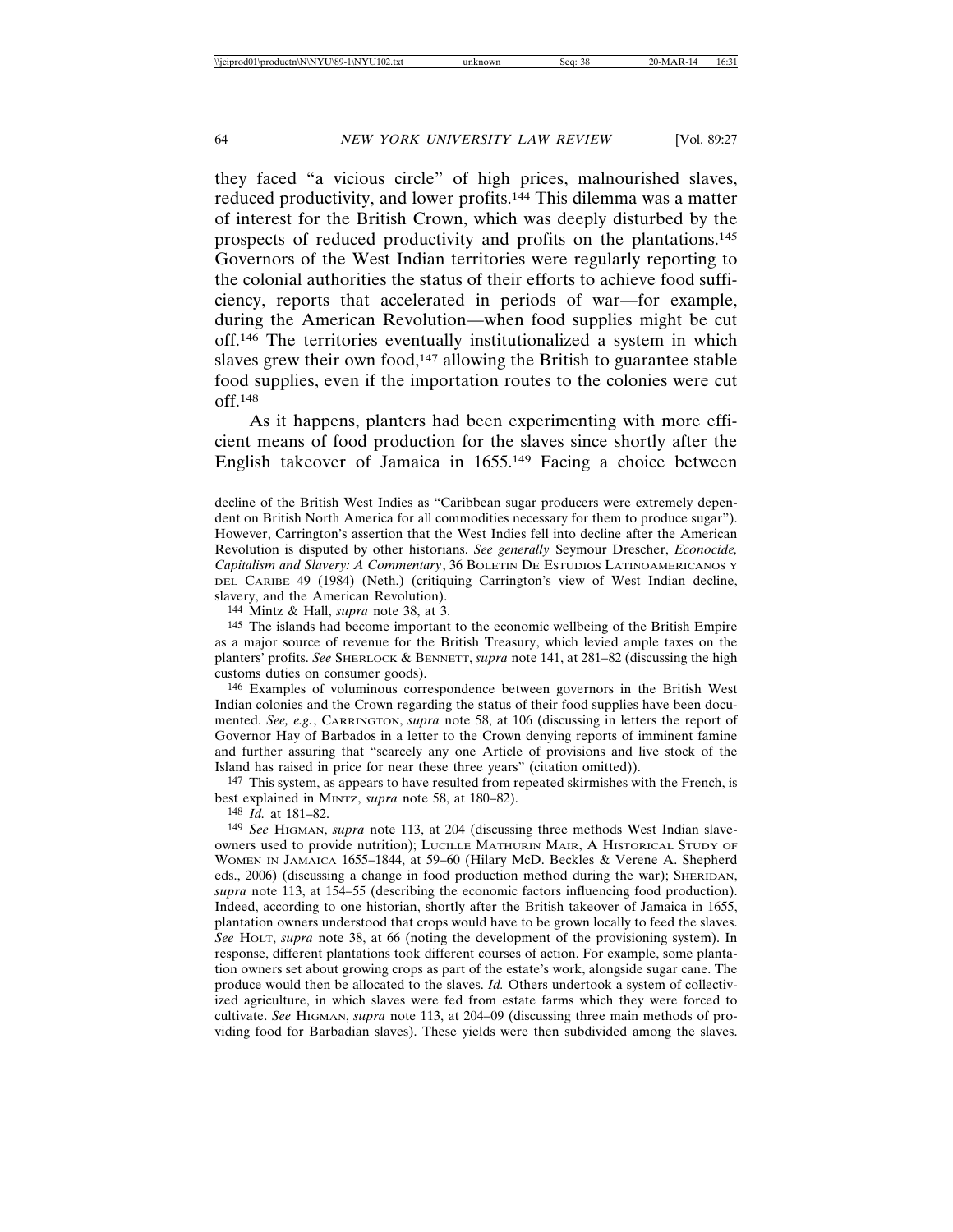they faced "a vicious circle" of high prices, malnourished slaves, reduced productivity, and lower profits.[144] This dilemma was a matter of interest for the British Crown, which was deeply disturbed by the prospects of reduced productivity and profits on the plantations.[145] Governors of the West Indian territories were regularly reporting to the colonial authorities the status of their efforts to achieve food sufficiency, reports that accelerated in periods of war—for example, during the American Revolution—when food supplies might be cut off.[146] The territories eventually institutionalized a system in which slaves grew their own food,[147] allowing the British to guarantee stable food supplies, even if the importation routes to the colonies were cut off.[148]

As it happens, planters had been experimenting with more efficient means of food production for the slaves since shortly after the English takeover of Jamaica in 1655.[149] Facing a choice between

---

decline of the British West Indies as "Caribbean sugar producers were extremely dependent on British North America for all commodities necessary for them to produce sugar"). However, Carrington's assertion that the West Indies fell into decline after the American Revolution is disputed by other historians. *See generally* Seymour Drescher, *Econocide, Capitalism and Slavery: A Commentary*, 36 BOLETIN DE ESTUDIOS LATINOAMERICANOS Y DEL CARIBE 49 (1984) (Neth.) (critiquing Carrington's view of West Indian decline, slavery, and the American Revolution).

144 Mintz & Hall, *supra* note 38, at 3.

145 The islands had become important to the economic wellbeing of the British Empire as a major source of revenue for the British Treasury, which levied ample taxes on the planters' profits. *See* SHERLOCK & BENNETT, *supra* note 141, at 281–82 (discussing the high customs duties on consumer goods).

146 Examples of voluminous correspondence between governors in the British West Indian colonies and the Crown regarding the status of their food supplies have been documented. *See, e.g.*, CARRINGTON, *supra* note 58, at 106 (discussing in letters the report of Governor Hay of Barbados in a letter to the Crown denying reports of imminent famine and further assuring that "scarcely any one Article of provisions and live stock of the Island has raised in price for near these three years" (citation omitted)).

147 This system, as appears to have resulted from repeated skirmishes with the French, is best explained in MINTZ, *supra* note 58, at 180–82).

148 *Id.* at 181–82.

149 *See* HIGMAN, *supra* note 113, at 204 (discussing three methods West Indian slaveowners used to provide nutrition); LUCILLE MATHURIN MAIR, A HISTORICAL STUDY OF WOMEN IN JAMAICA 1655–1844, at 59–60 (Hilary McD. Beckles & Verene A. Shepherd eds., 2006) (discussing a change in food production method during the war); SHERIDAN, *supra* note 113, at 154–55 (describing the economic factors influencing food production). Indeed, according to one historian, shortly after the British takeover of Jamaica in 1655, plantation owners understood that crops would have to be grown locally to feed the slaves. *See* HOLT, *supra* note 38, at 66 (noting the development of the provisioning system). In response, different plantations took different courses of action. For example, some plantation owners set about growing crops as part of the estate's work, alongside sugar cane. The produce would then be allocated to the slaves. *Id.* Others undertook a system of collectivized agriculture, in which slaves were fed from estate farms which they were forced to cultivate. *See* HIGMAN, *supra* note 113, at 204–09 (discussing three main methods of providing food for Barbadian slaves). These yields were then subdivided among the slaves.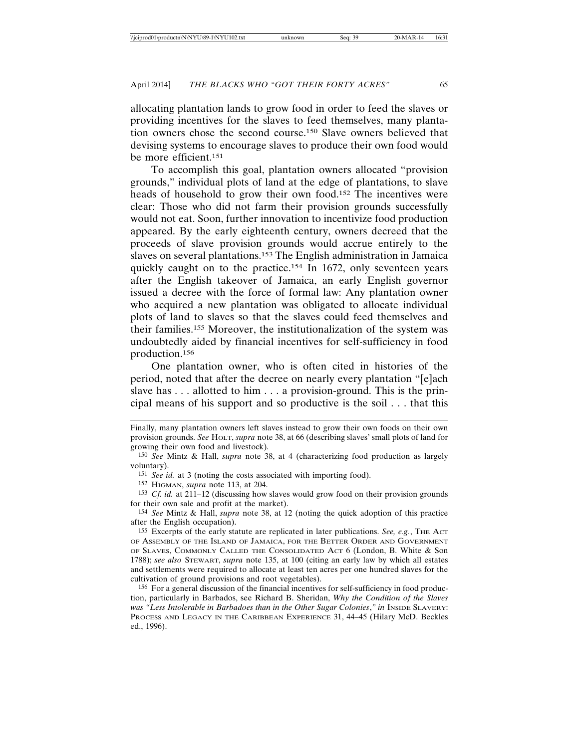allocating plantation lands to grow food in order to feed the slaves or providing incentives for the slaves to feed themselves, many plantation owners chose the second course.[150] Slave owners believed that devising systems to encourage slaves to produce their own food would be more efficient.[151]

To accomplish this goal, plantation owners allocated "provision grounds," individual plots of land at the edge of plantations, to slave heads of household to grow their own food.[152] The incentives were clear: Those who did not farm their provision grounds successfully would not eat. Soon, further innovation to incentivize food production appeared. By the early eighteenth century, owners decreed that the proceeds of slave provision grounds would accrue entirely to the slaves on several plantations.[153] The English administration in Jamaica quickly caught on to the practice.[154] In 1672, only seventeen years after the English takeover of Jamaica, an early English governor issued a decree with the force of formal law: Any plantation owner who acquired a new plantation was obligated to allocate individual plots of land to slaves so that the slaves could feed themselves and their families.[155] Moreover, the institutionalization of the system was undoubtedly aided by financial incentives for self-sufficiency in food production.[156]

One plantation owner, who is often cited in histories of the period, noted that after the decree on nearly every plantation "[e]ach slave has . . . allotted to him . . . a provision-ground. This is the principal means of his support and so productive is the soil . . . that this

---

Finally, many plantation owners left slaves instead to grow their own foods on their own provision grounds. *See* HOLT, *supra* note 38, at 66 (describing slaves' small plots of land for growing their own food and livestock).

[150] *See* Mintz & Hall, *supra* note 38, at 4 (characterizing food production as largely voluntary).

[151] *See id.* at 3 (noting the costs associated with importing food).

[152] HIGMAN, *supra* note 113, at 204.

[153] *Cf. id.* at 211–12 (discussing how slaves would grow food on their provision grounds for their own sale and profit at the market).

[154] *See* Mintz & Hall, *supra* note 38, at 12 (noting the quick adoption of this practice after the English occupation).

[155] Excerpts of the early statute are replicated in later publications. *See, e.g.*, THE ACT OF ASSEMBLY OF THE ISLAND OF JAMAICA, FOR THE BETTER ORDER AND GOVERNMENT OF SLAVES, COMMONLY CALLED THE CONSOLIDATED ACT 6 (London, B. White & Son 1788); *see also* STEWART, *supra* note 135, at 100 (citing an early law by which all estates and settlements were required to allocate at least ten acres per one hundred slaves for the cultivation of ground provisions and root vegetables).

[156] For a general discussion of the financial incentives for self-sufficiency in food production, particularly in Barbados, see Richard B. Sheridan, *Why the Condition of the Slaves was "Less Intolerable in Barbadoes than in the Other Sugar Colonies*,*"* *in* INSIDE SLAVERY: PROCESS AND LEGACY IN THE CARIBBEAN EXPERIENCE 31, 44–45 (Hilary McD. Beckles ed., 1996).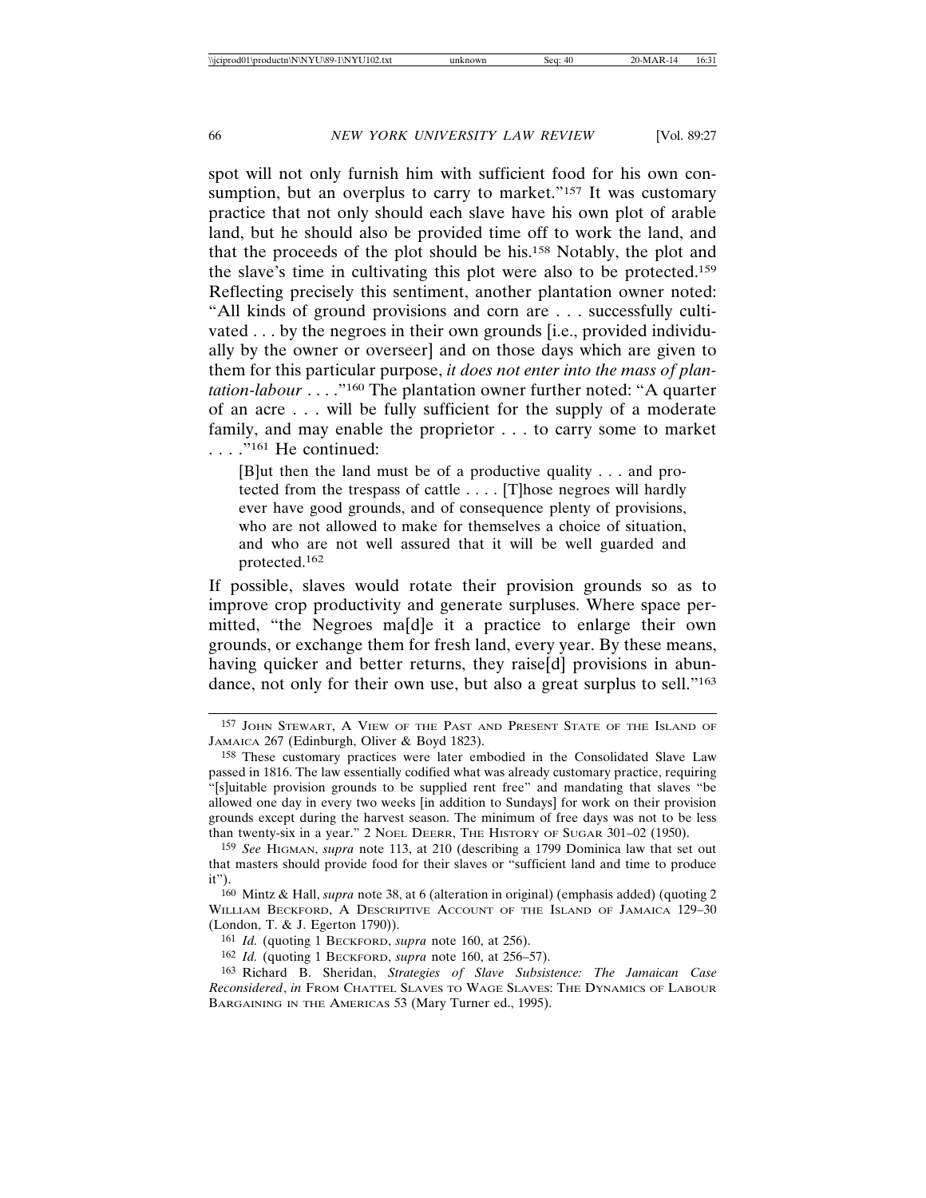spot will not only furnish him with sufficient food for his own consumption, but an overplus to carry to market."[157] It was customary practice that not only should each slave have his own plot of arable land, but he should also be provided time off to work the land, and that the proceeds of the plot should be his.[158] Notably, the plot and the slave's time in cultivating this plot were also to be protected.[159] Reflecting precisely this sentiment, another plantation owner noted: "All kinds of ground provisions and corn are . . . successfully cultivated . . . by the negroes in their own grounds [i.e., provided individually by the owner or overseer] and on those days which are given to them for this particular purpose, *it does not enter into the mass of plantation-labour* . . . ."[160] The plantation owner further noted: "A quarter of an acre . . . will be fully sufficient for the supply of a moderate family, and may enable the proprietor . . . to carry some to market . . . ."[161] He continued:

> [B]ut then the land must be of a productive quality . . . and protected from the trespass of cattle . . . . [T]hose negroes will hardly ever have good grounds, and of consequence plenty of provisions, who are not allowed to make for themselves a choice of situation, and who are not well assured that it will be well guarded and protected.[162]

If possible, slaves would rotate their provision grounds so as to improve crop productivity and generate surpluses. Where space permitted, "the Negroes ma[d]e it a practice to enlarge their own grounds, or exchange them for fresh land, every year. By these means, having quicker and better returns, they raise[d] provisions in abundance, not only for their own use, but also a great surplus to sell."[163]

---

[157] John Stewart, A View of the Past and Present State of the Island of Jamaica 267 (Edinburgh, Oliver & Boyd 1823).

[158] These customary practices were later embodied in the Consolidated Slave Law passed in 1816. The law essentially codified what was already customary practice, requiring "[s]uitable provision grounds to be supplied rent free" and mandating that slaves "be allowed one day in every two weeks [in addition to Sundays] for work on their provision grounds except during the harvest season. The minimum of free days was not to be less than twenty-six in a year." 2 Noel Deerr, The History of Sugar 301–02 (1950).

[159] *See* Higman, *supra* note 113, at 210 (describing a 1799 Dominica law that set out that masters should provide food for their slaves or "sufficient land and time to produce it").

[160] Mintz & Hall, *supra* note 38, at 6 (alteration in original) (emphasis added) (quoting 2 William Beckford, A Descriptive Account of the Island of Jamaica 129–30 (London, T. & J. Egerton 1790)).

[161] *Id.* (quoting 1 Beckford, *supra* note 160, at 256).

[162] *Id.* (quoting 1 Beckford, *supra* note 160, at 256–57).

[163] Richard B. Sheridan, *Strategies of Slave Subsistence: The Jamaican Case Reconsidered*, *in* From Chattel Slaves to Wage Slaves: The Dynamics of Labour Bargaining in the Americas 53 (Mary Turner ed., 1995).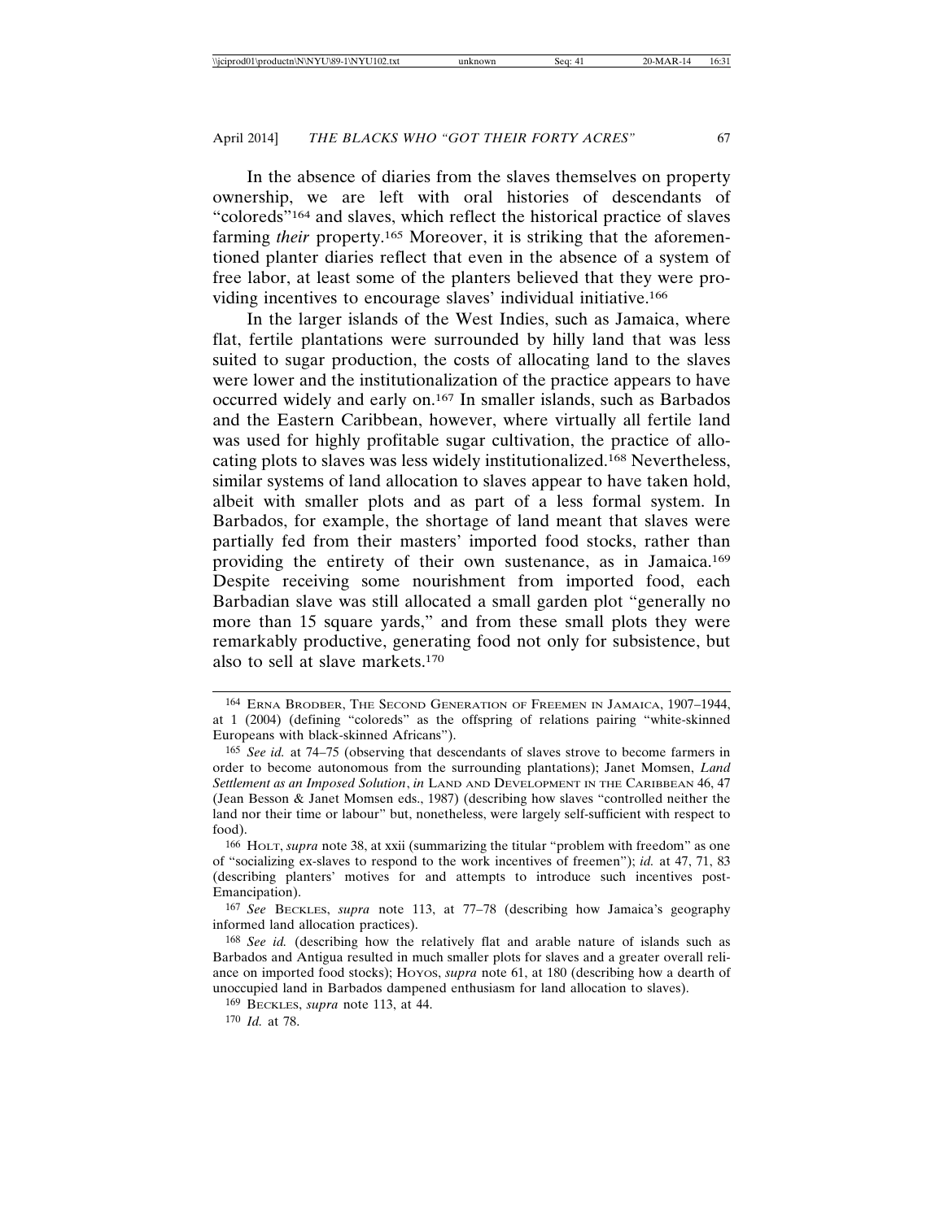In the absence of diaries from the slaves themselves on property ownership, we are left with oral histories of descendants of "coloreds"[164] and slaves, which reflect the historical practice of slaves farming *their* property.[165] Moreover, it is striking that the aforementioned planter diaries reflect that even in the absence of a system of free labor, at least some of the planters believed that they were providing incentives to encourage slaves' individual initiative.[166]

In the larger islands of the West Indies, such as Jamaica, where flat, fertile plantations were surrounded by hilly land that was less suited to sugar production, the costs of allocating land to the slaves were lower and the institutionalization of the practice appears to have occurred widely and early on.[167] In smaller islands, such as Barbados and the Eastern Caribbean, however, where virtually all fertile land was used for highly profitable sugar cultivation, the practice of allocating plots to slaves was less widely institutionalized.[168] Nevertheless, similar systems of land allocation to slaves appear to have taken hold, albeit with smaller plots and as part of a less formal system. In Barbados, for example, the shortage of land meant that slaves were partially fed from their masters' imported food stocks, rather than providing the entirety of their own sustenance, as in Jamaica.[169] Despite receiving some nourishment from imported food, each Barbadian slave was still allocated a small garden plot "generally no more than 15 square yards," and from these small plots they were remarkably productive, generating food not only for subsistence, but also to sell at slave markets.[170]

---

164 ERNA BRODBER, THE SECOND GENERATION OF FREEMEN IN JAMAICA, 1907–1944, at 1 (2004) (defining "coloreds" as the offspring of relations pairing "white-skinned Europeans with black-skinned Africans").

165 *See id.* at 74–75 (observing that descendants of slaves strove to become farmers in order to become autonomous from the surrounding plantations); Janet Momsen, *Land Settlement as an Imposed Solution*, *in* LAND AND DEVELOPMENT IN THE CARIBBEAN 46, 47 (Jean Besson & Janet Momsen eds., 1987) (describing how slaves "controlled neither the land nor their time or labour" but, nonetheless, were largely self-sufficient with respect to food).

166 HOLT, *supra* note 38, at xxii (summarizing the titular "problem with freedom" as one of "socializing ex-slaves to respond to the work incentives of freemen"); *id.* at 47, 71, 83 (describing planters' motives for and attempts to introduce such incentives post-Emancipation).

167 *See* BECKLES, *supra* note 113, at 77–78 (describing how Jamaica's geography informed land allocation practices).

168 *See id.* (describing how the relatively flat and arable nature of islands such as Barbados and Antigua resulted in much smaller plots for slaves and a greater overall reliance on imported food stocks); HOYOS, *supra* note 61, at 180 (describing how a dearth of unoccupied land in Barbados dampened enthusiasm for land allocation to slaves).

169 BECKLES, *supra* note 113, at 44.

170 *Id.* at 78.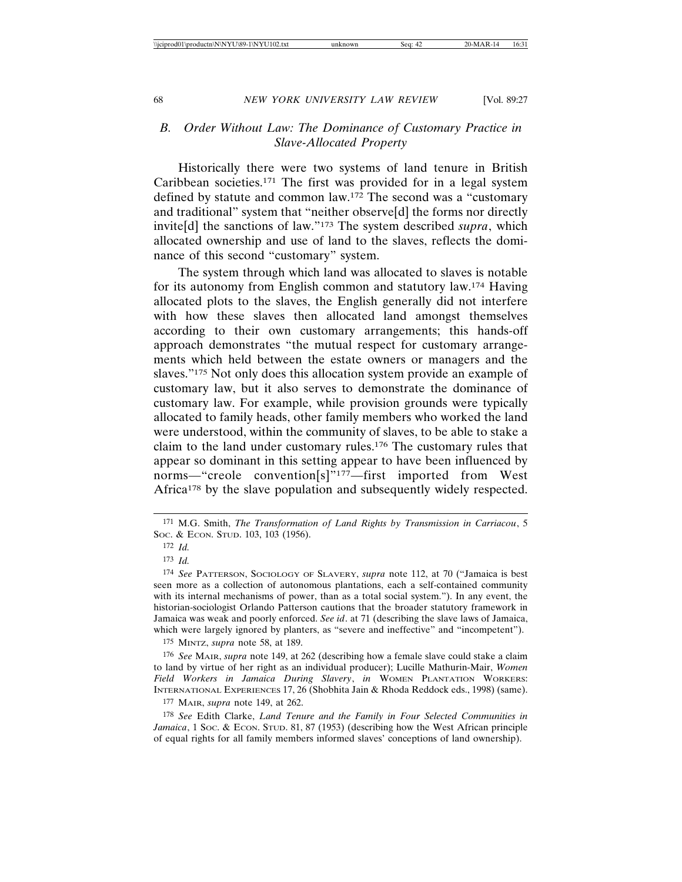### *B. Order Without Law: The Dominance of Customary Practice in Slave-Allocated Property*

Historically there were two systems of land tenure in British Caribbean societies.[171] The first was provided for in a legal system defined by statute and common law.[172] The second was a "customary and traditional" system that "neither observe[d] the forms nor directly invite[d] the sanctions of law."[173] The system described *supra*, which allocated ownership and use of land to the slaves, reflects the dominance of this second "customary" system.

The system through which land was allocated to slaves is notable for its autonomy from English common and statutory law.[174] Having allocated plots to the slaves, the English generally did not interfere with how these slaves then allocated land amongst themselves according to their own customary arrangements; this hands-off approach demonstrates "the mutual respect for customary arrangements which held between the estate owners or managers and the slaves."[175] Not only does this allocation system provide an example of customary law, but it also serves to demonstrate the dominance of customary law. For example, while provision grounds were typically allocated to family heads, other family members who worked the land were understood, within the community of slaves, to be able to stake a claim to the land under customary rules.[176] The customary rules that appear so dominant in this setting appear to have been influenced by norms—"creole convention[s]"[177]—first imported from West Africa[178] by the slave population and subsequently widely respected.

---

[171] M.G. Smith, *The Transformation of Land Rights by Transmission in Carriacou*, 5 SOC. & ECON. STUD. 103, 103 (1956).

[172] *Id.*

[173] *Id.*

[174] *See* PATTERSON, SOCIOLOGY OF SLAVERY, *supra* note 112, at 70 ("Jamaica is best seen more as a collection of autonomous plantations, each a self-contained community with its internal mechanisms of power, than as a total social system."). In any event, the historian-sociologist Orlando Patterson cautions that the broader statutory framework in Jamaica was weak and poorly enforced. *See id*. at 71 (describing the slave laws of Jamaica, which were largely ignored by planters, as "severe and ineffective" and "incompetent").

[175] MINTZ, *supra* note 58, at 189.

[176] *See* MAIR, *supra* note 149, at 262 (describing how a female slave could stake a claim to land by virtue of her right as an individual producer); Lucille Mathurin-Mair, *Women Field Workers in Jamaica During Slavery*, *in* WOMEN PLANTATION WORKERS: INTERNATIONAL EXPERIENCES 17, 26 (Shobhita Jain & Rhoda Reddock eds., 1998) (same).

[177] MAIR, *supra* note 149, at 262.

[178] *See* Edith Clarke, *Land Tenure and the Family in Four Selected Communities in Jamaica*, 1 SOC. & ECON. STUD. 81, 87 (1953) (describing how the West African principle of equal rights for all family members informed slaves' conceptions of land ownership).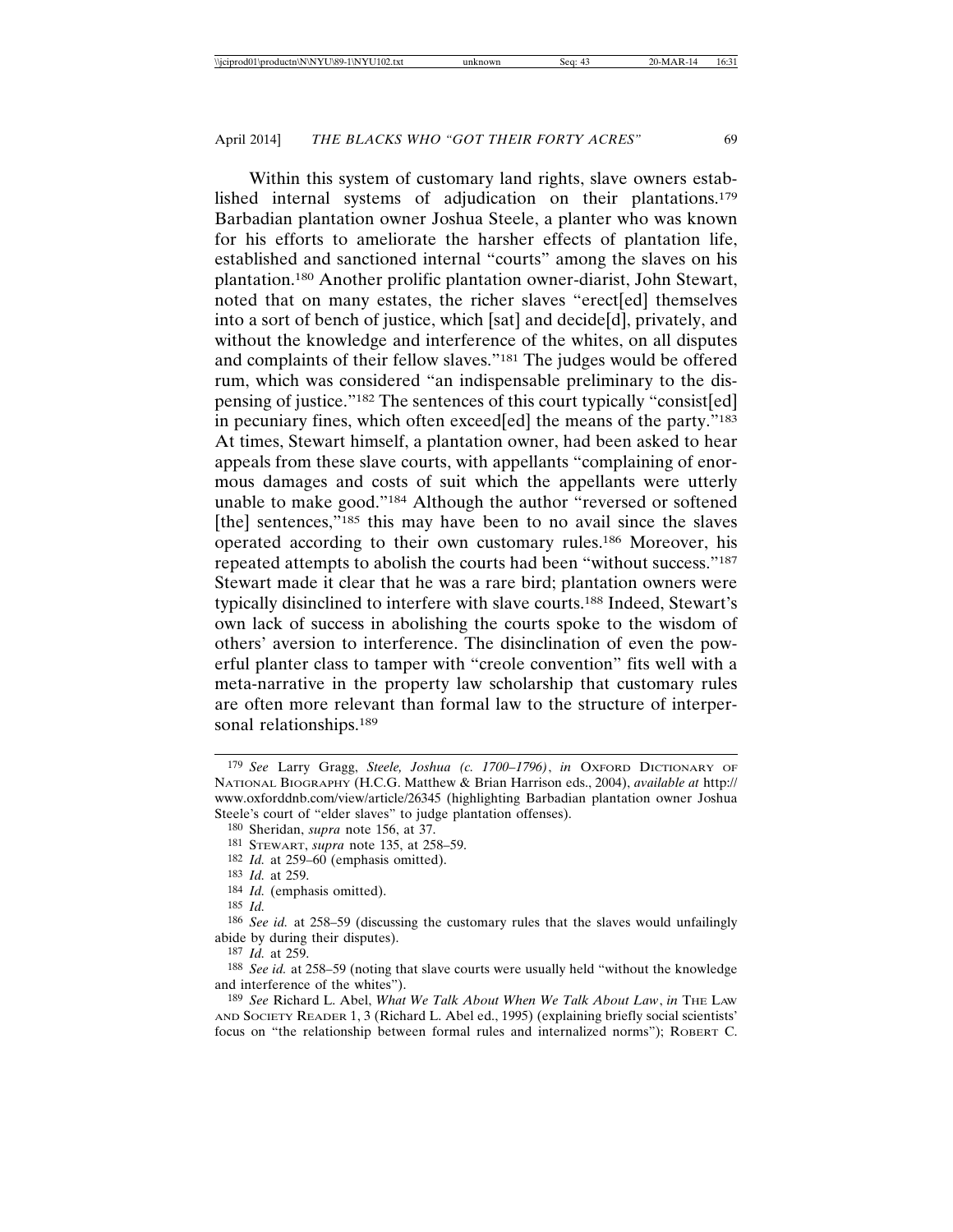Within this system of customary land rights, slave owners established internal systems of adjudication on their plantations.[179] Barbadian plantation owner Joshua Steele, a planter who was known for his efforts to ameliorate the harsher effects of plantation life, established and sanctioned internal "courts" among the slaves on his plantation.[180] Another prolific plantation owner-diarist, John Stewart, noted that on many estates, the richer slaves "erect[ed] themselves into a sort of bench of justice, which [sat] and decide[d], privately, and without the knowledge and interference of the whites, on all disputes and complaints of their fellow slaves."[181] The judges would be offered rum, which was considered "an indispensable preliminary to the dispensing of justice."[182] The sentences of this court typically "consist[ed] in pecuniary fines, which often exceed[ed] the means of the party."[183] At times, Stewart himself, a plantation owner, had been asked to hear appeals from these slave courts, with appellants "complaining of enormous damages and costs of suit which the appellants were utterly unable to make good."[184] Although the author "reversed or softened [the] sentences,"[185] this may have been to no avail since the slaves operated according to their own customary rules.[186] Moreover, his repeated attempts to abolish the courts had been "without success."[187] Stewart made it clear that he was a rare bird; plantation owners were typically disinclined to interfere with slave courts.[188] Indeed, Stewart's own lack of success in abolishing the courts spoke to the wisdom of others' aversion to interference. The disinclination of even the powerful planter class to tamper with "creole convention" fits well with a meta-narrative in the property law scholarship that customary rules are often more relevant than formal law to the structure of interpersonal relationships.[189]

---

[179] *See* Larry Gragg, *Steele, Joshua (c. 1700–1796)*, *in* OXFORD DICTIONARY OF NATIONAL BIOGRAPHY (H.C.G. Matthew & Brian Harrison eds., 2004), *available at* http://www.oxforddnb.com/view/article/26345 (highlighting Barbadian plantation owner Joshua Steele's court of "elder slaves" to judge plantation offenses).

[180] Sheridan, *supra* note 156, at 37.

[181] STEWART, *supra* note 135, at 258–59.

[182] *Id.* at 259–60 (emphasis omitted).

[183] *Id.* at 259.

[184] *Id.* (emphasis omitted).

[185] *Id.*

[186] *See id.* at 258–59 (discussing the customary rules that the slaves would unfailingly abide by during their disputes).

[187] *Id.* at 259.

[188] *See id.* at 258–59 (noting that slave courts were usually held "without the knowledge and interference of the whites").

[189] *See* Richard L. Abel, *What We Talk About When We Talk About Law*, *in* THE LAW AND SOCIETY READER 1, 3 (Richard L. Abel ed., 1995) (explaining briefly social scientists' focus on "the relationship between formal rules and internalized norms"); ROBERT C.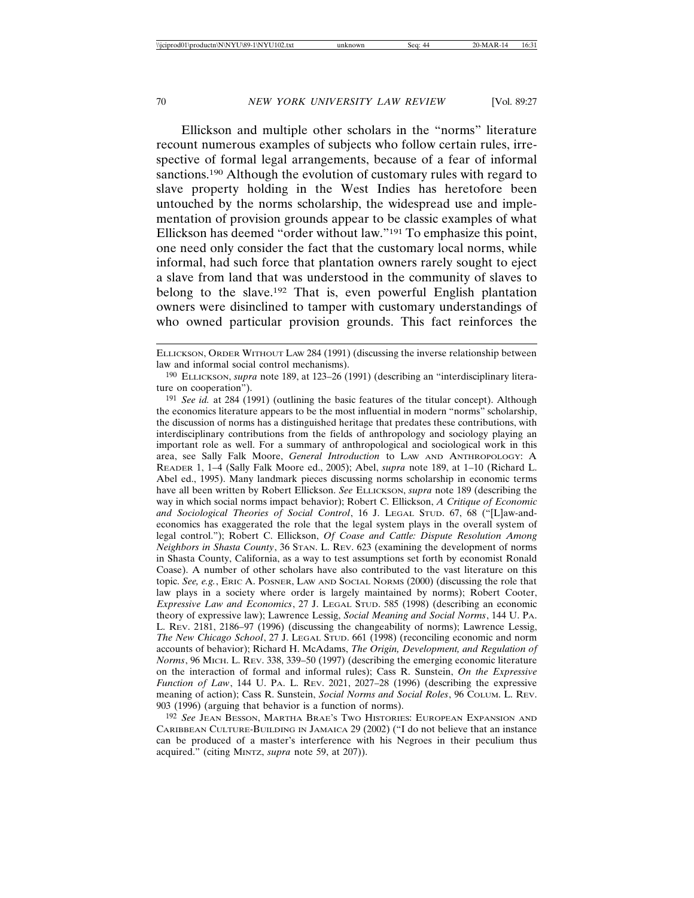Ellickson and multiple other scholars in the "norms" literature recount numerous examples of subjects who follow certain rules, irrespective of formal legal arrangements, because of a fear of informal sanctions.[190] Although the evolution of customary rules with regard to slave property holding in the West Indies has heretofore been untouched by the norms scholarship, the widespread use and implementation of provision grounds appear to be classic examples of what Ellickson has deemed "order without law."[191] To emphasize this point, one need only consider the fact that the customary local norms, while informal, had such force that plantation owners rarely sought to eject a slave from land that was understood in the community of slaves to belong to the slave.[192] That is, even powerful English plantation owners were disinclined to tamper with customary understandings of who owned particular provision grounds. This fact reinforces the

---

ELLICKSON, ORDER WITHOUT LAW 284 (1991) (discussing the inverse relationship between law and informal social control mechanisms).

[190] ELLICKSON, *supra* note 189, at 123–26 (1991) (describing an "interdisciplinary literature on cooperation").

[191] *See id.* at 284 (1991) (outlining the basic features of the titular concept). Although the economics literature appears to be the most influential in modern "norms" scholarship, the discussion of norms has a distinguished heritage that predates these contributions, with interdisciplinary contributions from the fields of anthropology and sociology playing an important role as well. For a summary of anthropological and sociological work in this area, see Sally Falk Moore, *General Introduction* to LAW AND ANTHROPOLOGY: A READER 1, 1–4 (Sally Falk Moore ed., 2005); Abel, *supra* note 189, at 1–10 (Richard L. Abel ed., 1995). Many landmark pieces discussing norms scholarship in economic terms have all been written by Robert Ellickson. *See* ELLICKSON, *supra* note 189 (describing the way in which social norms impact behavior); Robert C. Ellickson, *A Critique of Economic and Sociological Theories of Social Control*, 16 J. LEGAL STUD. 67, 68 ("[L]aw-and-economics has exaggerated the role that the legal system plays in the overall system of legal control."); Robert C. Ellickson, *Of Coase and Cattle: Dispute Resolution Among Neighbors in Shasta County*, 36 STAN. L. REV. 623 (examining the development of norms in Shasta County, California, as a way to test assumptions set forth by economist Ronald Coase). A number of other scholars have also contributed to the vast literature on this topic. *See, e.g.*, ERIC A. POSNER, LAW AND SOCIAL NORMS (2000) (discussing the role that law plays in a society where order is largely maintained by norms); Robert Cooter, *Expressive Law and Economics*, 27 J. LEGAL STUD. 585 (1998) (describing an economic theory of expressive law); Lawrence Lessig, *Social Meaning and Social Norms*, 144 U. PA. L. REV. 2181, 2186–97 (1996) (discussing the changeability of norms); Lawrence Lessig, *The New Chicago School*, 27 J. LEGAL STUD. 661 (1998) (reconciling economic and norm accounts of behavior); Richard H. McAdams, *The Origin, Development, and Regulation of Norms*, 96 MICH. L. REV. 338, 339–50 (1997) (describing the emerging economic literature on the interaction of formal and informal rules); Cass R. Sunstein, *On the Expressive Function of Law*, 144 U. PA. L. REV. 2021, 2027–28 (1996) (describing the expressive meaning of action); Cass R. Sunstein, *Social Norms and Social Roles*, 96 COLUM. L. REV. 903 (1996) (arguing that behavior is a function of norms).

[192] *See* JEAN BESSON, MARTHA BRAE'S TWO HISTORIES: EUROPEAN EXPANSION AND CARIBBEAN CULTURE-BUILDING IN JAMAICA 29 (2002) ("I do not believe that an instance can be produced of a master's interference with his Negroes in their peculium thus acquired." (citing MINTZ, *supra* note 59, at 207)).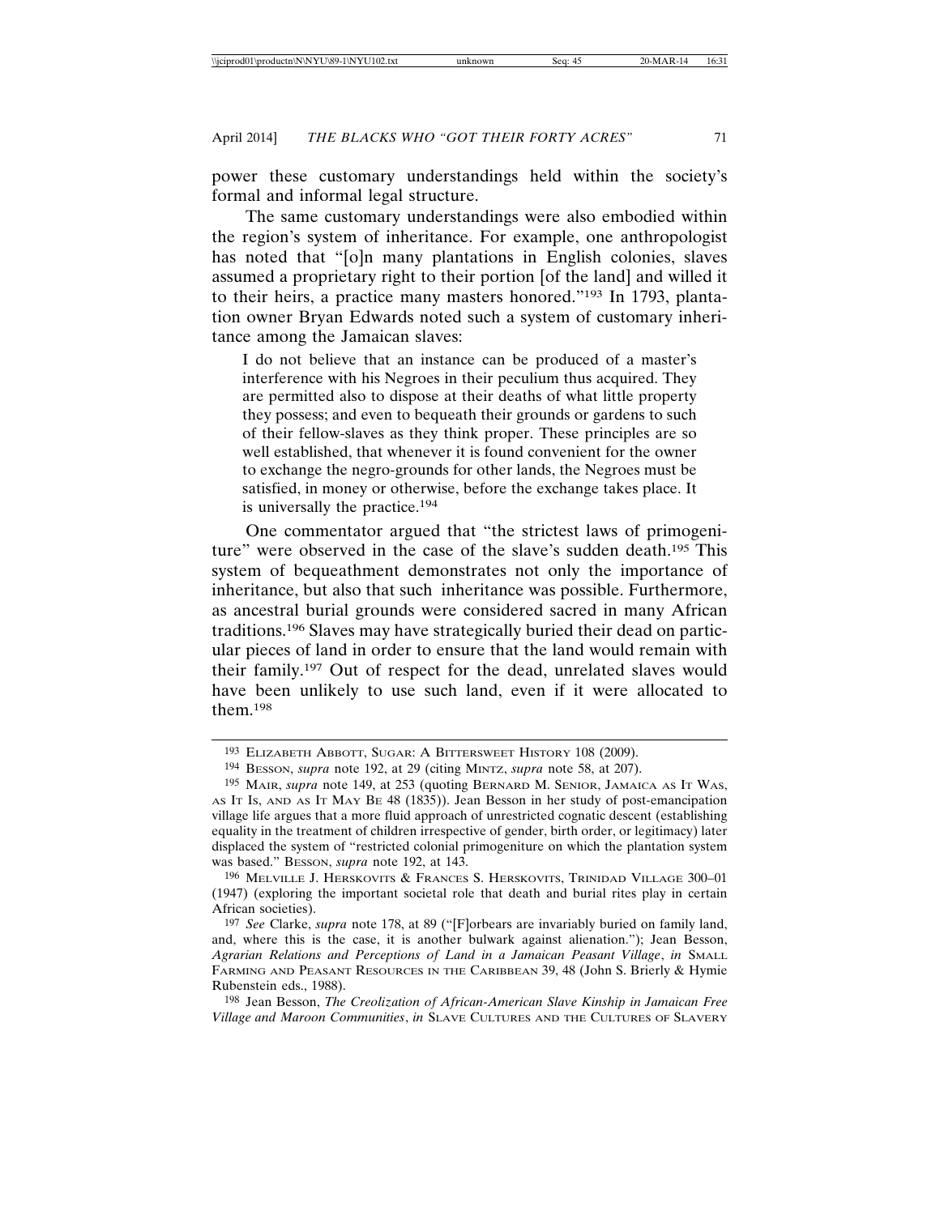power these customary understandings held within the society's formal and informal legal structure.

The same customary understandings were also embodied within the region's system of inheritance. For example, one anthropologist has noted that "[o]n many plantations in English colonies, slaves assumed a proprietary right to their portion [of the land] and willed it to their heirs, a practice many masters honored."[193] In 1793, plantation owner Bryan Edwards noted such a system of customary inheritance among the Jamaican slaves:

> I do not believe that an instance can be produced of a master's interference with his Negroes in their peculium thus acquired. They are permitted also to dispose at their deaths of what little property they possess; and even to bequeath their grounds or gardens to such of their fellow-slaves as they think proper. These principles are so well established, that whenever it is found convenient for the owner to exchange the negro-grounds for other lands, the Negroes must be satisfied, in money or otherwise, before the exchange takes place. It is universally the practice.[194]

One commentator argued that "the strictest laws of primogeniture" were observed in the case of the slave's sudden death.[195] This system of bequeathment demonstrates not only the importance of inheritance, but also that such inheritance was possible. Furthermore, as ancestral burial grounds were considered sacred in many African traditions.[196] Slaves may have strategically buried their dead on particular pieces of land in order to ensure that the land would remain with their family.[197] Out of respect for the dead, unrelated slaves would have been unlikely to use such land, even if it were allocated to them.[198]

---

[193] Elizabeth Abbott, Sugar: A Bittersweet History 108 (2009).

[194] Besson, *supra* note 192, at 29 (citing Mintz, *supra* note 58, at 207).

[195] Mair, *supra* note 149, at 253 (quoting Bernard M. Senior, Jamaica as It Was, as It Is, and as It May Be 48 (1835)). Jean Besson in her study of post-emancipation village life argues that a more fluid approach of unrestricted cognatic descent (establishing equality in the treatment of children irrespective of gender, birth order, or legitimacy) later displaced the system of "restricted colonial primogeniture on which the plantation system was based." Besson, *supra* note 192, at 143.

[196] Melville J. Herskovits & Frances S. Herskovits, Trinidad Village 300–01 (1947) (exploring the important societal role that death and burial rites play in certain African societies).

[197] *See* Clarke, *supra* note 178, at 89 ("[F]orbears are invariably buried on family land, and, where this is the case, it is another bulwark against alienation."); Jean Besson, *Agrarian Relations and Perceptions of Land in a Jamaican Peasant Village*, *in* Small Farming and Peasant Resources in the Caribbean 39, 48 (John S. Brierly & Hymie Rubenstein eds., 1988).

[198] Jean Besson, *The Creolization of African-American Slave Kinship in Jamaican Free Village and Maroon Communities*, *in* Slave Cultures and the Cultures of Slavery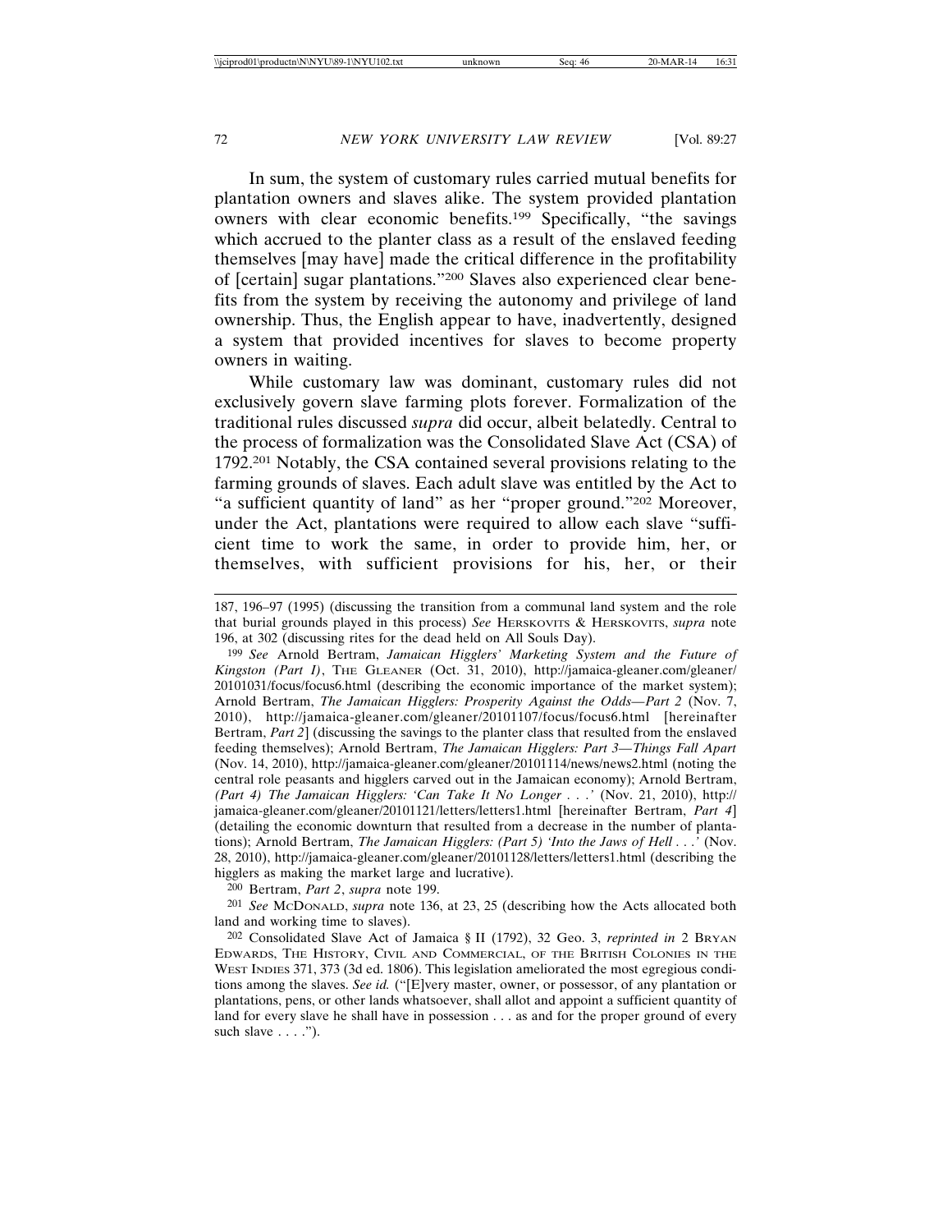In sum, the system of customary rules carried mutual benefits for plantation owners and slaves alike. The system provided plantation owners with clear economic benefits.[199] Specifically, "the savings which accrued to the planter class as a result of the enslaved feeding themselves [may have] made the critical difference in the profitability of [certain] sugar plantations."[200] Slaves also experienced clear benefits from the system by receiving the autonomy and privilege of land ownership. Thus, the English appear to have, inadvertently, designed a system that provided incentives for slaves to become property owners in waiting.

While customary law was dominant, customary rules did not exclusively govern slave farming plots forever. Formalization of the traditional rules discussed *supra* did occur, albeit belatedly. Central to the process of formalization was the Consolidated Slave Act (CSA) of 1792.[201] Notably, the CSA contained several provisions relating to the farming grounds of slaves. Each adult slave was entitled by the Act to "a sufficient quantity of land" as her "proper ground."[202] Moreover, under the Act, plantations were required to allow each slave "sufficient time to work the same, in order to provide him, her, or themselves, with sufficient provisions for his, her, or their

---

187, 196–97 (1995) (discussing the transition from a communal land system and the role that burial grounds played in this process) *See* HERSKOVITS & HERSKOVITS, *supra* note 196, at 302 (discussing rites for the dead held on All Souls Day).

[199] *See* Arnold Bertram, *Jamaican Higglers' Marketing System and the Future of Kingston (Part I)*, THE GLEANER (Oct. 31, 2010), http://jamaica-gleaner.com/gleaner/20101031/focus/focus6.html (describing the economic importance of the market system); Arnold Bertram, *The Jamaican Higglers: Prosperity Against the Odds—Part 2* (Nov. 7, 2010), http://jamaica-gleaner.com/gleaner/20101107/focus/focus6.html [hereinafter Bertram, *Part 2*] (discussing the savings to the planter class that resulted from the enslaved feeding themselves); Arnold Bertram, *The Jamaican Higglers: Part 3—Things Fall Apart* (Nov. 14, 2010), http://jamaica-gleaner.com/gleaner/20101114/news/news2.html (noting the central role peasants and higglers carved out in the Jamaican economy); Arnold Bertram, *(Part 4) The Jamaican Higglers: 'Can Take It No Longer . . .'* (Nov. 21, 2010), http://jamaica-gleaner.com/gleaner/20101121/letters/letters1.html [hereinafter Bertram, *Part 4*] (detailing the economic downturn that resulted from a decrease in the number of plantations); Arnold Bertram, *The Jamaican Higglers: (Part 5) 'Into the Jaws of Hell . . .'* (Nov. 28, 2010), http://jamaica-gleaner.com/gleaner/20101128/letters/letters1.html (describing the higglers as making the market large and lucrative).

[200] Bertram, *Part 2*, *supra* note 199.

[201] *See* MCDONALD, *supra* note 136, at 23, 25 (describing how the Acts allocated both land and working time to slaves).

[202] Consolidated Slave Act of Jamaica § II (1792), 32 Geo. 3, *reprinted in* 2 BRYAN EDWARDS, THE HISTORY, CIVIL AND COMMERCIAL, OF THE BRITISH COLONIES IN THE WEST INDIES 371, 373 (3d ed. 1806). This legislation ameliorated the most egregious conditions among the slaves. *See id.* ("[E]very master, owner, or possessor, of any plantation or plantations, pens, or other lands whatsoever, shall allot and appoint a sufficient quantity of land for every slave he shall have in possession . . . as and for the proper ground of every such slave . . . .").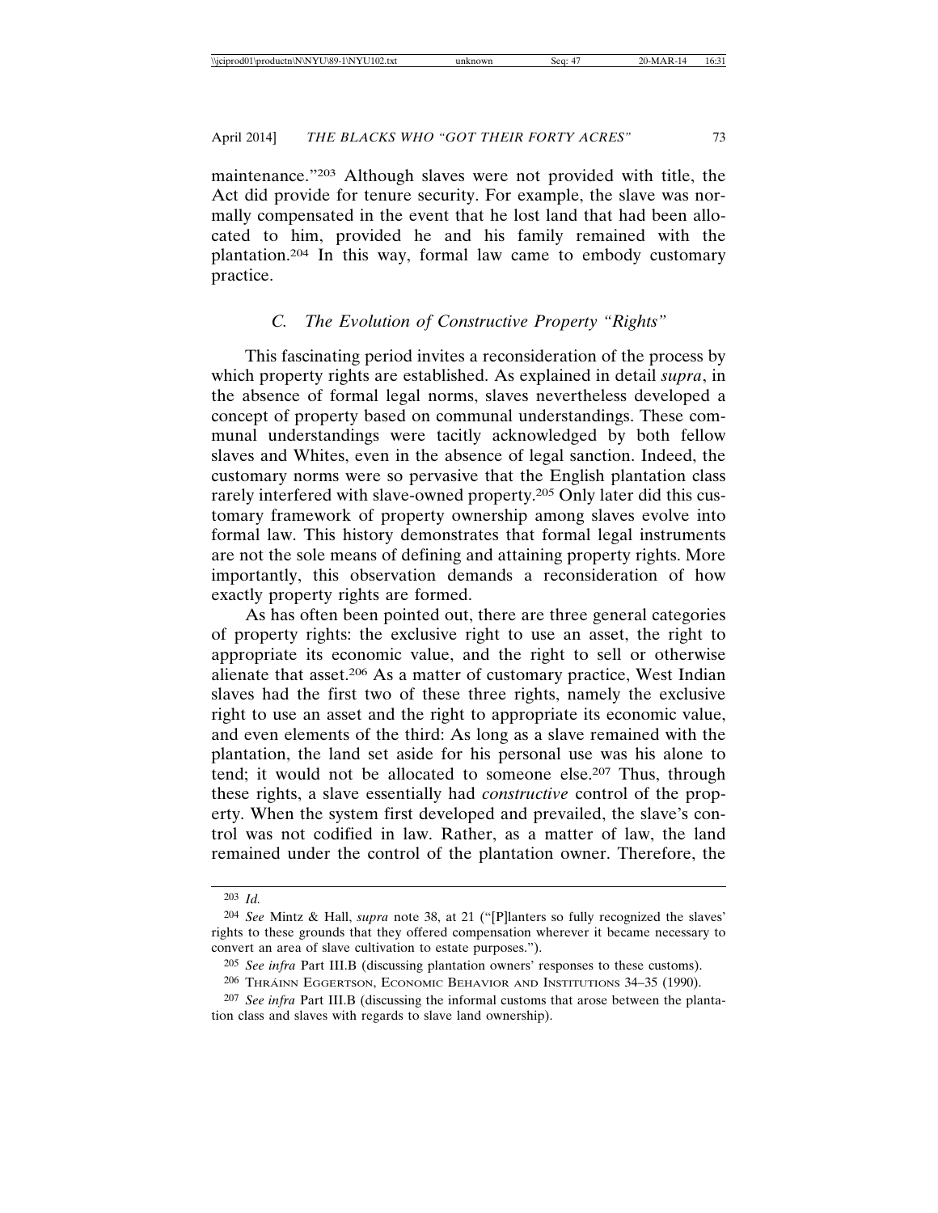maintenance."[203] Although slaves were not provided with title, the Act did provide for tenure security. For example, the slave was normally compensated in the event that he lost land that had been allocated to him, provided he and his family remained with the plantation.[204] In this way, formal law came to embody customary practice.

### C. The Evolution of Constructive Property "Rights"

This fascinating period invites a reconsideration of the process by which property rights are established. As explained in detail *supra*, in the absence of formal legal norms, slaves nevertheless developed a concept of property based on communal understandings. These communal understandings were tacitly acknowledged by both fellow slaves and Whites, even in the absence of legal sanction. Indeed, the customary norms were so pervasive that the English plantation class rarely interfered with slave-owned property.[205] Only later did this customary framework of property ownership among slaves evolve into formal law. This history demonstrates that formal legal instruments are not the sole means of defining and attaining property rights. More importantly, this observation demands a reconsideration of how exactly property rights are formed.

As has often been pointed out, there are three general categories of property rights: the exclusive right to use an asset, the right to appropriate its economic value, and the right to sell or otherwise alienate that asset.[206] As a matter of customary practice, West Indian slaves had the first two of these three rights, namely the exclusive right to use an asset and the right to appropriate its economic value, and even elements of the third: As long as a slave remained with the plantation, the land set aside for his personal use was his alone to tend; it would not be allocated to someone else.[207] Thus, through these rights, a slave essentially had *constructive* control of the property. When the system first developed and prevailed, the slave's control was not codified in law. Rather, as a matter of law, the land remained under the control of the plantation owner. Therefore, the

---

[203] *Id.*

[204] *See* Mintz & Hall, *supra* note 38, at 21 ("[P]lanters so fully recognized the slaves' rights to these grounds that they offered compensation wherever it became necessary to convert an area of slave cultivation to estate purposes.").

[205] *See infra* Part III.B (discussing plantation owners' responses to these customs).

[206] THRÁINN EGGERTSON, ECONOMIC BEHAVIOR AND INSTITUTIONS 34–35 (1990).

[207] *See infra* Part III.B (discussing the informal customs that arose between the plantation class and slaves with regards to slave land ownership).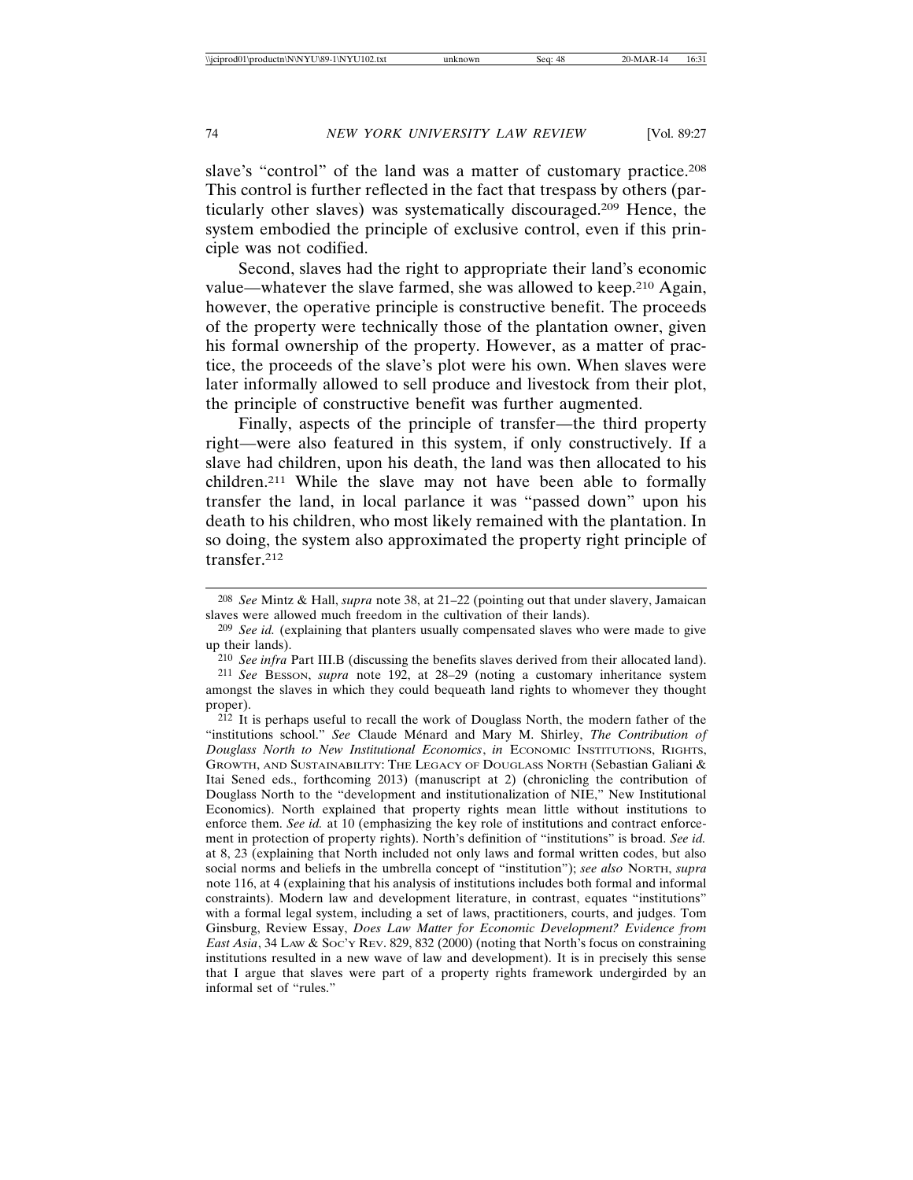slave's "control" of the land was a matter of customary practice.[208] This control is further reflected in the fact that trespass by others (particularly other slaves) was systematically discouraged.[209] Hence, the system embodied the principle of exclusive control, even if this principle was not codified.

Second, slaves had the right to appropriate their land's economic value—whatever the slave farmed, she was allowed to keep.[210] Again, however, the operative principle is constructive benefit. The proceeds of the property were technically those of the plantation owner, given his formal ownership of the property. However, as a matter of practice, the proceeds of the slave's plot were his own. When slaves were later informally allowed to sell produce and livestock from their plot, the principle of constructive benefit was further augmented.

Finally, aspects of the principle of transfer—the third property right—were also featured in this system, if only constructively. If a slave had children, upon his death, the land was then allocated to his children.[211] While the slave may not have been able to formally transfer the land, in local parlance it was "passed down" upon his death to his children, who most likely remained with the plantation. In so doing, the system also approximated the property right principle of transfer.[212]

---

[208] *See* Mintz & Hall, *supra* note 38, at 21–22 (pointing out that under slavery, Jamaican slaves were allowed much freedom in the cultivation of their lands).

[209] *See id.* (explaining that planters usually compensated slaves who were made to give up their lands).

[210] *See infra* Part III.B (discussing the benefits slaves derived from their allocated land).

[211] *See* BESSON, *supra* note 192, at 28–29 (noting a customary inheritance system amongst the slaves in which they could bequeath land rights to whomever they thought proper).

[212] It is perhaps useful to recall the work of Douglass North, the modern father of the "institutions school." *See* Claude Ménard and Mary M. Shirley, *The Contribution of Douglass North to New Institutional Economics*, *in* ECONOMIC INSTITUTIONS, RIGHTS, GROWTH, AND SUSTAINABILITY: THE LEGACY OF DOUGLASS NORTH (Sebastian Galiani & Itai Sened eds., forthcoming 2013) (manuscript at 2) (chronicling the contribution of Douglass North to the "development and institutionalization of NIE," New Institutional Economics). North explained that property rights mean little without institutions to enforce them. *See id.* at 10 (emphasizing the key role of institutions and contract enforcement in protection of property rights). North's definition of "institutions" is broad. *See id.* at 8, 23 (explaining that North included not only laws and formal written codes, but also social norms and beliefs in the umbrella concept of "institution"); *see also* NORTH, *supra* note 116, at 4 (explaining that his analysis of institutions includes both formal and informal constraints). Modern law and development literature, in contrast, equates "institutions" with a formal legal system, including a set of laws, practitioners, courts, and judges. Tom Ginsburg, Review Essay, *Does Law Matter for Economic Development? Evidence from East Asia*, 34 LAW & SOC'Y REV. 829, 832 (2000) (noting that North's focus on constraining institutions resulted in a new wave of law and development). It is in precisely this sense that I argue that slaves were part of a property rights framework undergirded by an informal set of "rules."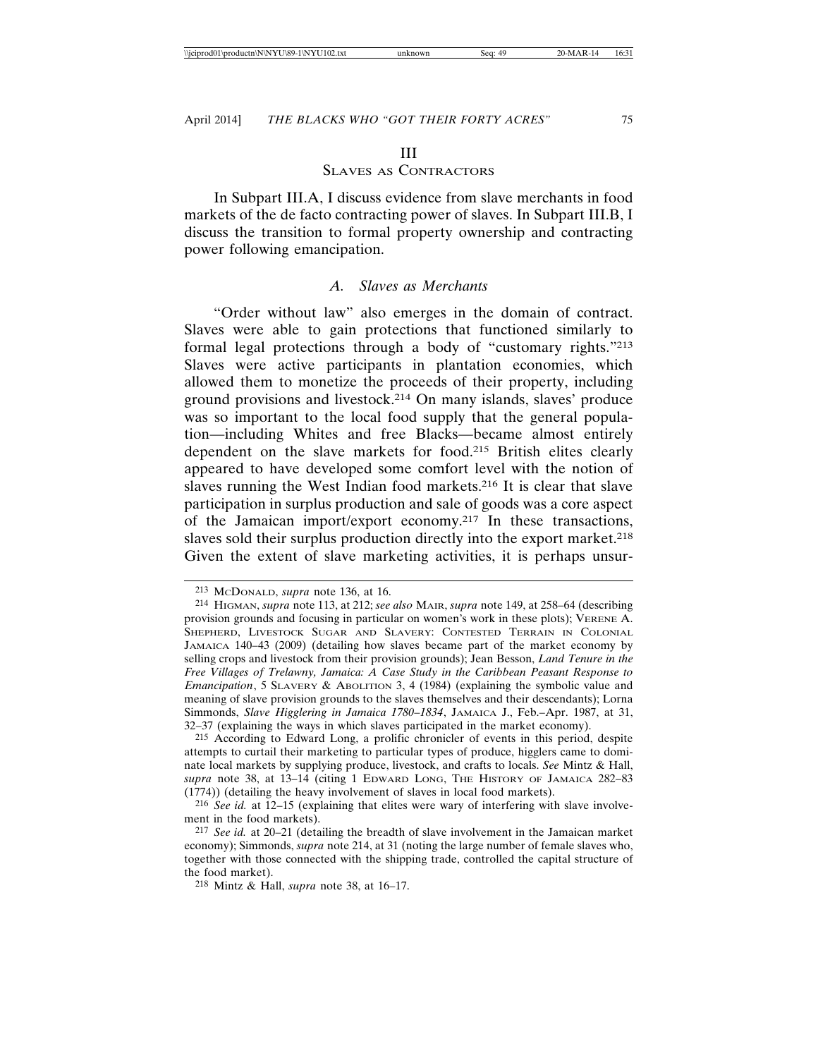# III
## Slaves as Contractors

In Subpart III.A, I discuss evidence from slave merchants in food markets of the de facto contracting power of slaves. In Subpart III.B, I discuss the transition to formal property ownership and contracting power following emancipation.

### *A. Slaves as Merchants*

"Order without law" also emerges in the domain of contract. Slaves were able to gain protections that functioned similarly to formal legal protections through a body of "customary rights."[213] Slaves were active participants in plantation economies, which allowed them to monetize the proceeds of their property, including ground provisions and livestock.[214] On many islands, slaves' produce was so important to the local food supply that the general population—including Whites and free Blacks—became almost entirely dependent on the slave markets for food.[215] British elites clearly appeared to have developed some comfort level with the notion of slaves running the West Indian food markets.[216] It is clear that slave participation in surplus production and sale of goods was a core aspect of the Jamaican import/export economy.[217] In these transactions, slaves sold their surplus production directly into the export market.[218] Given the extent of slave marketing activities, it is perhaps unsur-

---

213 McDonald, *supra* note 136, at 16.

214 Higman, *supra* note 113, at 212; *see also* Mair, *supra* note 149, at 258–64 (describing provision grounds and focusing in particular on women's work in these plots); Verene A. Shepherd, Livestock Sugar and Slavery: Contested Terrain in Colonial Jamaica 140–43 (2009) (detailing how slaves became part of the market economy by selling crops and livestock from their provision grounds); Jean Besson, *Land Tenure in the Free Villages of Trelawny, Jamaica: A Case Study in the Caribbean Peasant Response to Emancipation*, 5 Slavery & Abolition 3, 4 (1984) (explaining the symbolic value and meaning of slave provision grounds to the slaves themselves and their descendants); Lorna Simmonds, *Slave Higglering in Jamaica 1780–1834*, Jamaica J., Feb.–Apr. 1987, at 31, 32–37 (explaining the ways in which slaves participated in the market economy).

215 According to Edward Long, a prolific chronicler of events in this period, despite attempts to curtail their marketing to particular types of produce, higglers came to dominate local markets by supplying produce, livestock, and crafts to locals. *See* Mintz & Hall, *supra* note 38, at 13–14 (citing 1 Edward Long, The History of Jamaica 282–83 (1774)) (detailing the heavy involvement of slaves in local food markets).

216 *See id.* at 12–15 (explaining that elites were wary of interfering with slave involvement in the food markets).

217 *See id.* at 20–21 (detailing the breadth of slave involvement in the Jamaican market economy); Simmonds, *supra* note 214, at 31 (noting the large number of female slaves who, together with those connected with the shipping trade, controlled the capital structure of the food market).

218 Mintz & Hall, *supra* note 38, at 16–17.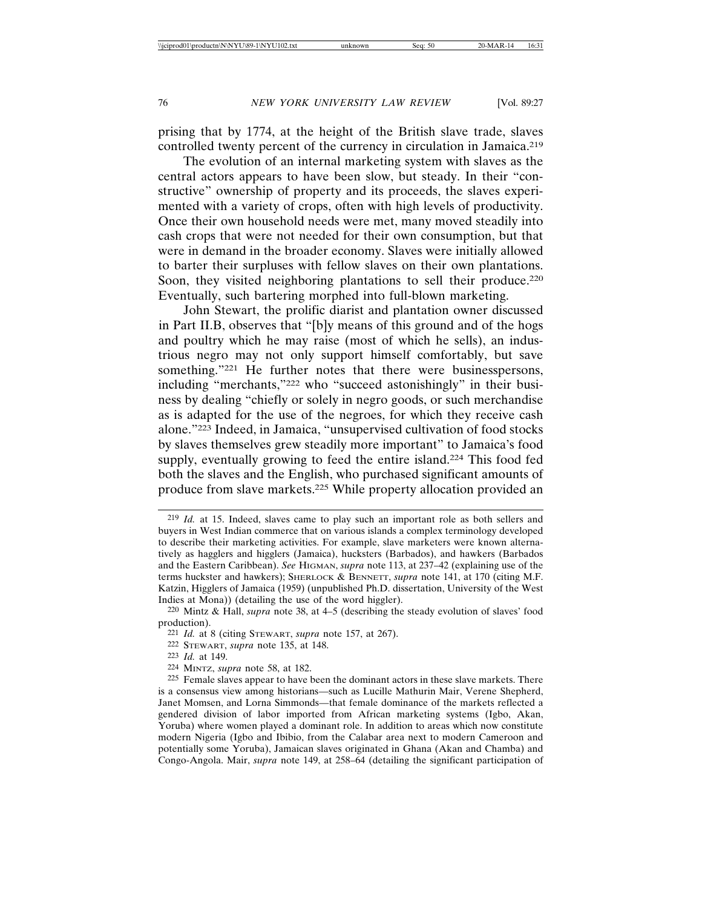prising that by 1774, at the height of the British slave trade, slaves controlled twenty percent of the currency in circulation in Jamaica.[219]

The evolution of an internal marketing system with slaves as the central actors appears to have been slow, but steady. In their "constructive" ownership of property and its proceeds, the slaves experimented with a variety of crops, often with high levels of productivity. Once their own household needs were met, many moved steadily into cash crops that were not needed for their own consumption, but that were in demand in the broader economy. Slaves were initially allowed to barter their surpluses with fellow slaves on their own plantations. Soon, they visited neighboring plantations to sell their produce.[220] Eventually, such bartering morphed into full-blown marketing.

John Stewart, the prolific diarist and plantation owner discussed in Part II.B, observes that "[b]y means of this ground and of the hogs and poultry which he may raise (most of which he sells), an industrious negro may not only support himself comfortably, but save something."[221] He further notes that there were businesspersons, including "merchants,"[222] who "succeed astonishingly" in their business by dealing "chiefly or solely in negro goods, or such merchandise as is adapted for the use of the negroes, for which they receive cash alone."[223] Indeed, in Jamaica, "unsupervised cultivation of food stocks by slaves themselves grew steadily more important" to Jamaica's food supply, eventually growing to feed the entire island.[224] This food fed both the slaves and the English, who purchased significant amounts of produce from slave markets.[225] While property allocation provided an

---

[219] *Id.* at 15. Indeed, slaves came to play such an important role as both sellers and buyers in West Indian commerce that on various islands a complex terminology developed to describe their marketing activities. For example, slave marketers were known alternatively as hagglers and higglers (Jamaica), hucksters (Barbados), and hawkers (Barbados and the Eastern Caribbean). *See* HIGMAN, *supra* note 113, at 237–42 (explaining use of the terms huckster and hawkers); SHERLOCK & BENNETT, *supra* note 141, at 170 (citing M.F. Katzin, Higglers of Jamaica (1959) (unpublished Ph.D. dissertation, University of the West Indies at Mona)) (detailing the use of the word higgler).

[220] Mintz & Hall, *supra* note 38, at 4–5 (describing the steady evolution of slaves' food production).

[221] *Id.* at 8 (citing STEWART, *supra* note 157, at 267).

[222] STEWART, *supra* note 135, at 148.

[223] *Id.* at 149.

[224] MINTZ, *supra* note 58, at 182.

[225] Female slaves appear to have been the dominant actors in these slave markets. There is a consensus view among historians—such as Lucille Mathurin Mair, Verene Shepherd, Janet Momsen, and Lorna Simmonds—that female dominance of the markets reflected a gendered division of labor imported from African marketing systems (Igbo, Akan, Yoruba) where women played a dominant role. In addition to areas which now constitute modern Nigeria (Igbo and Ibibio, from the Calabar area next to modern Cameroon and potentially some Yoruba), Jamaican slaves originated in Ghana (Akan and Chamba) and Congo-Angola. Mair, *supra* note 149, at 258–64 (detailing the significant participation of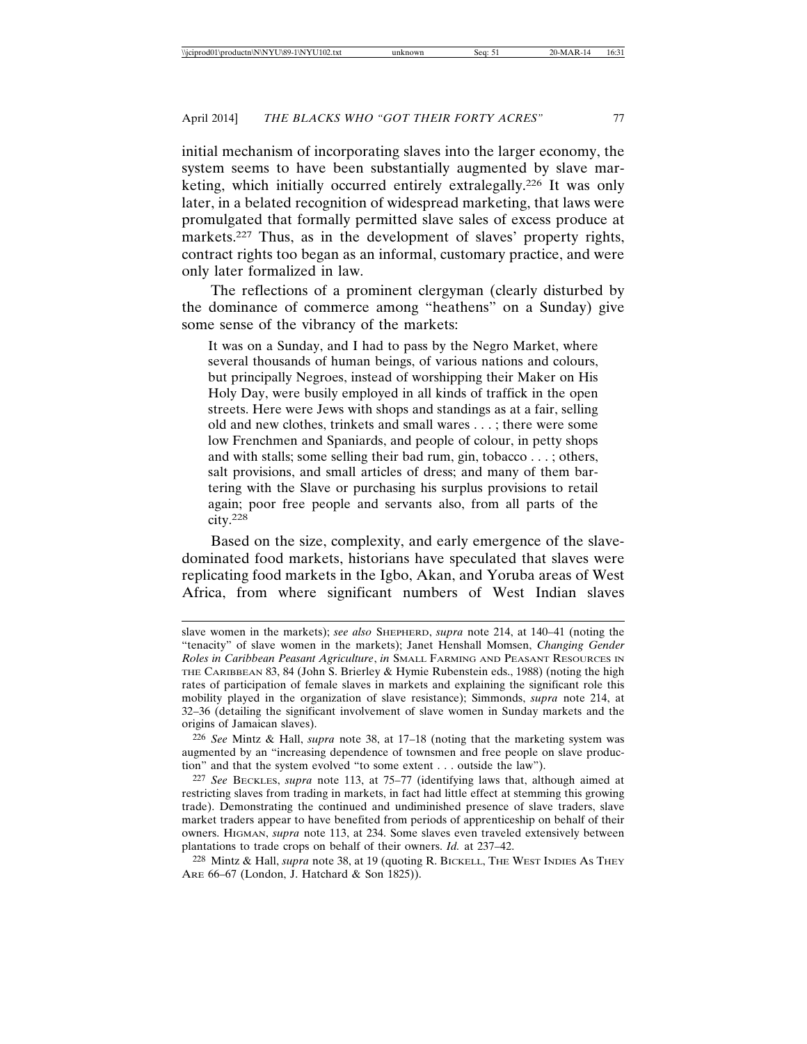initial mechanism of incorporating slaves into the larger economy, the system seems to have been substantially augmented by slave marketing, which initially occurred entirely extralegally.[226] It was only later, in a belated recognition of widespread marketing, that laws were promulgated that formally permitted slave sales of excess produce at markets.[227] Thus, as in the development of slaves' property rights, contract rights too began as an informal, customary practice, and were only later formalized in law.

The reflections of a prominent clergyman (clearly disturbed by the dominance of commerce among "heathens" on a Sunday) give some sense of the vibrancy of the markets:

> It was on a Sunday, and I had to pass by the Negro Market, where several thousands of human beings, of various nations and colours, but principally Negroes, instead of worshipping their Maker on His Holy Day, were busily employed in all kinds of traffick in the open streets. Here were Jews with shops and standings as at a fair, selling old and new clothes, trinkets and small wares . . . ; there were some low Frenchmen and Spaniards, and people of colour, in petty shops and with stalls; some selling their bad rum, gin, tobacco . . . ; others, salt provisions, and small articles of dress; and many of them bartering with the Slave or purchasing his surplus provisions to retail again; poor free people and servants also, from all parts of the city.[228]

Based on the size, complexity, and early emergence of the slave-dominated food markets, historians have speculated that slaves were replicating food markets in the Igbo, Akan, and Yoruba areas of West Africa, from where significant numbers of West Indian slaves

---

slave women in the markets); *see also* SHEPHERD, *supra* note 214, at 140–41 (noting the "tenacity" of slave women in the markets); Janet Henshall Momsen, *Changing Gender Roles in Caribbean Peasant Agriculture*, *in* SMALL FARMING AND PEASANT RESOURCES IN THE CARIBBEAN 83, 84 (John S. Brierley & Hymie Rubenstein eds., 1988) (noting the high rates of participation of female slaves in markets and explaining the significant role this mobility played in the organization of slave resistance); Simmonds, *supra* note 214, at 32–36 (detailing the significant involvement of slave women in Sunday markets and the origins of Jamaican slaves).

[226] *See* Mintz & Hall, *supra* note 38, at 17–18 (noting that the marketing system was augmented by an "increasing dependence of townsmen and free people on slave production" and that the system evolved "to some extent . . . outside the law").

[227] *See* BECKLES, *supra* note 113, at 75–77 (identifying laws that, although aimed at restricting slaves from trading in markets, in fact had little effect at stemming this growing trade). Demonstrating the continued and undiminished presence of slave traders, slave market traders appear to have benefited from periods of apprenticeship on behalf of their owners. HIGMAN, *supra* note 113, at 234. Some slaves even traveled extensively between plantations to trade crops on behalf of their owners. *Id.* at 237–42.

[228] Mintz & Hall, *supra* note 38, at 19 (quoting R. BICKELL, THE WEST INDIES AS THEY ARE 66–67 (London, J. Hatchard & Son 1825)).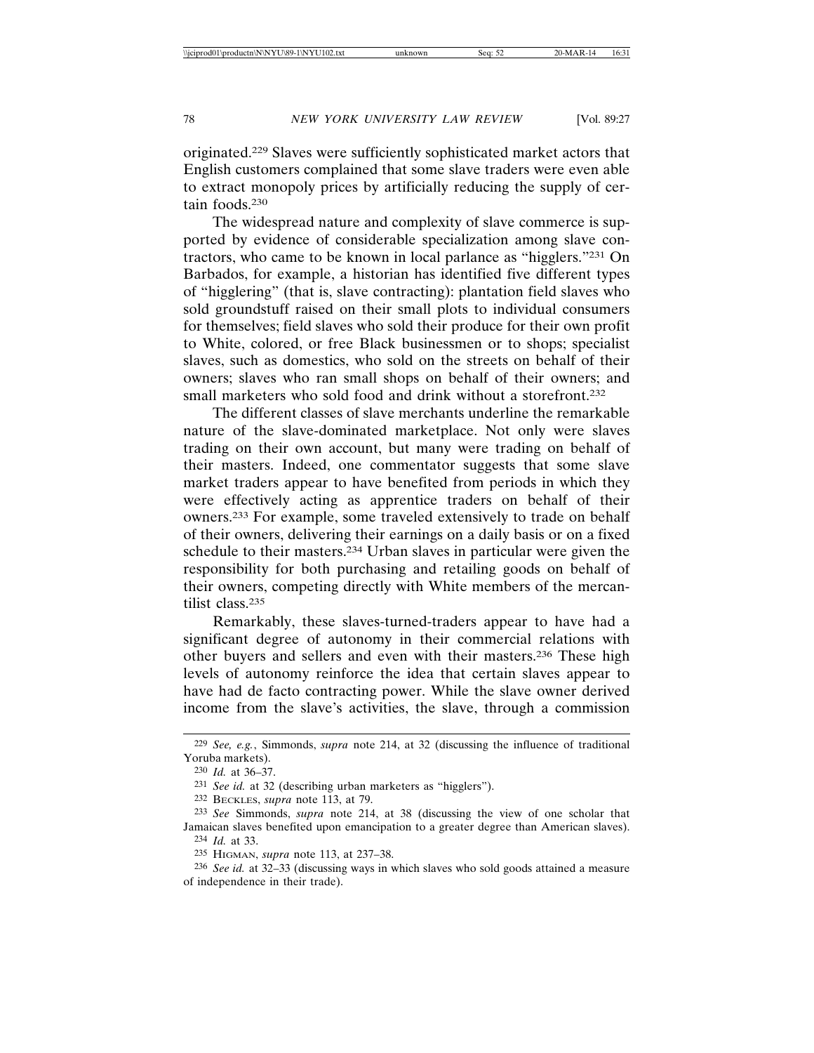originated.[229] Slaves were sufficiently sophisticated market actors that English customers complained that some slave traders were even able to extract monopoly prices by artificially reducing the supply of certain foods.[230]

The widespread nature and complexity of slave commerce is supported by evidence of considerable specialization among slave contractors, who came to be known in local parlance as "higglers."[231] On Barbados, for example, a historian has identified five different types of "higglering" (that is, slave contracting): plantation field slaves who sold groundstuff raised on their small plots to individual consumers for themselves; field slaves who sold their produce for their own profit to White, colored, or free Black businessmen or to shops; specialist slaves, such as domestics, who sold on the streets on behalf of their owners; slaves who ran small shops on behalf of their owners; and small marketers who sold food and drink without a storefront.[232]

The different classes of slave merchants underline the remarkable nature of the slave-dominated marketplace. Not only were slaves trading on their own account, but many were trading on behalf of their masters. Indeed, one commentator suggests that some slave market traders appear to have benefited from periods in which they were effectively acting as apprentice traders on behalf of their owners.[233] For example, some traveled extensively to trade on behalf of their owners, delivering their earnings on a daily basis or on a fixed schedule to their masters.[234] Urban slaves in particular were given the responsibility for both purchasing and retailing goods on behalf of their owners, competing directly with White members of the mercantilist class.[235]

Remarkably, these slaves-turned-traders appear to have had a significant degree of autonomy in their commercial relations with other buyers and sellers and even with their masters.[236] These high levels of autonomy reinforce the idea that certain slaves appear to have had de facto contracting power. While the slave owner derived income from the slave's activities, the slave, through a commission

---

[229] *See, e.g.*, Simmonds, *supra* note 214, at 32 (discussing the influence of traditional Yoruba markets).

[230] *Id.* at 36–37.

[231] *See id.* at 32 (describing urban marketers as "higglers").

[232] Beckles, *supra* note 113, at 79.

[233] *See* Simmonds, *supra* note 214, at 38 (discussing the view of one scholar that Jamaican slaves benefited upon emancipation to a greater degree than American slaves).

[234] *Id.* at 33.

[235] Higman, *supra* note 113, at 237–38.

[236] *See id.* at 32–33 (discussing ways in which slaves who sold goods attained a measure of independence in their trade).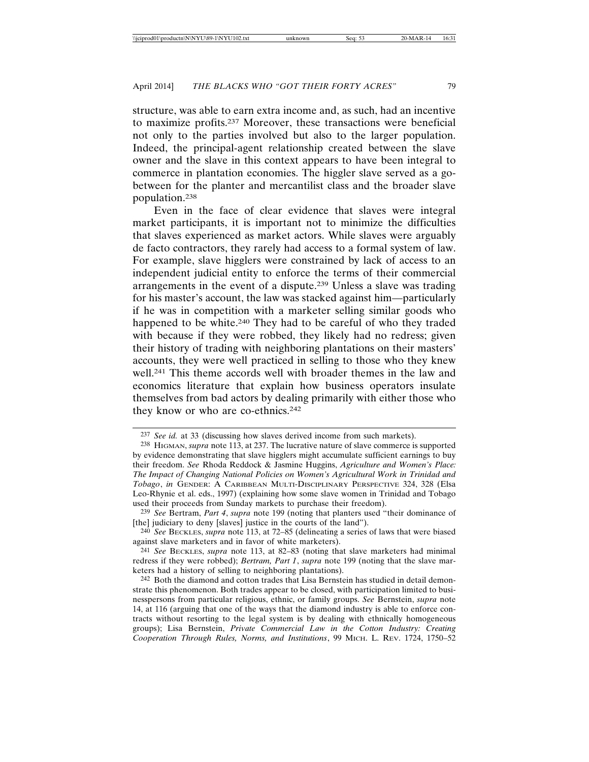structure, was able to earn extra income and, as such, had an incentive to maximize profits.[237] Moreover, these transactions were beneficial not only to the parties involved but also to the larger population. Indeed, the principal-agent relationship created between the slave owner and the slave in this context appears to have been integral to commerce in plantation economies. The higgler slave served as a go-between for the planter and mercantilist class and the broader slave population.[238]

Even in the face of clear evidence that slaves were integral market participants, it is important not to minimize the difficulties that slaves experienced as market actors. While slaves were arguably de facto contractors, they rarely had access to a formal system of law. For example, slave higglers were constrained by lack of access to an independent judicial entity to enforce the terms of their commercial arrangements in the event of a dispute.[239] Unless a slave was trading for his master's account, the law was stacked against him—particularly if he was in competition with a marketer selling similar goods who happened to be white.[240] They had to be careful of who they traded with because if they were robbed, they likely had no redress; given their history of trading with neighboring plantations on their masters' accounts, they were well practiced in selling to those who they knew well.[241] This theme accords well with broader themes in the law and economics literature that explain how business operators insulate themselves from bad actors by dealing primarily with either those who they know or who are co-ethnics.[242]

---

[237] *See id.* at 33 (discussing how slaves derived income from such markets).

[238] HIGMAN, *supra* note 113, at 237. The lucrative nature of slave commerce is supported by evidence demonstrating that slave higglers might accumulate sufficient earnings to buy their freedom. *See* Rhoda Reddock & Jasmine Huggins, *Agriculture and Women's Place: The Impact of Changing National Policies on Women's Agricultural Work in Trinidad and Tobago*, *in* GENDER: A CARIBBEAN MULTI-DISCIPLINARY PERSPECTIVE 324, 328 (Elsa Leo-Rhynie et al. eds., 1997) (explaining how some slave women in Trinidad and Tobago used their proceeds from Sunday markets to purchase their freedom).

[239] *See* Bertram, *Part 4*, *supra* note 199 (noting that planters used "their dominance of [the] judiciary to deny [slaves] justice in the courts of the land").

[240] *See* BECKLES, *supra* note 113, at 72–85 (delineating a series of laws that were biased against slave marketers and in favor of white marketers).

[241] *See* BECKLES, *supra* note 113, at 82–83 (noting that slave marketers had minimal redress if they were robbed); *Bertram, Part 1*, *supra* note 199 (noting that the slave marketers had a history of selling to neighboring plantations).

[242] Both the diamond and cotton trades that Lisa Bernstein has studied in detail demonstrate this phenomenon. Both trades appear to be closed, with participation limited to businesspersons from particular religious, ethnic, or family groups. *See* Bernstein, *supra* note 14, at 116 (arguing that one of the ways that the diamond industry is able to enforce contracts without resorting to the legal system is by dealing with ethnically homogeneous groups); Lisa Bernstein, *Private Commercial Law in the Cotton Industry: Creating Cooperation Through Rules, Norms, and Institutions*, 99 MICH. L. REV. 1724, 1750–52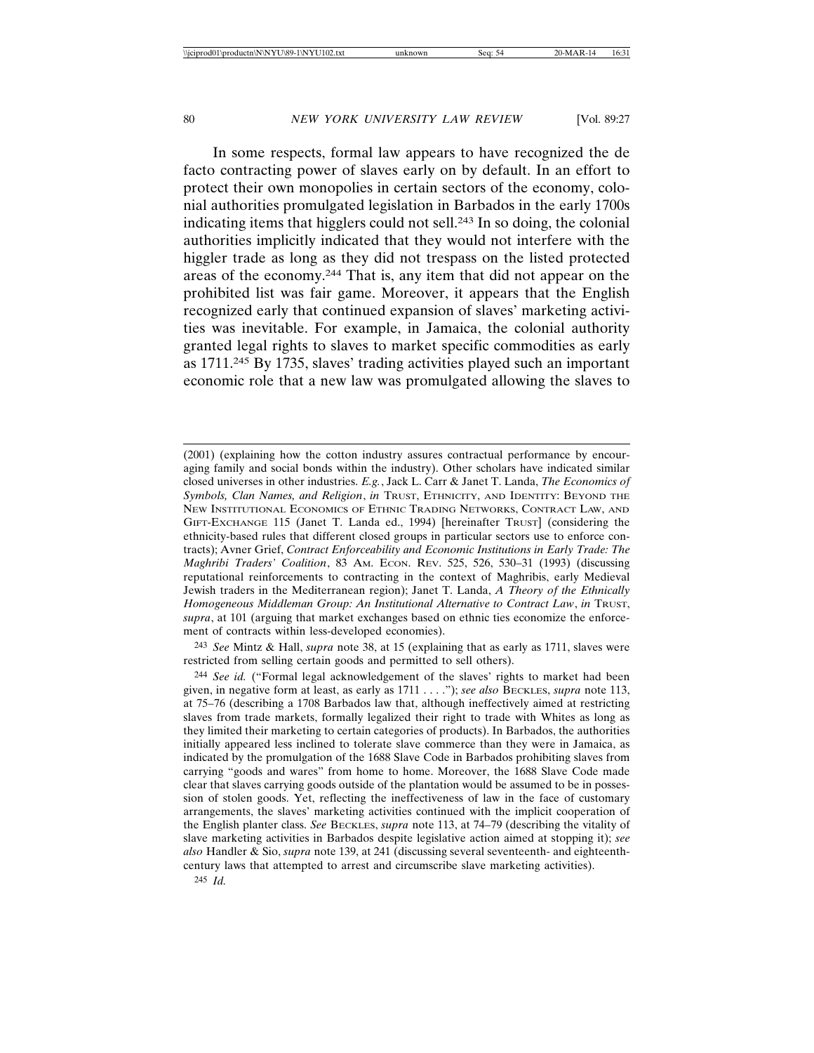In some respects, formal law appears to have recognized the de facto contracting power of slaves early on by default. In an effort to protect their own monopolies in certain sectors of the economy, colonial authorities promulgated legislation in Barbados in the early 1700s indicating items that higglers could not sell.[243] In so doing, the colonial authorities implicitly indicated that they would not interfere with the higgler trade as long as they did not trespass on the listed protected areas of the economy.[244] That is, any item that did not appear on the prohibited list was fair game. Moreover, it appears that the English recognized early that continued expansion of slaves' marketing activities was inevitable. For example, in Jamaica, the colonial authority granted legal rights to slaves to market specific commodities as early as 1711.[245] By 1735, slaves' trading activities played such an important economic role that a new law was promulgated allowing the slaves to

---

(2001) (explaining how the cotton industry assures contractual performance by encouraging family and social bonds within the industry). Other scholars have indicated similar closed universes in other industries. *E.g.*, Jack L. Carr & Janet T. Landa, *The Economics of Symbols, Clan Names, and Religion*, *in* TRUST, ETHNICITY, AND IDENTITY: BEYOND THE NEW INSTITUTIONAL ECONOMICS OF ETHNIC TRADING NETWORKS, CONTRACT LAW, AND GIFT-EXCHANGE 115 (Janet T. Landa ed., 1994) [hereinafter TRUST] (considering the ethnicity-based rules that different closed groups in particular sectors use to enforce contracts); Avner Grief, *Contract Enforceability and Economic Institutions in Early Trade: The Maghribi Traders' Coalition*, 83 AM. ECON. REV. 525, 526, 530–31 (1993) (discussing reputational reinforcements to contracting in the context of Maghribis, early Medieval Jewish traders in the Mediterranean region); Janet T. Landa, *A Theory of the Ethnically Homogeneous Middleman Group: An Institutional Alternative to Contract Law*, *in* TRUST, *supra*, at 101 (arguing that market exchanges based on ethnic ties economize the enforcement of contracts within less-developed economies).

243 *See* Mintz & Hall, *supra* note 38, at 15 (explaining that as early as 1711, slaves were restricted from selling certain goods and permitted to sell others).

244 *See id.* ("Formal legal acknowledgement of the slaves' rights to market had been given, in negative form at least, as early as 1711 . . . ."); *see also* BECKLES, *supra* note 113, at 75–76 (describing a 1708 Barbados law that, although ineffectively aimed at restricting slaves from trade markets, formally legalized their right to trade with Whites as long as they limited their marketing to certain categories of products). In Barbados, the authorities initially appeared less inclined to tolerate slave commerce than they were in Jamaica, as indicated by the promulgation of the 1688 Slave Code in Barbados prohibiting slaves from carrying "goods and wares" from home to home. Moreover, the 1688 Slave Code made clear that slaves carrying goods outside of the plantation would be assumed to be in possession of stolen goods. Yet, reflecting the ineffectiveness of law in the face of customary arrangements, the slaves' marketing activities continued with the implicit cooperation of the English planter class. *See* BECKLES, *supra* note 113, at 74–79 (describing the vitality of slave marketing activities in Barbados despite legislative action aimed at stopping it); *see also* Handler & Sio, *supra* note 139, at 241 (discussing several seventeenth- and eighteenth-century laws that attempted to arrest and circumscribe slave marketing activities).

245 *Id.*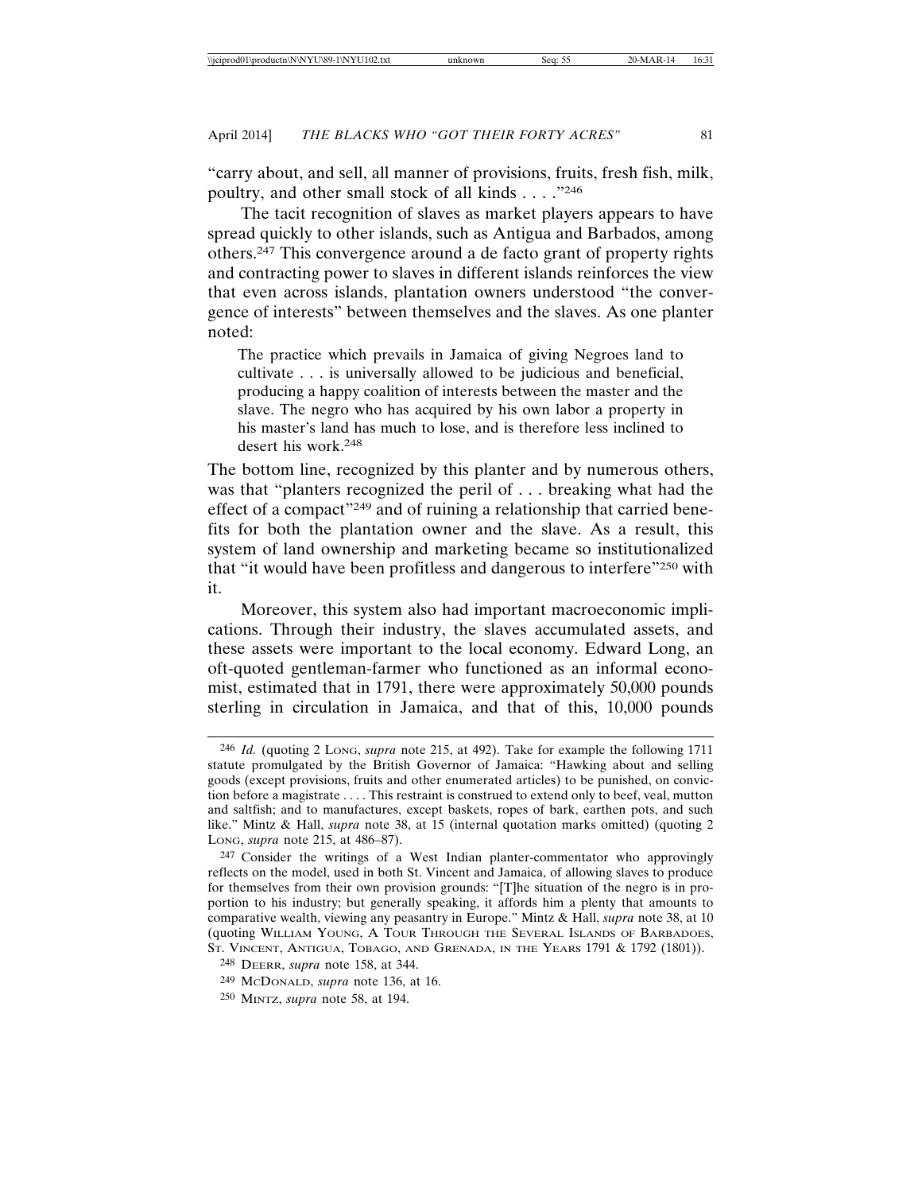"carry about, and sell, all manner of provisions, fruits, fresh fish, milk, poultry, and other small stock of all kinds . . . ."[246]

The tacit recognition of slaves as market players appears to have spread quickly to other islands, such as Antigua and Barbados, among others.[247] This convergence around a de facto grant of property rights and contracting power to slaves in different islands reinforces the view that even across islands, plantation owners understood "the convergence of interests" between themselves and the slaves. As one planter noted:

> The practice which prevails in Jamaica of giving Negroes land to cultivate . . . is universally allowed to be judicious and beneficial, producing a happy coalition of interests between the master and the slave. The negro who has acquired by his own labor a property in his master's land has much to lose, and is therefore less inclined to desert his work.[248]

The bottom line, recognized by this planter and by numerous others, was that "planters recognized the peril of . . . breaking what had the effect of a compact"[249] and of ruining a relationship that carried benefits for both the plantation owner and the slave. As a result, this system of land ownership and marketing became so institutionalized that "it would have been profitless and dangerous to interfere"[250] with it.

Moreover, this system also had important macroeconomic implications. Through their industry, the slaves accumulated assets, and these assets were important to the local economy. Edward Long, an oft-quoted gentleman-farmer who functioned as an informal economist, estimated that in 1791, there were approximately 50,000 pounds sterling in circulation in Jamaica, and that of this, 10,000 pounds

---

246 *Id.* (quoting 2 LONG, *supra* note 215, at 492). Take for example the following 1711 statute promulgated by the British Governor of Jamaica: "Hawking about and selling goods (except provisions, fruits and other enumerated articles) to be punished, on conviction before a magistrate . . . . This restraint is construed to extend only to beef, veal, mutton and saltfish; and to manufactures, except baskets, ropes of bark, earthen pots, and such like." Mintz & Hall, *supra* note 38, at 15 (internal quotation marks omitted) (quoting 2 LONG, *supra* note 215, at 486–87).

247 Consider the writings of a West Indian planter-commentator who approvingly reflects on the model, used in both St. Vincent and Jamaica, of allowing slaves to produce for themselves from their own provision grounds: "[T]he situation of the negro is in proportion to his industry; but generally speaking, it affords him a plenty that amounts to comparative wealth, viewing any peasantry in Europe." Mintz & Hall, *supra* note 38, at 10 (quoting WILLIAM YOUNG, A TOUR THROUGH THE SEVERAL ISLANDS OF BARBADOES, ST. VINCENT, ANTIGUA, TOBAGO, AND GRENADA, IN THE YEARS 1791 & 1792 (1801)).

248 DEERR, *supra* note 158, at 344.

249 MCDONALD, *supra* note 136, at 16.

250 MINTZ, *supra* note 58, at 194.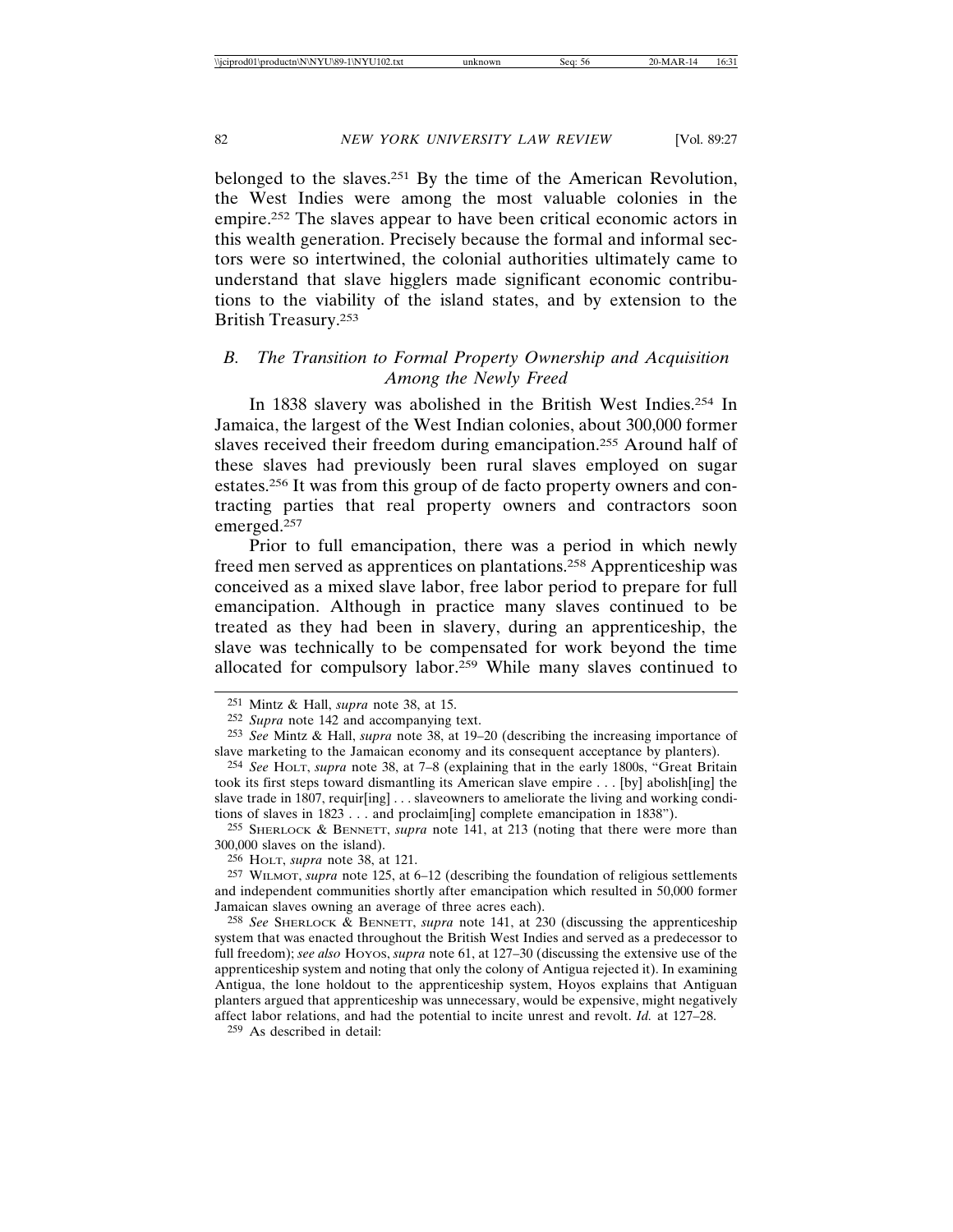belonged to the slaves.[251] By the time of the American Revolution, the West Indies were among the most valuable colonies in the empire.[252] The slaves appear to have been critical economic actors in this wealth generation. Precisely because the formal and informal sectors were so intertwined, the colonial authorities ultimately came to understand that slave higglers made significant economic contributions to the viability of the island states, and by extension to the British Treasury.[253]

### *B. The Transition to Formal Property Ownership and Acquisition Among the Newly Freed*

In 1838 slavery was abolished in the British West Indies.[254] In Jamaica, the largest of the West Indian colonies, about 300,000 former slaves received their freedom during emancipation.[255] Around half of these slaves had previously been rural slaves employed on sugar estates.[256] It was from this group of de facto property owners and contracting parties that real property owners and contractors soon emerged.[257]

Prior to full emancipation, there was a period in which newly freed men served as apprentices on plantations.[258] Apprenticeship was conceived as a mixed slave labor, free labor period to prepare for full emancipation. Although in practice many slaves continued to be treated as they had been in slavery, during an apprenticeship, the slave was technically to be compensated for work beyond the time allocated for compulsory labor.[259] While many slaves continued to

---

251 Mintz & Hall, *supra* note 38, at 15.

252 *Supra* note 142 and accompanying text.

253 *See* Mintz & Hall, *supra* note 38, at 19–20 (describing the increasing importance of slave marketing to the Jamaican economy and its consequent acceptance by planters).

254 *See* HOLT, *supra* note 38, at 7–8 (explaining that in the early 1800s, "Great Britain took its first steps toward dismantling its American slave empire . . . [by] abolish[ing] the slave trade in 1807, requir[ing] . . . slaveowners to ameliorate the living and working conditions of slaves in 1823 . . . and proclaim[ing] complete emancipation in 1838").

255 SHERLOCK & BENNETT, *supra* note 141, at 213 (noting that there were more than 300,000 slaves on the island).

256 HOLT, *supra* note 38, at 121.

257 WILMOT, *supra* note 125, at 6–12 (describing the foundation of religious settlements and independent communities shortly after emancipation which resulted in 50,000 former Jamaican slaves owning an average of three acres each).

258 *See* SHERLOCK & BENNETT, *supra* note 141, at 230 (discussing the apprenticeship system that was enacted throughout the British West Indies and served as a predecessor to full freedom); *see also* HOYOS, *supra* note 61, at 127–30 (discussing the extensive use of the apprenticeship system and noting that only the colony of Antigua rejected it). In examining Antigua, the lone holdout to the apprenticeship system, Hoyos explains that Antiguan planters argued that apprenticeship was unnecessary, would be expensive, might negatively affect labor relations, and had the potential to incite unrest and revolt. *Id.* at 127–28.

259 As described in detail: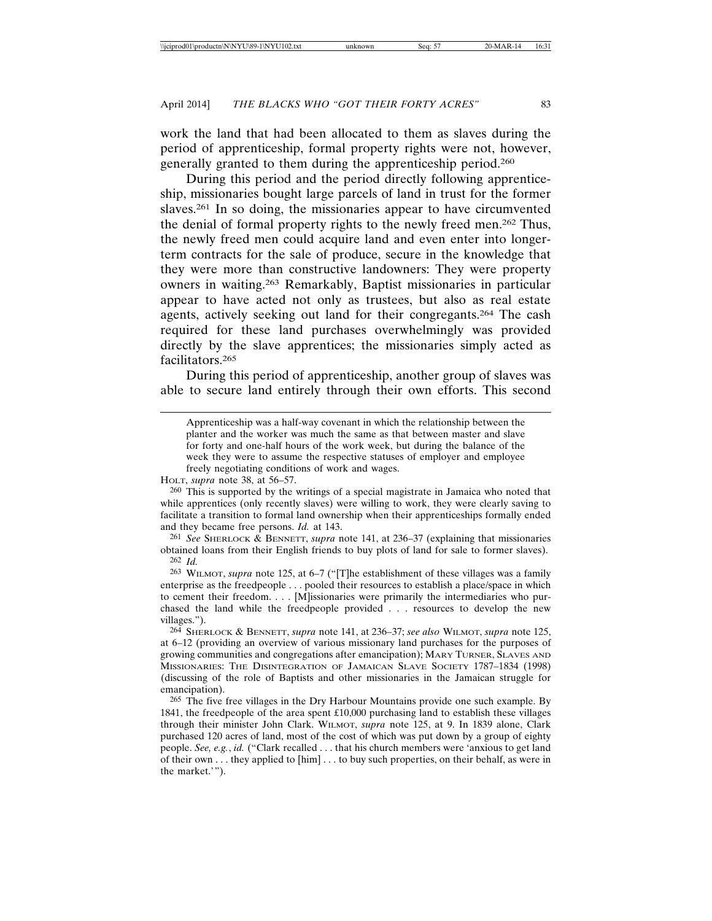work the land that had been allocated to them as slaves during the period of apprenticeship, formal property rights were not, however, generally granted to them during the apprenticeship period.[260]

During this period and the period directly following apprenticeship, missionaries bought large parcels of land in trust for the former slaves.[261] In so doing, the missionaries appear to have circumvented the denial of formal property rights to the newly freed men.[262] Thus, the newly freed men could acquire land and even enter into longer-term contracts for the sale of produce, secure in the knowledge that they were more than constructive landowners: They were property owners in waiting.[263] Remarkably, Baptist missionaries in particular appear to have acted not only as trustees, but also as real estate agents, actively seeking out land for their congregants.[264] The cash required for these land purchases overwhelmingly was provided directly by the slave apprentices; the missionaries simply acted as facilitators.[265]

During this period of apprenticeship, another group of slaves was able to secure land entirely through their own efforts. This second

---

> Apprenticeship was a half-way covenant in which the relationship between the planter and the worker was much the same as that between master and slave for forty and one-half hours of the work week, but during the balance of the week they were to assume the respective statuses of employer and employee freely negotiating conditions of work and wages.

HOLT, *supra* note 38, at 56–57.

260 This is supported by the writings of a special magistrate in Jamaica who noted that while apprentices (only recently slaves) were willing to work, they were clearly saving to facilitate a transition to formal land ownership when their apprenticeships formally ended and they became free persons. *Id.* at 143.

261 *See* SHERLOCK & BENNETT, *supra* note 141, at 236–37 (explaining that missionaries obtained loans from their English friends to buy plots of land for sale to former slaves).

262 *Id.*

263 WILMOT, *supra* note 125, at 6–7 ("[T]he establishment of these villages was a family enterprise as the freedpeople . . . pooled their resources to establish a place/space in which to cement their freedom. . . . [M]issionaries were primarily the intermediaries who purchased the land while the freedpeople provided . . . resources to develop the new villages.").

264 SHERLOCK & BENNETT, *supra* note 141, at 236–37; *see also* WILMOT, *supra* note 125, at 6–12 (providing an overview of various missionary land purchases for the purposes of growing communities and congregations after emancipation); MARY TURNER, SLAVES AND MISSIONARIES: THE DISINTEGRATION OF JAMAICAN SLAVE SOCIETY 1787–1834 (1998) (discussing of the role of Baptists and other missionaries in the Jamaican struggle for emancipation).

265 The five free villages in the Dry Harbour Mountains provide one such example. By 1841, the freedpeople of the area spent £10,000 purchasing land to establish these villages through their minister John Clark. WILMOT, *supra* note 125, at 9. In 1839 alone, Clark purchased 120 acres of land, most of the cost of which was put down by a group of eighty people. *See, e.g.*, *id.* ("Clark recalled . . . that his church members were 'anxious to get land of their own . . . they applied to [him] . . . to buy such properties, on their behalf, as were in the market.'").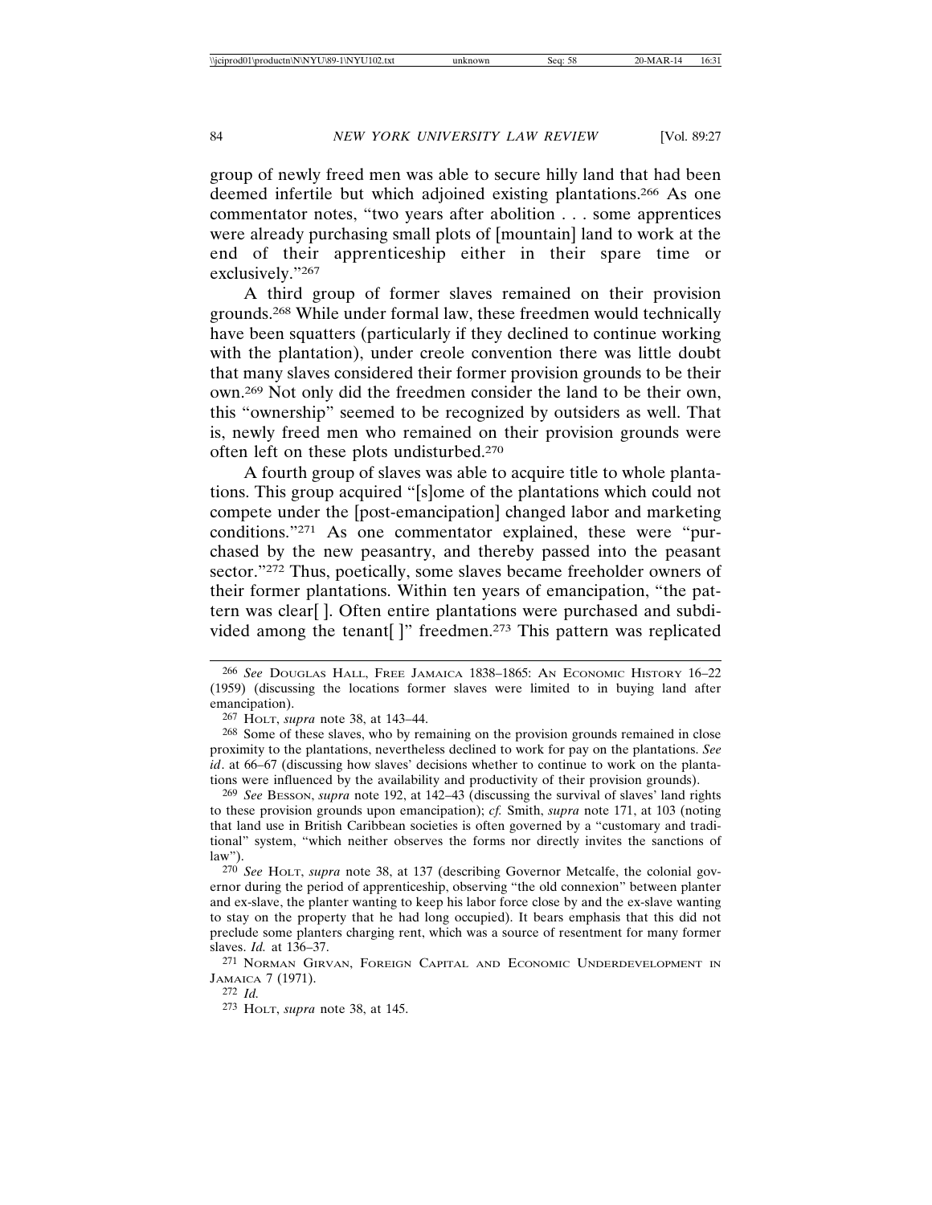group of newly freed men was able to secure hilly land that had been deemed infertile but which adjoined existing plantations.[266] As one commentator notes, "two years after abolition . . . some apprentices were already purchasing small plots of [mountain] land to work at the end of their apprenticeship either in their spare time or exclusively."[267]

A third group of former slaves remained on their provision grounds.[268] While under formal law, these freedmen would technically have been squatters (particularly if they declined to continue working with the plantation), under creole convention there was little doubt that many slaves considered their former provision grounds to be their own.[269] Not only did the freedmen consider the land to be their own, this "ownership" seemed to be recognized by outsiders as well. That is, newly freed men who remained on their provision grounds were often left on these plots undisturbed.[270]

A fourth group of slaves was able to acquire title to whole plantations. This group acquired "[s]ome of the plantations which could not compete under the [post-emancipation] changed labor and marketing conditions."[271] As one commentator explained, these were "purchased by the new peasantry, and thereby passed into the peasant sector."[272] Thus, poetically, some slaves became freeholder owners of their former plantations. Within ten years of emancipation, "the pattern was clear[ ]. Often entire plantations were purchased and subdivided among the tenant[ ]" freedmen.[273] This pattern was replicated

---

[266] *See* Douglas Hall, Free Jamaica 1838–1865: An Economic History 16–22 (1959) (discussing the locations former slaves were limited to in buying land after emancipation).

[267] Holt, *supra* note 38, at 143–44.

[268] Some of these slaves, who by remaining on the provision grounds remained in close proximity to the plantations, nevertheless declined to work for pay on the plantations. *See id*. at 66–67 (discussing how slaves' decisions whether to continue to work on the plantations were influenced by the availability and productivity of their provision grounds).

[269] *See* Besson, *supra* note 192, at 142–43 (discussing the survival of slaves' land rights to these provision grounds upon emancipation); *cf.* Smith, *supra* note 171, at 103 (noting that land use in British Caribbean societies is often governed by a "customary and traditional" system, "which neither observes the forms nor directly invites the sanctions of law").

[270] *See* Holt, *supra* note 38, at 137 (describing Governor Metcalfe, the colonial governor during the period of apprenticeship, observing "the old connexion" between planter and ex-slave, the planter wanting to keep his labor force close by and the ex-slave wanting to stay on the property that he had long occupied). It bears emphasis that this did not preclude some planters charging rent, which was a source of resentment for many former slaves. *Id.* at 136–37.

[271] Norman Girvan, Foreign Capital and Economic Underdevelopment in Jamaica 7 (1971).

[272] *Id.*

[273] Holt, *supra* note 38, at 145.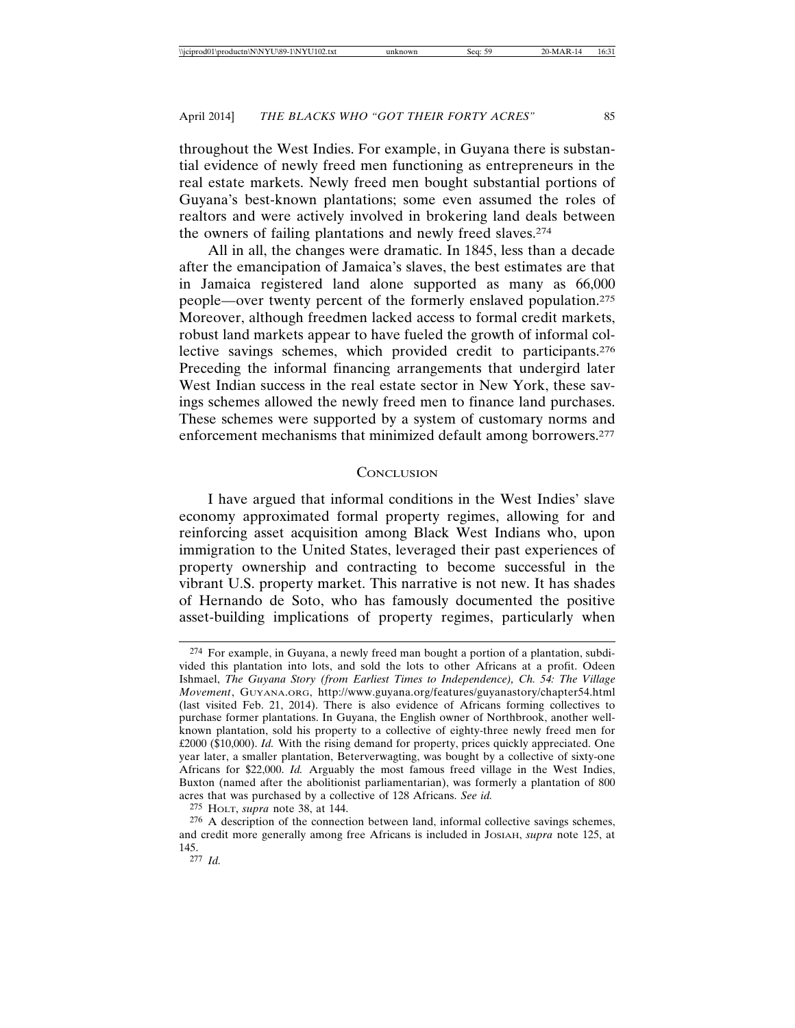throughout the West Indies. For example, in Guyana there is substantial evidence of newly freed men functioning as entrepreneurs in the real estate markets. Newly freed men bought substantial portions of Guyana's best-known plantations; some even assumed the roles of realtors and were actively involved in brokering land deals between the owners of failing plantations and newly freed slaves.[274]

All in all, the changes were dramatic. In 1845, less than a decade after the emancipation of Jamaica's slaves, the best estimates are that in Jamaica registered land alone supported as many as 66,000 people—over twenty percent of the formerly enslaved population.[275] Moreover, although freedmen lacked access to formal credit markets, robust land markets appear to have fueled the growth of informal collective savings schemes, which provided credit to participants.[276] Preceding the informal financing arrangements that undergird later West Indian success in the real estate sector in New York, these savings schemes allowed the newly freed men to finance land purchases. These schemes were supported by a system of customary norms and enforcement mechanisms that minimized default among borrowers.[277]

## Conclusion

I have argued that informal conditions in the West Indies' slave economy approximated formal property regimes, allowing for and reinforcing asset acquisition among Black West Indians who, upon immigration to the United States, leveraged their past experiences of property ownership and contracting to become successful in the vibrant U.S. property market. This narrative is not new. It has shades of Hernando de Soto, who has famously documented the positive asset-building implications of property regimes, particularly when

---

[274] For example, in Guyana, a newly freed man bought a portion of a plantation, subdivided this plantation into lots, and sold the lots to other Africans at a profit. Odeen Ishmael, *The Guyana Story (from Earliest Times to Independence), Ch. 54: The Village Movement*, GUYANA.ORG, http://www.guyana.org/features/guyanastory/chapter54.html (last visited Feb. 21, 2014). There is also evidence of Africans forming collectives to purchase former plantations. In Guyana, the English owner of Northbrook, another well-known plantation, sold his property to a collective of eighty-three newly freed men for £2000 ($10,000). *Id.* With the rising demand for property, prices quickly appreciated. One year later, a smaller plantation, Beterverwagting, was bought by a collective of sixty-one Africans for $22,000. *Id.* Arguably the most famous freed village in the West Indies, Buxton (named after the abolitionist parliamentarian), was formerly a plantation of 800 acres that was purchased by a collective of 128 Africans. *See id.*

[275] HOLT, *supra* note 38, at 144.

[276] A description of the connection between land, informal collective savings schemes, and credit more generally among free Africans is included in JOSIAH, *supra* note 125, at 145.

[277] *Id.*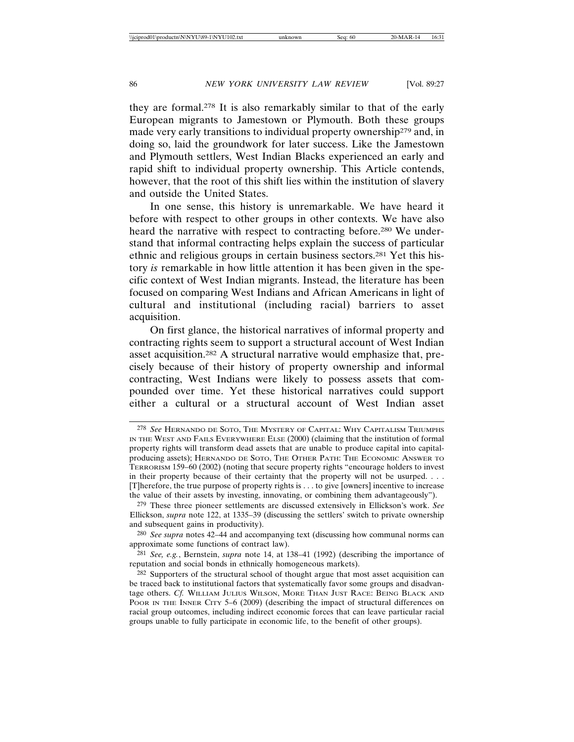they are formal.[278] It is also remarkably similar to that of the early European migrants to Jamestown or Plymouth. Both these groups made very early transitions to individual property ownership[279] and, in doing so, laid the groundwork for later success. Like the Jamestown and Plymouth settlers, West Indian Blacks experienced an early and rapid shift to individual property ownership. This Article contends, however, that the root of this shift lies within the institution of slavery and outside the United States.

In one sense, this history is unremarkable. We have heard it before with respect to other groups in other contexts. We have also heard the narrative with respect to contracting before.[280] We understand that informal contracting helps explain the success of particular ethnic and religious groups in certain business sectors.[281] Yet this history *is* remarkable in how little attention it has been given in the specific context of West Indian migrants. Instead, the literature has been focused on comparing West Indians and African Americans in light of cultural and institutional (including racial) barriers to asset acquisition.

On first glance, the historical narratives of informal property and contracting rights seem to support a structural account of West Indian asset acquisition.[282] A structural narrative would emphasize that, precisely because of their history of property ownership and informal contracting, West Indians were likely to possess assets that compounded over time. Yet these historical narratives could support either a cultural or a structural account of West Indian asset

---

[278] *See* HERNANDO DE SOTO, THE MYSTERY OF CAPITAL: WHY CAPITALISM TRIUMPHS IN THE WEST AND FAILS EVERYWHERE ELSE (2000) (claiming that the institution of formal property rights will transform dead assets that are unable to produce capital into capital-producing assets); HERNANDO DE SOTO, THE OTHER PATH: THE ECONOMIC ANSWER TO TERRORISM 159–60 (2002) (noting that secure property rights "encourage holders to invest in their property because of their certainty that the property will not be usurped. . . . [T]herefore, the true purpose of property rights is . . . to give [owners] incentive to increase the value of their assets by investing, innovating, or combining them advantageously").

[279] These three pioneer settlements are discussed extensively in Ellickson's work. *See* Ellickson, *supra* note 122, at 1335–39 (discussing the settlers' switch to private ownership and subsequent gains in productivity).

[280] *See supra* notes 42–44 and accompanying text (discussing how communal norms can approximate some functions of contract law).

[281] *See, e.g.*, Bernstein, *supra* note 14, at 138–41 (1992) (describing the importance of reputation and social bonds in ethnically homogeneous markets).

[282] Supporters of the structural school of thought argue that most asset acquisition can be traced back to institutional factors that systematically favor some groups and disadvantage others. *Cf.* WILLIAM JULIUS WILSON, MORE THAN JUST RACE: BEING BLACK AND POOR IN THE INNER CITY 5–6 (2009) (describing the impact of structural differences on racial group outcomes, including indirect economic forces that can leave particular racial groups unable to fully participate in economic life, to the benefit of other groups).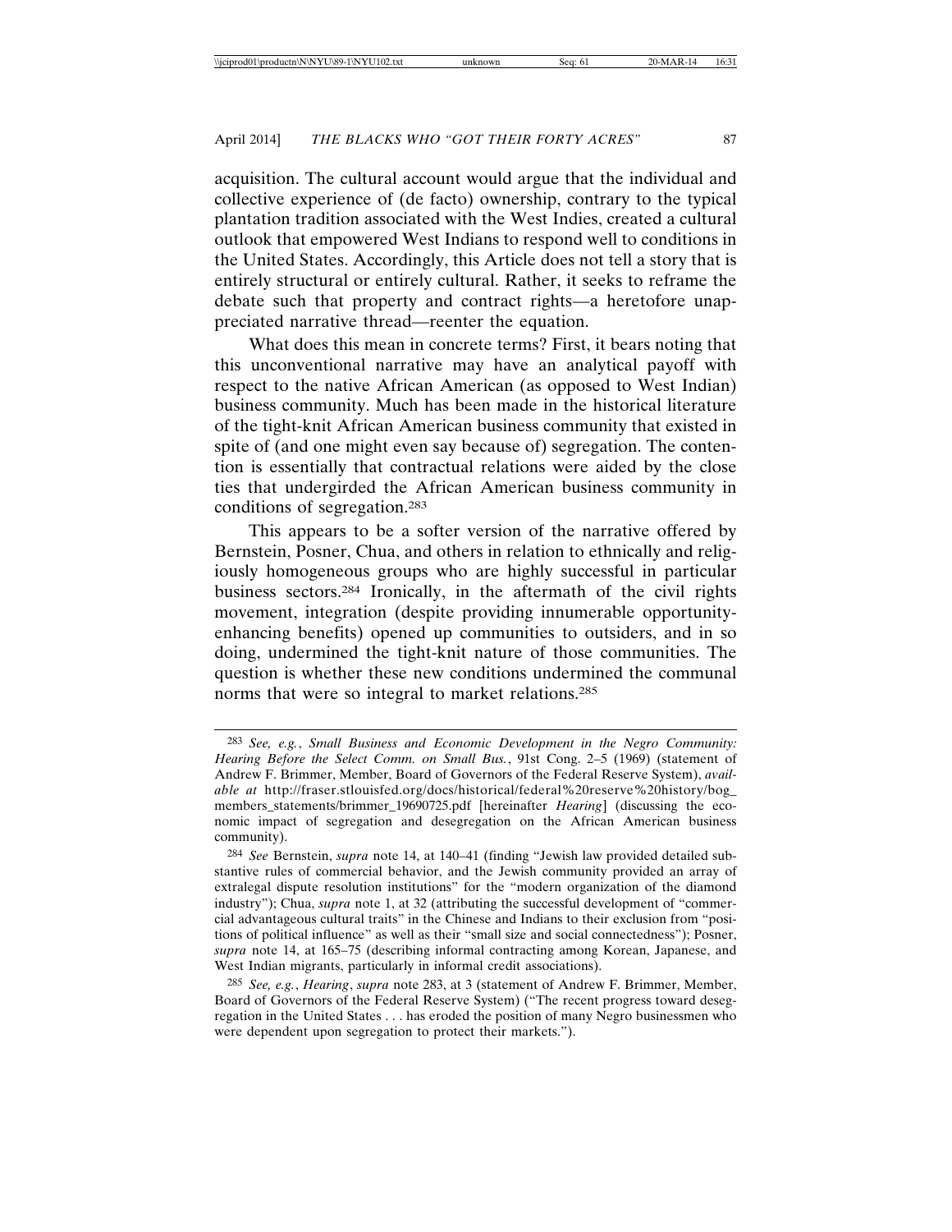acquisition. The cultural account would argue that the individual and collective experience of (de facto) ownership, contrary to the typical plantation tradition associated with the West Indies, created a cultural outlook that empowered West Indians to respond well to conditions in the United States. Accordingly, this Article does not tell a story that is entirely structural or entirely cultural. Rather, it seeks to reframe the debate such that property and contract rights—a heretofore unappreciated narrative thread—reenter the equation.

What does this mean in concrete terms? First, it bears noting that this unconventional narrative may have an analytical payoff with respect to the native African American (as opposed to West Indian) business community. Much has been made in the historical literature of the tight-knit African American business community that existed in spite of (and one might even say because of) segregation. The contention is essentially that contractual relations were aided by the close ties that undergirded the African American business community in conditions of segregation.[283]

This appears to be a softer version of the narrative offered by Bernstein, Posner, Chua, and others in relation to ethnically and religiously homogeneous groups who are highly successful in particular business sectors.[284] Ironically, in the aftermath of the civil rights movement, integration (despite providing innumerable opportunity-enhancing benefits) opened up communities to outsiders, and in so doing, undermined the tight-knit nature of those communities. The question is whether these new conditions undermined the communal norms that were so integral to market relations.[285]

---

[283] *See, e.g.*, *Small Business and Economic Development in the Negro Community: Hearing Before the Select Comm. on Small Bus.*, 91st Cong. 2–5 (1969) (statement of Andrew F. Brimmer, Member, Board of Governors of the Federal Reserve System), *available at* http://fraser.stlouisfed.org/docs/historical/federal%20reserve%20history/bog_members_statements/brimmer_19690725.pdf [hereinafter *Hearing*] (discussing the economic impact of segregation and desegregation on the African American business community).

[284] *See* Bernstein, *supra* note 14, at 140–41 (finding "Jewish law provided detailed substantive rules of commercial behavior, and the Jewish community provided an array of extralegal dispute resolution institutions" for the "modern organization of the diamond industry"); Chua, *supra* note 1, at 32 (attributing the successful development of "commercial advantageous cultural traits" in the Chinese and Indians to their exclusion from "positions of political influence" as well as their "small size and social connectedness"); Posner, *supra* note 14, at 165–75 (describing informal contracting among Korean, Japanese, and West Indian migrants, particularly in informal credit associations).

[285] *See, e.g.*, *Hearing*, *supra* note 283, at 3 (statement of Andrew F. Brimmer, Member, Board of Governors of the Federal Reserve System) ("The recent progress toward desegregation in the United States . . . has eroded the position of many Negro businessmen who were dependent upon segregation to protect their markets.").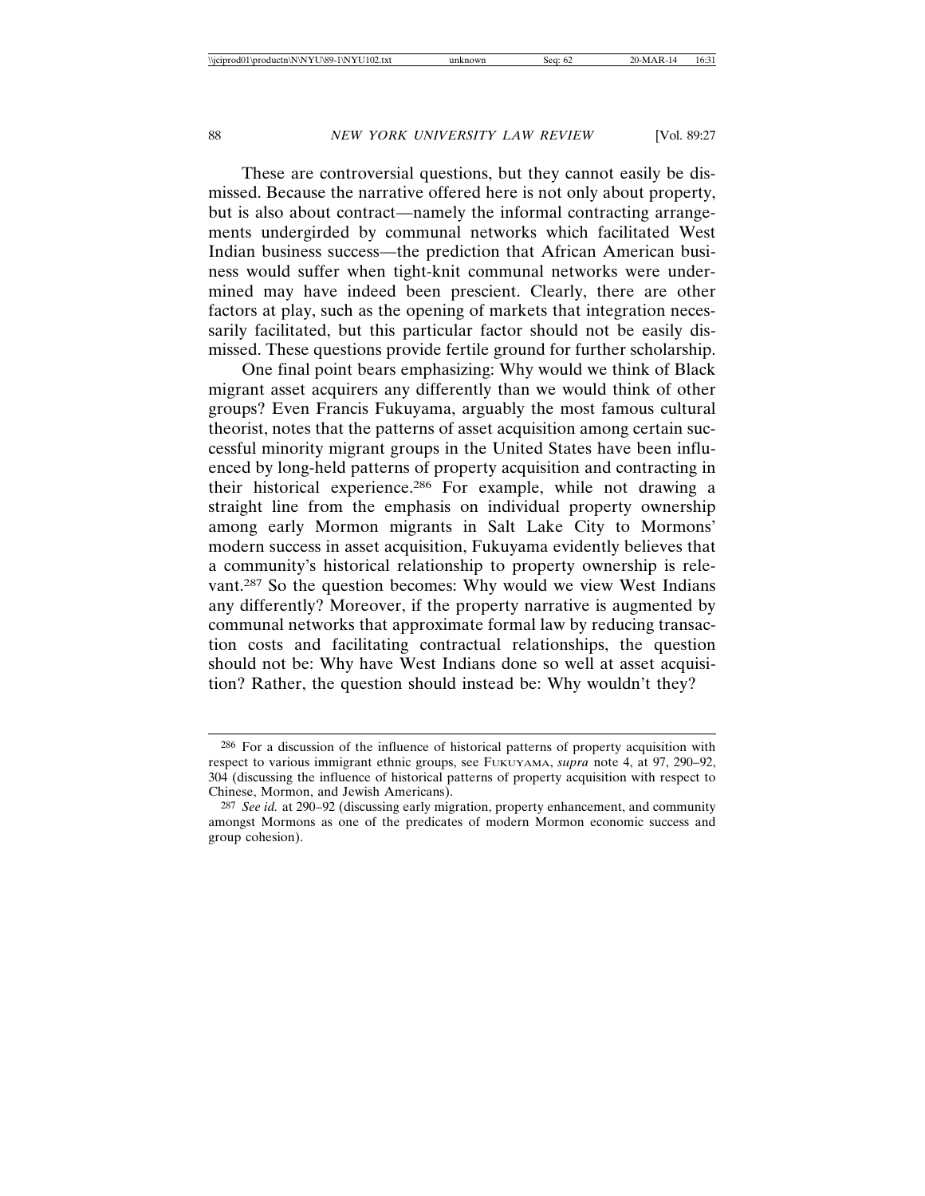These are controversial questions, but they cannot easily be dismissed. Because the narrative offered here is not only about property, but is also about contract—namely the informal contracting arrangements undergirded by communal networks which facilitated West Indian business success—the prediction that African American business would suffer when tight-knit communal networks were undermined may have indeed been prescient. Clearly, there are other factors at play, such as the opening of markets that integration necessarily facilitated, but this particular factor should not be easily dismissed. These questions provide fertile ground for further scholarship.

One final point bears emphasizing: Why would we think of Black migrant asset acquirers any differently than we would think of other groups? Even Francis Fukuyama, arguably the most famous cultural theorist, notes that the patterns of asset acquisition among certain successful minority migrant groups in the United States have been influenced by long-held patterns of property acquisition and contracting in their historical experience.[286] For example, while not drawing a straight line from the emphasis on individual property ownership among early Mormon migrants in Salt Lake City to Mormons' modern success in asset acquisition, Fukuyama evidently believes that a community's historical relationship to property ownership is relevant.[287] So the question becomes: Why would we view West Indians any differently? Moreover, if the property narrative is augmented by communal networks that approximate formal law by reducing transaction costs and facilitating contractual relationships, the question should not be: Why have West Indians done so well at asset acquisition? Rather, the question should instead be: Why wouldn't they?

---

[286] For a discussion of the influence of historical patterns of property acquisition with respect to various immigrant ethnic groups, see FUKUYAMA, *supra* note 4, at 97, 290–92, 304 (discussing the influence of historical patterns of property acquisition with respect to Chinese, Mormon, and Jewish Americans).

[287] *See id.* at 290–92 (discussing early migration, property enhancement, and community amongst Mormons as one of the predicates of modern Mormon economic success and group cohesion).